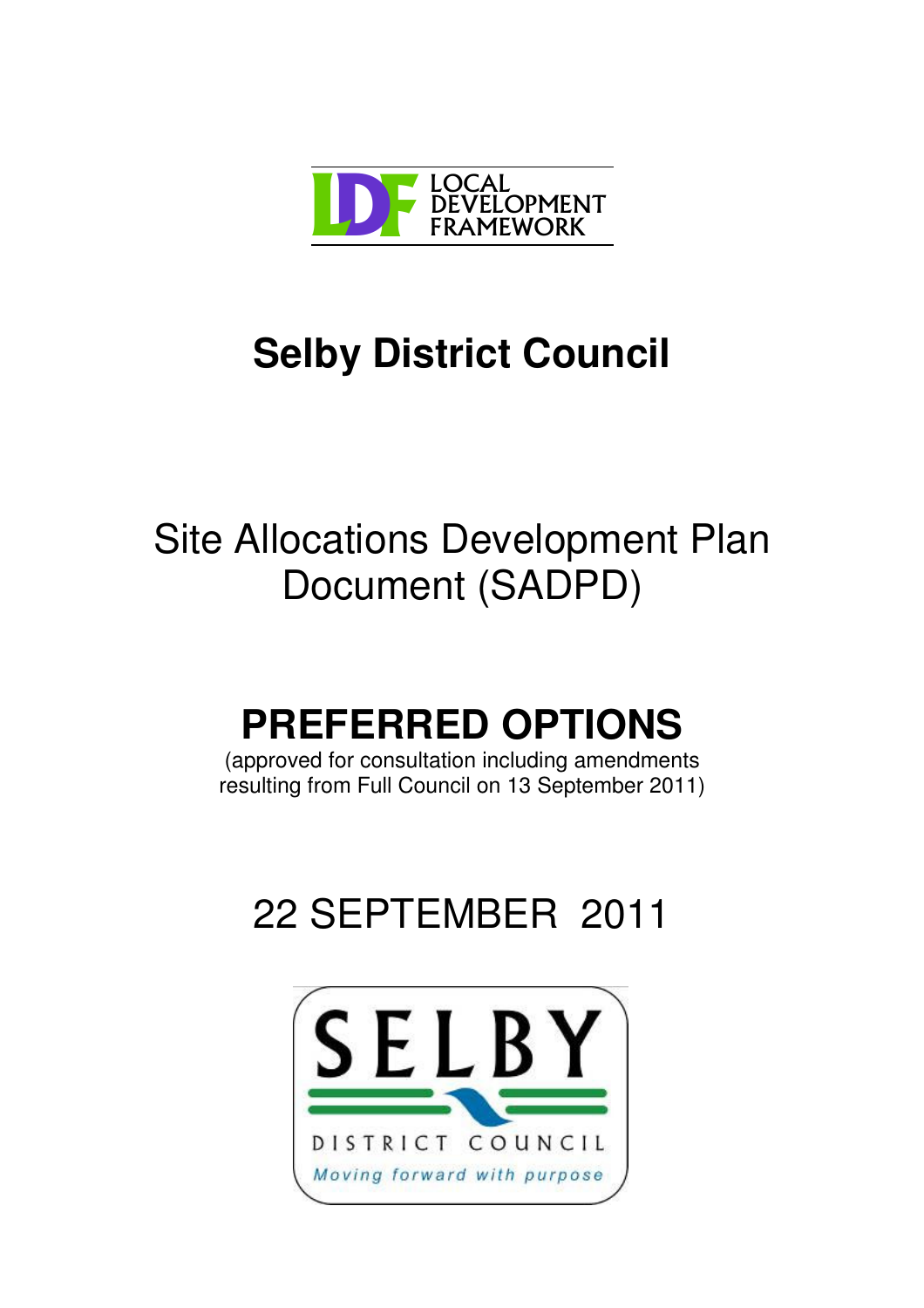LOCAL DEVELOPMENT FRAMEWORK

# Selby District Council

## Site Allocations Development Plan Document (SADPD)

# PREFERRED OPTIONS

(approved for consultation including amendments resulting from Full Council on 13 September 2011)

## 22 SEPTEMBER 2011

SELBY DISTRICT COUNCIL

*Moving forward with purpose*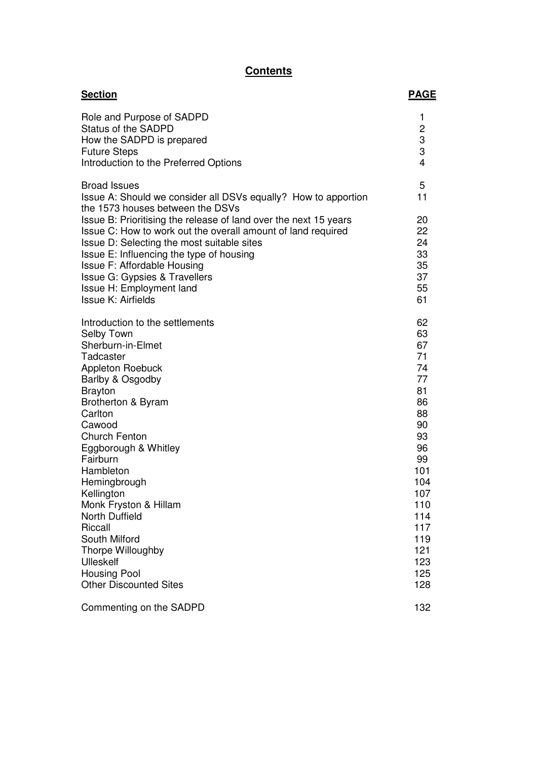# Contents

| Section | PAGE |
|---|---|
| Role and Purpose of SADPD | 1 |
| Status of the SADPD | 2 |
| How the SADPD is prepared | 3 |
| Future Steps | 3 |
| Introduction to the Preferred Options | 4 |
| Broad Issues | 5 |
| Issue A: Should we consider all DSVs equally? How to apportion the 1573 houses between the DSVs | 11 |
| Issue B: Prioritising the release of land over the next 15 years | 20 |
| Issue C: How to work out the overall amount of land required | 22 |
| Issue D: Selecting the most suitable sites | 24 |
| Issue E: Influencing the type of housing | 33 |
| Issue F: Affordable Housing | 35 |
| Issue G: Gypsies & Travellers | 37 |
| Issue H: Employment land | 55 |
| Issue K: Airfields | 61 |
| Introduction to the settlements | 62 |
| Selby Town | 63 |
| Sherburn-in-Elmet | 67 |
| Tadcaster | 71 |
| Appleton Roebuck | 74 |
| Barlby & Osgodby | 77 |
| Brayton | 81 |
| Brotherton & Byram | 86 |
| Carlton | 88 |
| Cawood | 90 |
| Church Fenton | 93 |
| Eggborough & Whitley | 96 |
| Fairburn | 99 |
| Hambleton | 101 |
| Hemingbrough | 104 |
| Kellington | 107 |
| Monk Fryston & Hillam | 110 |
| North Duffield | 114 |
| Riccall | 117 |
| South Milford | 119 |
| Thorpe Willoughby | 121 |
| Ulleskelf | 123 |
| Housing Pool | 125 |
| Other Discounted Sites | 128 |
| Commenting on the SADPD | 132 |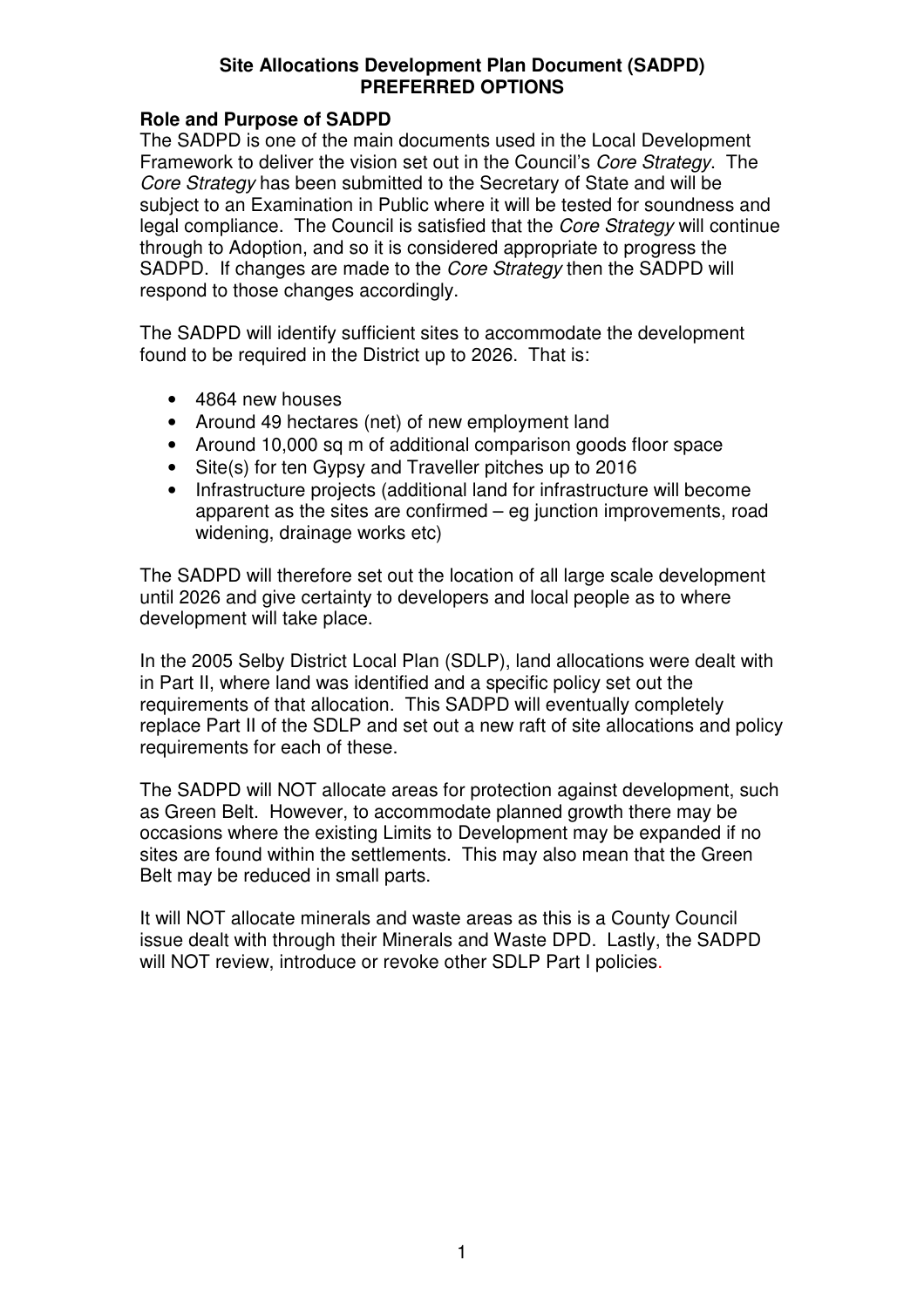# Site Allocations Development Plan Document (SADPD)
# PREFERRED OPTIONS

## Role and Purpose of SADPD

The SADPD is one of the main documents used in the Local Development Framework to deliver the vision set out in the Council's *Core Strategy*. The *Core Strategy* has been submitted to the Secretary of State and will be subject to an Examination in Public where it will be tested for soundness and legal compliance. The Council is satisfied that the *Core Strategy* will continue through to Adoption, and so it is considered appropriate to progress the SADPD. If changes are made to the *Core Strategy* then the SADPD will respond to those changes accordingly.

The SADPD will identify sufficient sites to accommodate the development found to be required in the District up to 2026. That is:

- 4864 new houses
- Around 49 hectares (net) of new employment land
- Around 10,000 sq m of additional comparison goods floor space
- Site(s) for ten Gypsy and Traveller pitches up to 2016
- Infrastructure projects (additional land for infrastructure will become apparent as the sites are confirmed – eg junction improvements, road widening, drainage works etc)

The SADPD will therefore set out the location of all large scale development until 2026 and give certainty to developers and local people as to where development will take place.

In the 2005 Selby District Local Plan (SDLP), land allocations were dealt with in Part II, where land was identified and a specific policy set out the requirements of that allocation. This SADPD will eventually completely replace Part II of the SDLP and set out a new raft of site allocations and policy requirements for each of these.

The SADPD will NOT allocate areas for protection against development, such as Green Belt. However, to accommodate planned growth there may be occasions where the existing Limits to Development may be expanded if no sites are found within the settlements. This may also mean that the Green Belt may be reduced in small parts.

It will NOT allocate minerals and waste areas as this is a County Council issue dealt with through their Minerals and Waste DPD. Lastly, the SADPD will NOT review, introduce or revoke other SDLP Part I policies.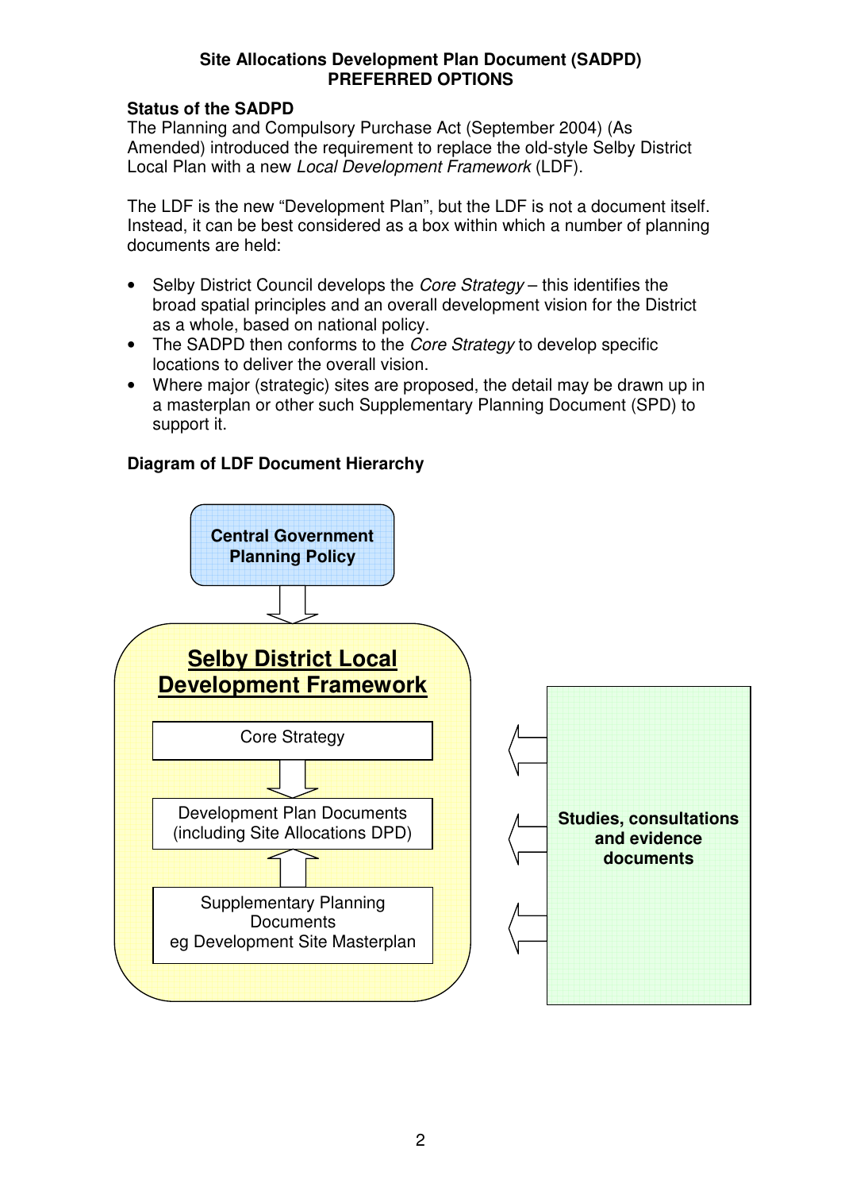**Site Allocations Development Plan Document (SADPD)**
**PREFERRED OPTIONS**

**Status of the SADPD**

The Planning and Compulsory Purchase Act (September 2004) (As Amended) introduced the requirement to replace the old-style Selby District Local Plan with a new *Local Development Framework* (LDF).

The LDF is the new "Development Plan", but the LDF is not a document itself. Instead, it can be best considered as a box within which a number of planning documents are held:

- Selby District Council develops the *Core Strategy* – this identifies the broad spatial principles and an overall development vision for the District as a whole, based on national policy.
- The SADPD then conforms to the *Core Strategy* to develop specific locations to deliver the overall vision.
- Where major (strategic) sites are proposed, the detail may be drawn up in a masterplan or other such Supplementary Planning Document (SPD) to support it.

**Diagram of LDF Document Hierarchy**

**Central Government Planning Policy**

**Selby District Local Development Framework**

Core Strategy

Development Plan Documents (including Site Allocations DPD)

Supplementary Planning Documents eg Development Site Masterplan

**Studies, consultations and evidence documents**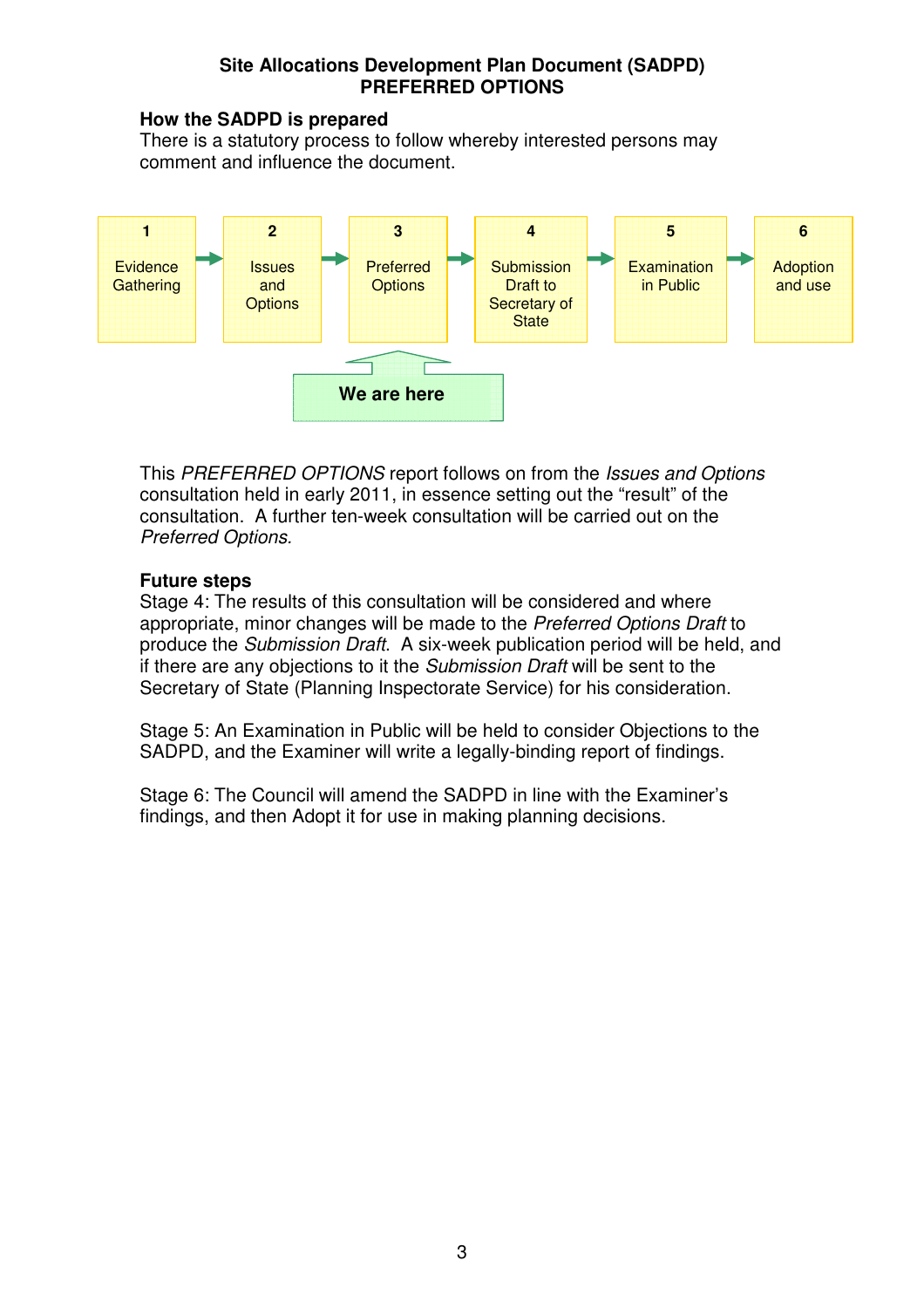# Site Allocations Development Plan Document (SADPD)
# PREFERRED OPTIONS

## How the SADPD is prepared

There is a statutory process to follow whereby interested persons may comment and influence the document.

| 1 | 2 | 3 | 4 | 5 | 6 |
|---|---|---|---|---|---|
| Evidence Gathering | Issues and Options | Preferred Options | Submission Draft to Secretary of State | Examination in Public | Adoption and use |
| | | We are here | | | |

This *PREFERRED OPTIONS* report follows on from the *Issues and Options* consultation held in early 2011, in essence setting out the "result" of the consultation. A further ten-week consultation will be carried out on the *Preferred Options*.

## Future steps

Stage 4: The results of this consultation will be considered and where appropriate, minor changes will be made to the *Preferred Options Draft* to produce the *Submission Draft*. A six-week publication period will be held, and if there are any objections to it the *Submission Draft* will be sent to the Secretary of State (Planning Inspectorate Service) for his consideration.

Stage 5: An Examination in Public will be held to consider Objections to the SADPD, and the Examiner will write a legally-binding report of findings.

Stage 6: The Council will amend the SADPD in line with the Examiner's findings, and then Adopt it for use in making planning decisions.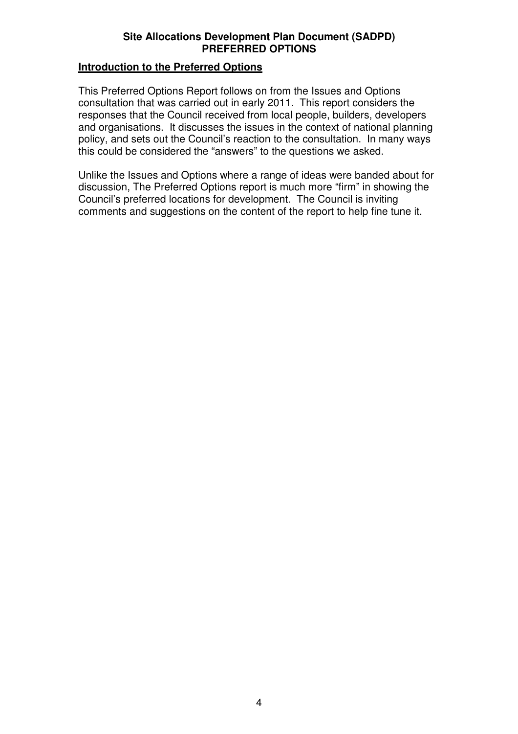**Site Allocations Development Plan Document (SADPD)**
**PREFERRED OPTIONS**

## Introduction to the Preferred Options

This Preferred Options Report follows on from the Issues and Options consultation that was carried out in early 2011. This report considers the responses that the Council received from local people, builders, developers and organisations. It discusses the issues in the context of national planning policy, and sets out the Council's reaction to the consultation. In many ways this could be considered the "answers" to the questions we asked.

Unlike the Issues and Options where a range of ideas were banded about for discussion, The Preferred Options report is much more "firm" in showing the Council's preferred locations for development. The Council is inviting comments and suggestions on the content of the report to help fine tune it.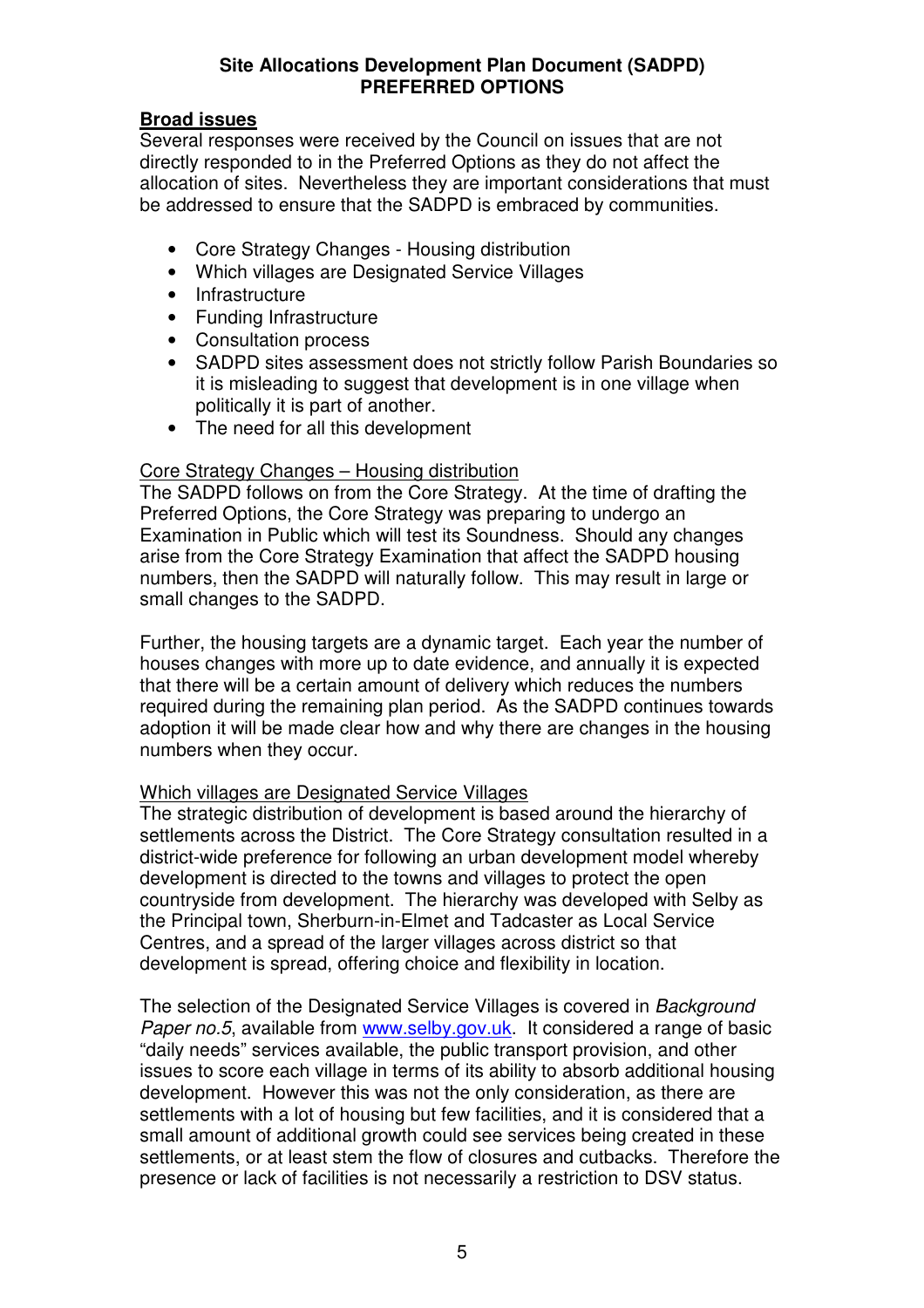**Site Allocations Development Plan Document (SADPD)**
**PREFERRED OPTIONS**

## Broad issues

Several responses were received by the Council on issues that are not directly responded to in the Preferred Options as they do not affect the allocation of sites. Nevertheless they are important considerations that must be addressed to ensure that the SADPD is embraced by communities.

- Core Strategy Changes - Housing distribution
- Which villages are Designated Service Villages
- Infrastructure
- Funding Infrastructure
- Consultation process
- SADPD sites assessment does not strictly follow Parish Boundaries so it is misleading to suggest that development is in one village when politically it is part of another.
- The need for all this development

### Core Strategy Changes – Housing distribution

The SADPD follows on from the Core Strategy. At the time of drafting the Preferred Options, the Core Strategy was preparing to undergo an Examination in Public which will test its Soundness. Should any changes arise from the Core Strategy Examination that affect the SADPD housing numbers, then the SADPD will naturally follow. This may result in large or small changes to the SADPD.

Further, the housing targets are a dynamic target. Each year the number of houses changes with more up to date evidence, and annually it is expected that there will be a certain amount of delivery which reduces the numbers required during the remaining plan period. As the SADPD continues towards adoption it will be made clear how and why there are changes in the housing numbers when they occur.

### Which villages are Designated Service Villages

The strategic distribution of development is based around the hierarchy of settlements across the District. The Core Strategy consultation resulted in a district-wide preference for following an urban development model whereby development is directed to the towns and villages to protect the open countryside from development. The hierarchy was developed with Selby as the Principal town, Sherburn-in-Elmet and Tadcaster as Local Service Centres, and a spread of the larger villages across district so that development is spread, offering choice and flexibility in location.

The selection of the Designated Service Villages is covered in *Background Paper no.5*, available from www.selby.gov.uk. It considered a range of basic "daily needs" services available, the public transport provision, and other issues to score each village in terms of its ability to absorb additional housing development. However this was not the only consideration, as there are settlements with a lot of housing but few facilities, and it is considered that a small amount of additional growth could see services being created in these settlements, or at least stem the flow of closures and cutbacks. Therefore the presence or lack of facilities is not necessarily a restriction to DSV status.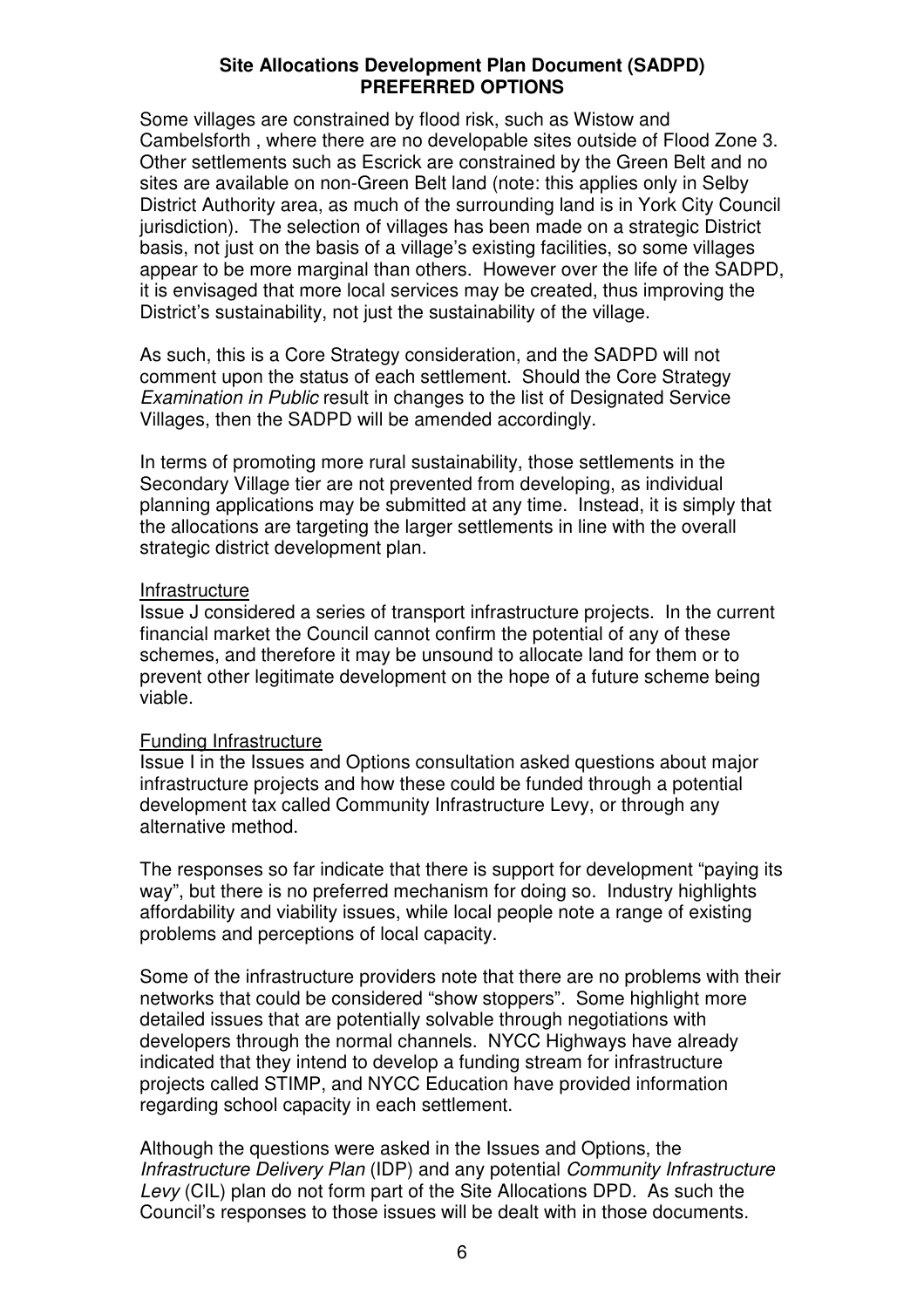Some villages are constrained by flood risk, such as Wistow and Cambelsforth , where there are no developable sites outside of Flood Zone 3. Other settlements such as Escrick are constrained by the Green Belt and no sites are available on non-Green Belt land (note: this applies only in Selby District Authority area, as much of the surrounding land is in York City Council jurisdiction). The selection of villages has been made on a strategic District basis, not just on the basis of a village's existing facilities, so some villages appear to be more marginal than others. However over the life of the SADPD, it is envisaged that more local services may be created, thus improving the District's sustainability, not just the sustainability of the village.

As such, this is a Core Strategy consideration, and the SADPD will not comment upon the status of each settlement. Should the Core Strategy *Examination in Public* result in changes to the list of Designated Service Villages, then the SADPD will be amended accordingly.

In terms of promoting more rural sustainability, those settlements in the Secondary Village tier are not prevented from developing, as individual planning applications may be submitted at any time. Instead, it is simply that the allocations are targeting the larger settlements in line with the overall strategic district development plan.

<u>Infrastructure</u>

Issue J considered a series of transport infrastructure projects. In the current financial market the Council cannot confirm the potential of any of these schemes, and therefore it may be unsound to allocate land for them or to prevent other legitimate development on the hope of a future scheme being viable.

<u>Funding Infrastructure</u>

Issue I in the Issues and Options consultation asked questions about major infrastructure projects and how these could be funded through a potential development tax called Community Infrastructure Levy, or through any alternative method.

The responses so far indicate that there is support for development "paying its way", but there is no preferred mechanism for doing so. Industry highlights affordability and viability issues, while local people note a range of existing problems and perceptions of local capacity.

Some of the infrastructure providers note that there are no problems with their networks that could be considered "show stoppers". Some highlight more detailed issues that are potentially solvable through negotiations with developers through the normal channels. NYCC Highways have already indicated that they intend to develop a funding stream for infrastructure projects called STIMP, and NYCC Education have provided information regarding school capacity in each settlement.

Although the questions were asked in the Issues and Options, the *Infrastructure Delivery Plan* (IDP) and any potential *Community Infrastructure Levy* (CIL) plan do not form part of the Site Allocations DPD. As such the Council's responses to those issues will be dealt with in those documents.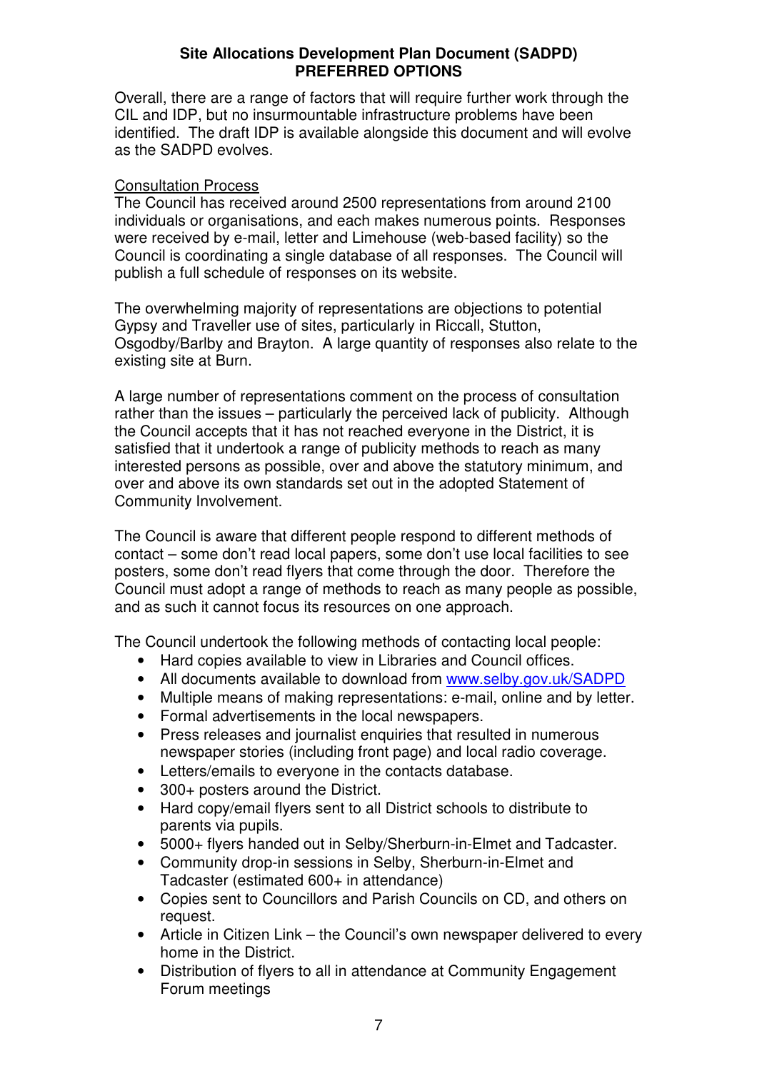Overall, there are a range of factors that will require further work through the CIL and IDP, but no insurmountable infrastructure problems have been identified. The draft IDP is available alongside this document and will evolve as the SADPD evolves.

<u>Consultation Process</u>

The Council has received around 2500 representations from around 2100 individuals or organisations, and each makes numerous points. Responses were received by e-mail, letter and Limehouse (web-based facility) so the Council is coordinating a single database of all responses. The Council will publish a full schedule of responses on its website.

The overwhelming majority of representations are objections to potential Gypsy and Traveller use of sites, particularly in Riccall, Stutton, Osgodby/Barlby and Brayton. A large quantity of responses also relate to the existing site at Burn.

A large number of representations comment on the process of consultation rather than the issues – particularly the perceived lack of publicity. Although the Council accepts that it has not reached everyone in the District, it is satisfied that it undertook a range of publicity methods to reach as many interested persons as possible, over and above the statutory minimum, and over and above its own standards set out in the adopted Statement of Community Involvement.

The Council is aware that different people respond to different methods of contact – some don't read local papers, some don't use local facilities to see posters, some don't read flyers that come through the door. Therefore the Council must adopt a range of methods to reach as many people as possible, and as such it cannot focus its resources on one approach.

The Council undertook the following methods of contacting local people:

- Hard copies available to view in Libraries and Council offices.
- All documents available to download from www.selby.gov.uk/SADPD
- Multiple means of making representations: e-mail, online and by letter.
- Formal advertisements in the local newspapers.
- Press releases and journalist enquiries that resulted in numerous newspaper stories (including front page) and local radio coverage.
- Letters/emails to everyone in the contacts database.
- 300+ posters around the District.
- Hard copy/email flyers sent to all District schools to distribute to parents via pupils.
- 5000+ flyers handed out in Selby/Sherburn-in-Elmet and Tadcaster.
- Community drop-in sessions in Selby, Sherburn-in-Elmet and Tadcaster (estimated 600+ in attendance)
- Copies sent to Councillors and Parish Councils on CD, and others on request.
- Article in Citizen Link – the Council's own newspaper delivered to every home in the District.
- Distribution of flyers to all in attendance at Community Engagement Forum meetings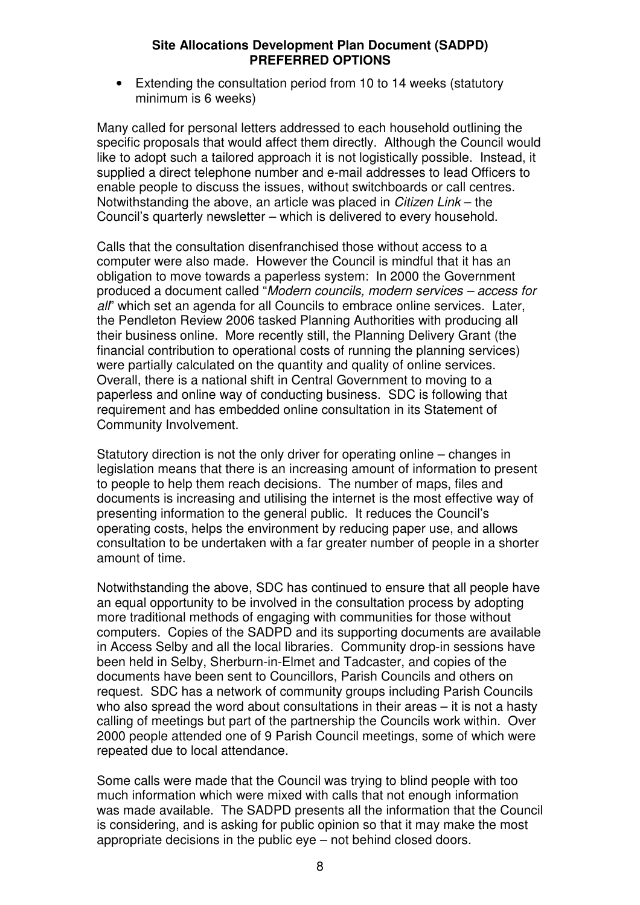- Extending the consultation period from 10 to 14 weeks (statutory minimum is 6 weeks)

Many called for personal letters addressed to each household outlining the specific proposals that would affect them directly. Although the Council would like to adopt such a tailored approach it is not logistically possible. Instead, it supplied a direct telephone number and e-mail addresses to lead Officers to enable people to discuss the issues, without switchboards or call centres. Notwithstanding the above, an article was placed in *Citizen Link* – the Council's quarterly newsletter – which is delivered to every household.

Calls that the consultation disenfranchised those without access to a computer were also made. However the Council is mindful that it has an obligation to move towards a paperless system: In 2000 the Government produced a document called "*Modern councils, modern services – access for all*" which set an agenda for all Councils to embrace online services. Later, the Pendleton Review 2006 tasked Planning Authorities with producing all their business online. More recently still, the Planning Delivery Grant (the financial contribution to operational costs of running the planning services) were partially calculated on the quantity and quality of online services. Overall, there is a national shift in Central Government to moving to a paperless and online way of conducting business. SDC is following that requirement and has embedded online consultation in its Statement of Community Involvement.

Statutory direction is not the only driver for operating online – changes in legislation means that there is an increasing amount of information to present to people to help them reach decisions. The number of maps, files and documents is increasing and utilising the internet is the most effective way of presenting information to the general public. It reduces the Council's operating costs, helps the environment by reducing paper use, and allows consultation to be undertaken with a far greater number of people in a shorter amount of time.

Notwithstanding the above, SDC has continued to ensure that all people have an equal opportunity to be involved in the consultation process by adopting more traditional methods of engaging with communities for those without computers. Copies of the SADPD and its supporting documents are available in Access Selby and all the local libraries. Community drop-in sessions have been held in Selby, Sherburn-in-Elmet and Tadcaster, and copies of the documents have been sent to Councillors, Parish Councils and others on request. SDC has a network of community groups including Parish Councils who also spread the word about consultations in their areas – it is not a hasty calling of meetings but part of the partnership the Councils work within. Over 2000 people attended one of 9 Parish Council meetings, some of which were repeated due to local attendance.

Some calls were made that the Council was trying to blind people with too much information which were mixed with calls that not enough information was made available. The SADPD presents all the information that the Council is considering, and is asking for public opinion so that it may make the most appropriate decisions in the public eye – not behind closed doors.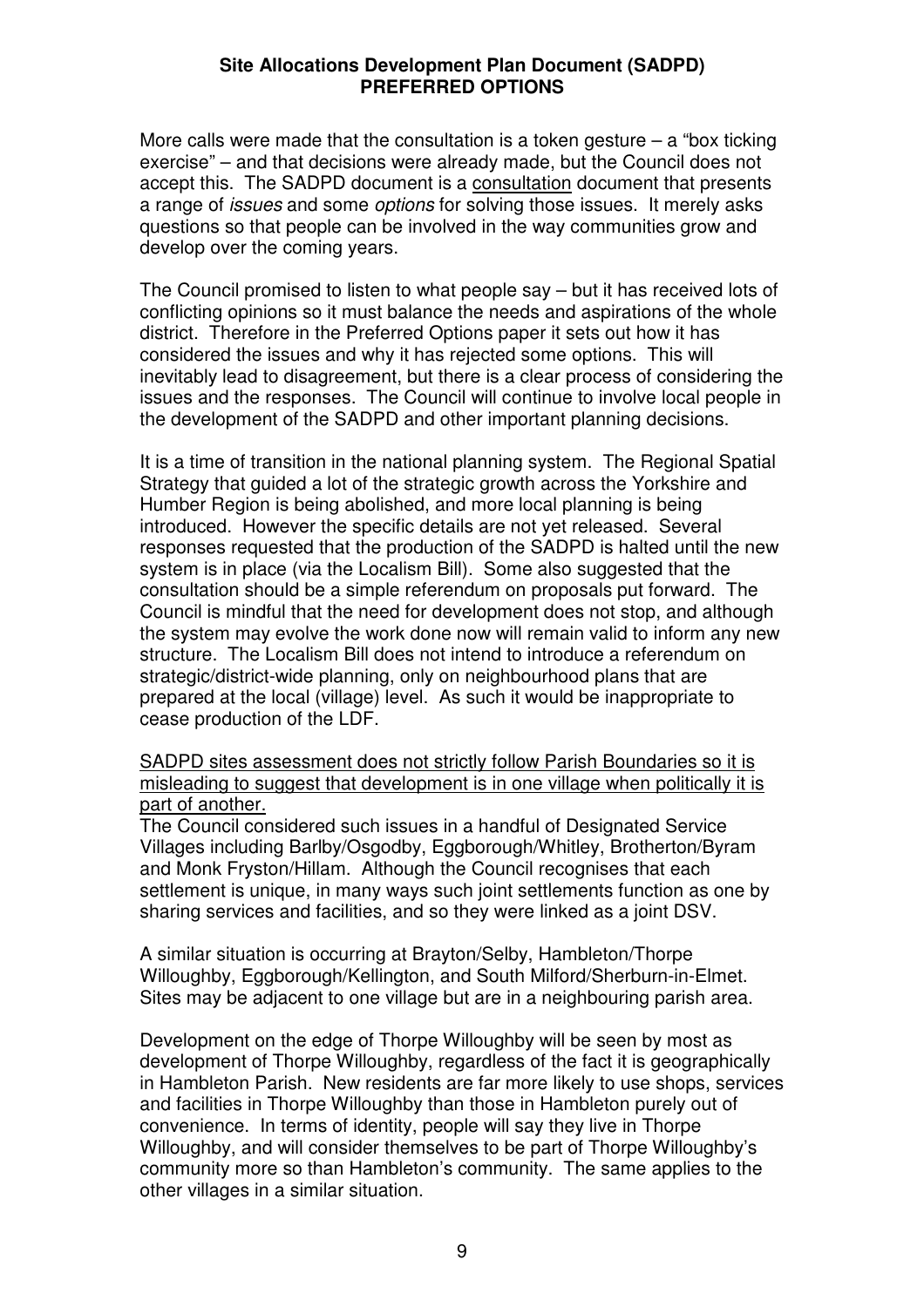More calls were made that the consultation is a token gesture – a "box ticking exercise" – and that decisions were already made, but the Council does not accept this. The SADPD document is a <u>consultation</u> document that presents a range of *issues* and some *options* for solving those issues. It merely asks questions so that people can be involved in the way communities grow and develop over the coming years.

The Council promised to listen to what people say – but it has received lots of conflicting opinions so it must balance the needs and aspirations of the whole district. Therefore in the Preferred Options paper it sets out how it has considered the issues and why it has rejected some options. This will inevitably lead to disagreement, but there is a clear process of considering the issues and the responses. The Council will continue to involve local people in the development of the SADPD and other important planning decisions.

It is a time of transition in the national planning system. The Regional Spatial Strategy that guided a lot of the strategic growth across the Yorkshire and Humber Region is being abolished, and more local planning is being introduced. However the specific details are not yet released. Several responses requested that the production of the SADPD is halted until the new system is in place (via the Localism Bill). Some also suggested that the consultation should be a simple referendum on proposals put forward. The Council is mindful that the need for development does not stop, and although the system may evolve the work done now will remain valid to inform any new structure. The Localism Bill does not intend to introduce a referendum on strategic/district-wide planning, only on neighbourhood plans that are prepared at the local (village) level. As such it would be inappropriate to cease production of the LDF.

<u>SADPD sites assessment does not strictly follow Parish Boundaries so it is misleading to suggest that development is in one village when politically it is part of another.</u>

The Council considered such issues in a handful of Designated Service Villages including Barlby/Osgodby, Eggborough/Whitley, Brotherton/Byram and Monk Fryston/Hillam. Although the Council recognises that each settlement is unique, in many ways such joint settlements function as one by sharing services and facilities, and so they were linked as a joint DSV.

A similar situation is occurring at Brayton/Selby, Hambleton/Thorpe Willoughby, Eggborough/Kellington, and South Milford/Sherburn-in-Elmet. Sites may be adjacent to one village but are in a neighbouring parish area.

Development on the edge of Thorpe Willoughby will be seen by most as development of Thorpe Willoughby, regardless of the fact it is geographically in Hambleton Parish. New residents are far more likely to use shops, services and facilities in Thorpe Willoughby than those in Hambleton purely out of convenience. In terms of identity, people will say they live in Thorpe Willoughby, and will consider themselves to be part of Thorpe Willoughby's community more so than Hambleton's community. The same applies to the other villages in a similar situation.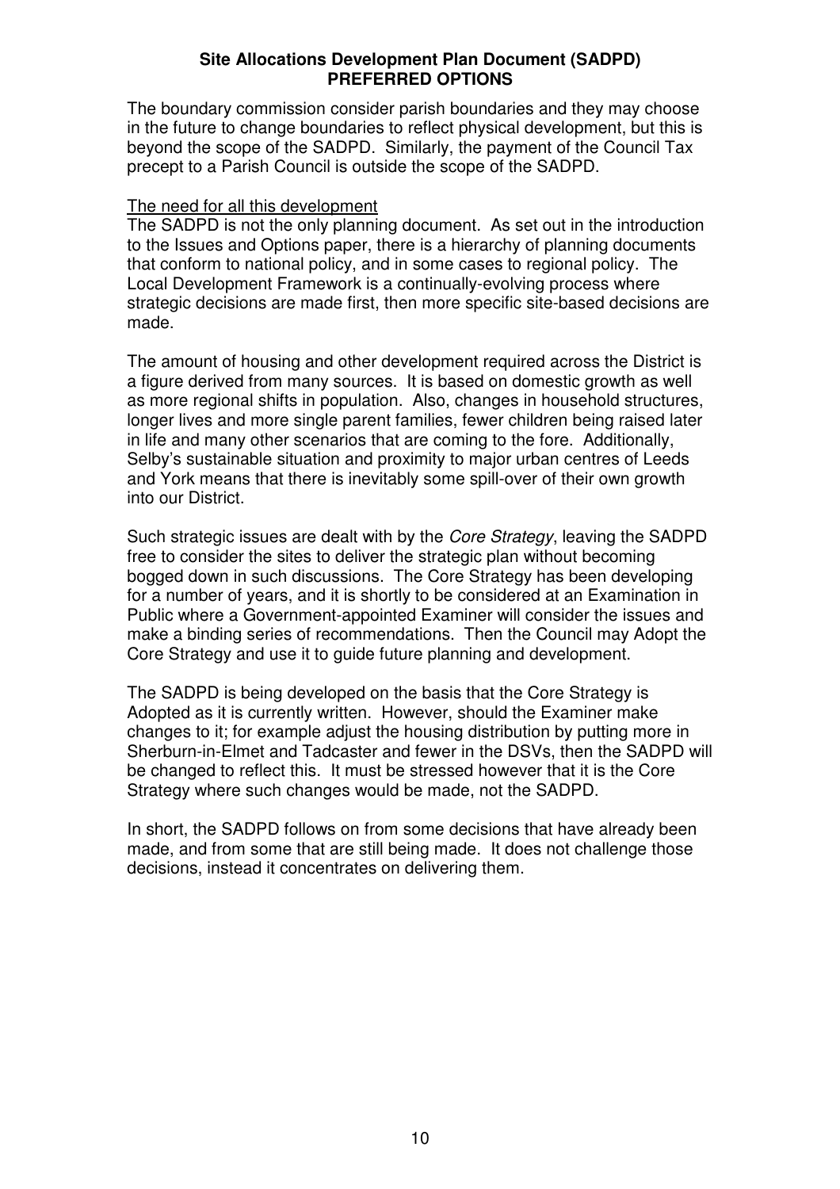The boundary commission consider parish boundaries and they may choose in the future to change boundaries to reflect physical development, but this is beyond the scope of the SADPD. Similarly, the payment of the Council Tax precept to a Parish Council is outside the scope of the SADPD.

The need for all this development

The SADPD is not the only planning document. As set out in the introduction to the Issues and Options paper, there is a hierarchy of planning documents that conform to national policy, and in some cases to regional policy. The Local Development Framework is a continually-evolving process where strategic decisions are made first, then more specific site-based decisions are made.

The amount of housing and other development required across the District is a figure derived from many sources. It is based on domestic growth as well as more regional shifts in population. Also, changes in household structures, longer lives and more single parent families, fewer children being raised later in life and many other scenarios that are coming to the fore. Additionally, Selby's sustainable situation and proximity to major urban centres of Leeds and York means that there is inevitably some spill-over of their own growth into our District.

Such strategic issues are dealt with by the *Core Strategy*, leaving the SADPD free to consider the sites to deliver the strategic plan without becoming bogged down in such discussions. The Core Strategy has been developing for a number of years, and it is shortly to be considered at an Examination in Public where a Government-appointed Examiner will consider the issues and make a binding series of recommendations. Then the Council may Adopt the Core Strategy and use it to guide future planning and development.

The SADPD is being developed on the basis that the Core Strategy is Adopted as it is currently written. However, should the Examiner make changes to it; for example adjust the housing distribution by putting more in Sherburn-in-Elmet and Tadcaster and fewer in the DSVs, then the SADPD will be changed to reflect this. It must be stressed however that it is the Core Strategy where such changes would be made, not the SADPD.

In short, the SADPD follows on from some decisions that have already been made, and from some that are still being made. It does not challenge those decisions, instead it concentrates on delivering them.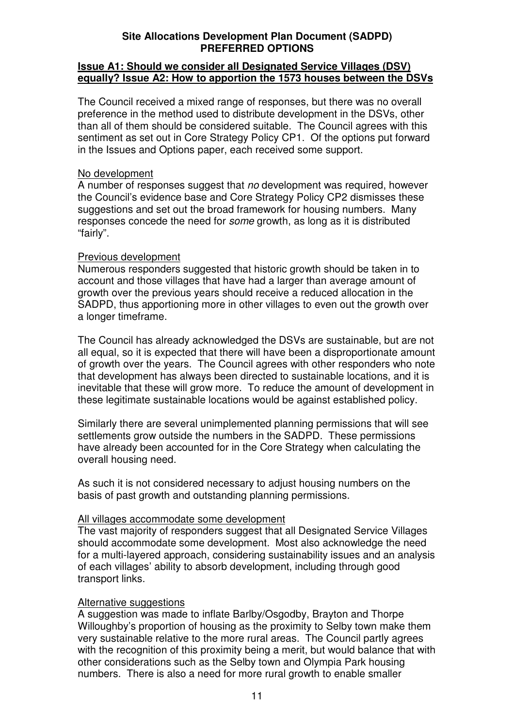**Site Allocations Development Plan Document (SADPD)**
**PREFERRED OPTIONS**

**Issue A1: Should we consider all Designated Service Villages (DSV) equally? Issue A2: How to apportion the 1573 houses between the DSVs**

The Council received a mixed range of responses, but there was no overall preference in the method used to distribute development in the DSVs, other than all of them should be considered suitable. The Council agrees with this sentiment as set out in Core Strategy Policy CP1. Of the options put forward in the Issues and Options paper, each received some support.

No development

A number of responses suggest that *no* development was required, however the Council's evidence base and Core Strategy Policy CP2 dismisses these suggestions and set out the broad framework for housing numbers. Many responses concede the need for *some* growth, as long as it is distributed "fairly".

Previous development

Numerous responders suggested that historic growth should be taken in to account and those villages that have had a larger than average amount of growth over the previous years should receive a reduced allocation in the SADPD, thus apportioning more in other villages to even out the growth over a longer timeframe.

The Council has already acknowledged the DSVs are sustainable, but are not all equal, so it is expected that there will have been a disproportionate amount of growth over the years. The Council agrees with other responders who note that development has always been directed to sustainable locations, and it is inevitable that these will grow more. To reduce the amount of development in these legitimate sustainable locations would be against established policy.

Similarly there are several unimplemented planning permissions that will see settlements grow outside the numbers in the SADPD. These permissions have already been accounted for in the Core Strategy when calculating the overall housing need.

As such it is not considered necessary to adjust housing numbers on the basis of past growth and outstanding planning permissions.

All villages accommodate some development

The vast majority of responders suggest that all Designated Service Villages should accommodate some development. Most also acknowledge the need for a multi-layered approach, considering sustainability issues and an analysis of each villages' ability to absorb development, including through good transport links.

Alternative suggestions

A suggestion was made to inflate Barlby/Osgodby, Brayton and Thorpe Willoughby's proportion of housing as the proximity to Selby town make them very sustainable relative to the more rural areas. The Council partly agrees with the recognition of this proximity being a merit, but would balance that with other considerations such as the Selby town and Olympia Park housing numbers. There is also a need for more rural growth to enable smaller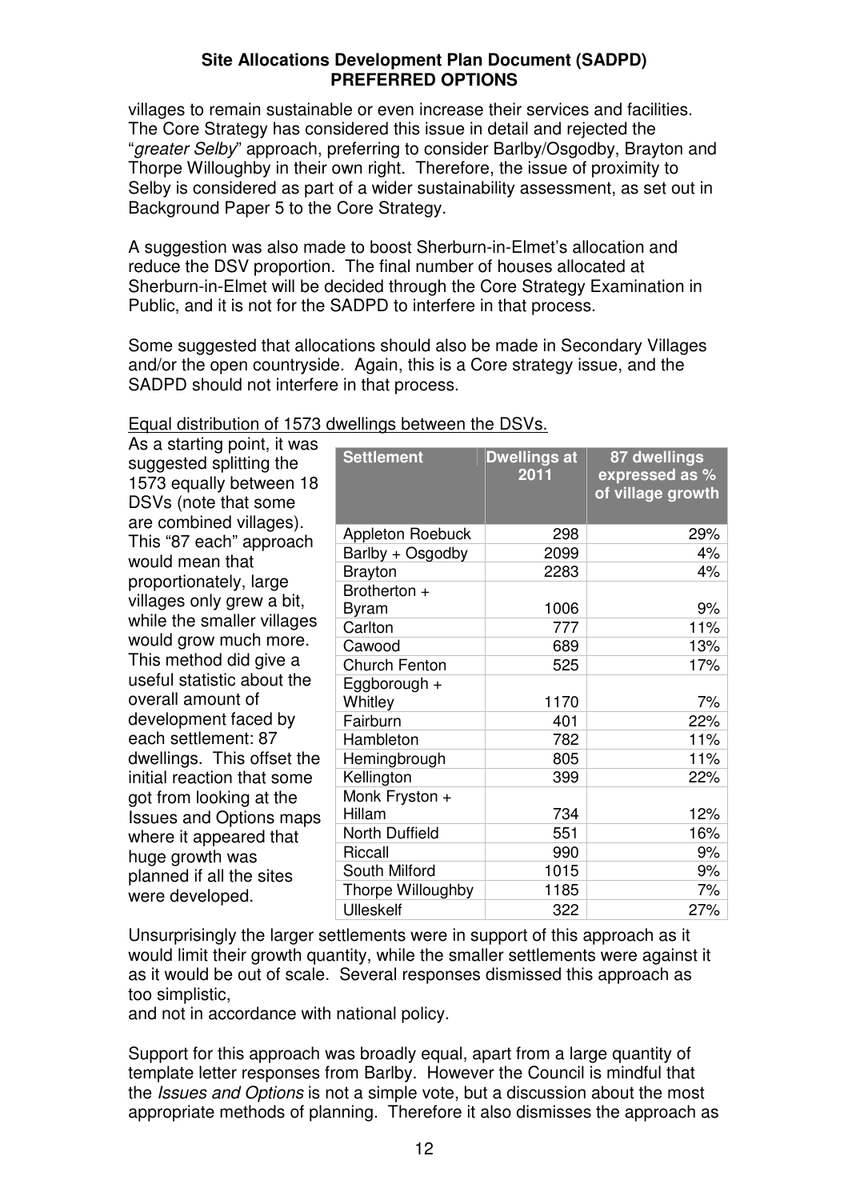villages to remain sustainable or even increase their services and facilities. The Core Strategy has considered this issue in detail and rejected the "*greater Selby*" approach, preferring to consider Barlby/Osgodby, Brayton and Thorpe Willoughby in their own right. Therefore, the issue of proximity to Selby is considered as part of a wider sustainability assessment, as set out in Background Paper 5 to the Core Strategy.

A suggestion was also made to boost Sherburn-in-Elmet's allocation and reduce the DSV proportion. The final number of houses allocated at Sherburn-in-Elmet will be decided through the Core Strategy Examination in Public, and it is not for the SADPD to interfere in that process.

Some suggested that allocations should also be made in Secondary Villages and/or the open countryside. Again, this is a Core strategy issue, and the SADPD should not interfere in that process.

Equal distribution of 1573 dwellings between the DSVs.

As a starting point, it was suggested splitting the 1573 equally between 18 DSVs (note that some are combined villages). This "87 each" approach would mean that proportionately, large villages only grew a bit, while the smaller villages would grow much more. This method did give a useful statistic about the overall amount of development faced by each settlement: 87 dwellings. This offset the initial reaction that some got from looking at the Issues and Options maps where it appeared that huge growth was planned if all the sites were developed.

| Settlement | Dwellings at 2011 | 87 dwellings expressed as % of village growth |
|---|---|---|
| Appleton Roebuck | 298 | 29% |
| Barlby + Osgodby | 2099 | 4% |
| Brayton | 2283 | 4% |
| Brotherton + Byram | 1006 | 9% |
| Carlton | 777 | 11% |
| Cawood | 689 | 13% |
| Church Fenton | 525 | 17% |
| Eggborough + Whitley | 1170 | 7% |
| Fairburn | 401 | 22% |
| Hambleton | 782 | 11% |
| Hemingbrough | 805 | 11% |
| Kellington | 399 | 22% |
| Monk Fryston + Hillam | 734 | 12% |
| North Duffield | 551 | 16% |
| Riccall | 990 | 9% |
| South Milford | 1015 | 9% |
| Thorpe Willoughby | 1185 | 7% |
| Ulleskelf | 322 | 27% |

Unsurprisingly the larger settlements were in support of this approach as it would limit their growth quantity, while the smaller settlements were against it as it would be out of scale. Several responses dismissed this approach as too simplistic,
and not in accordance with national policy.

Support for this approach was broadly equal, apart from a large quantity of template letter responses from Barlby. However the Council is mindful that the *Issues and Options* is not a simple vote, but a discussion about the most appropriate methods of planning. Therefore it also dismisses the approach as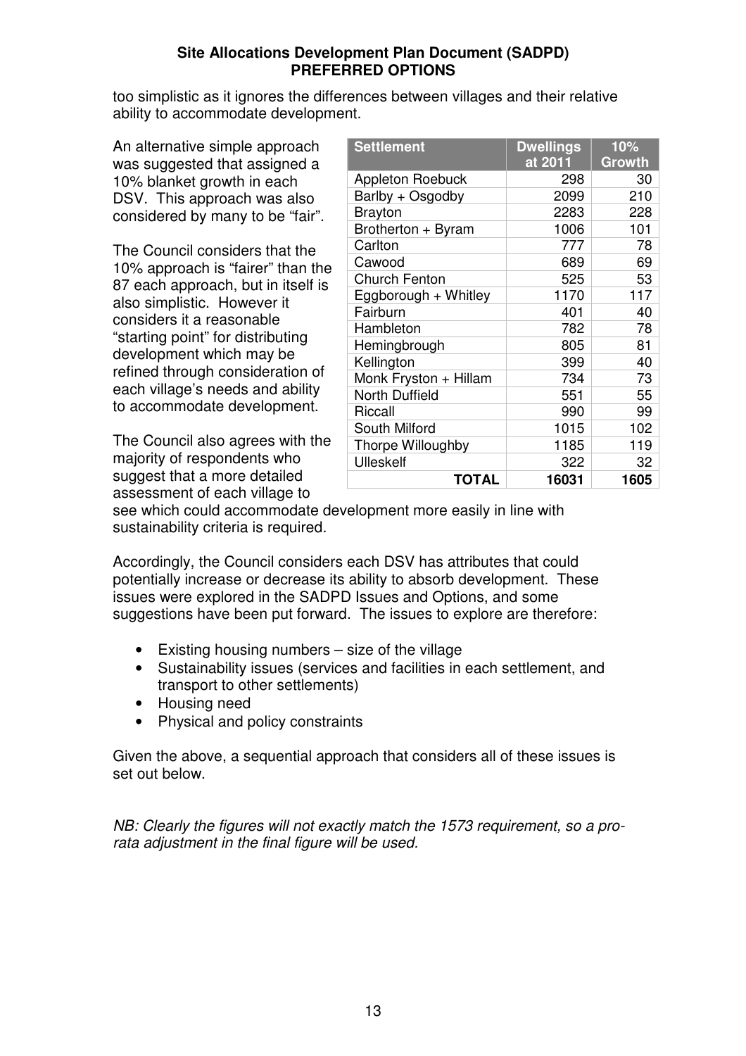too simplistic as it ignores the differences between villages and their relative ability to accommodate development.

An alternative simple approach was suggested that assigned a 10% blanket growth in each DSV. This approach was also considered by many to be "fair".

| Settlement | Dwellings at 2011 | 10% Growth |
|---|---|---|
| Appleton Roebuck | 298 | 30 |
| Barlby + Osgodby | 2099 | 210 |
| Brayton | 2283 | 228 |
| Brotherton + Byram | 1006 | 101 |
| Carlton | 777 | 78 |
| Cawood | 689 | 69 |
| Church Fenton | 525 | 53 |
| Eggborough + Whitley | 1170 | 117 |
| Fairburn | 401 | 40 |
| Hambleton | 782 | 78 |
| Hemingbrough | 805 | 81 |
| Kellington | 399 | 40 |
| Monk Fryston + Hillam | 734 | 73 |
| North Duffield | 551 | 55 |
| Riccall | 990 | 99 |
| South Milford | 1015 | 102 |
| Thorpe Willoughby | 1185 | 119 |
| Ulleskelf | 322 | 32 |
| **TOTAL** | **16031** | **1605** |

The Council considers that the 10% approach is "fairer" than the 87 each approach, but in itself is also simplistic. However it considers it a reasonable "starting point" for distributing development which may be refined through consideration of each village's needs and ability to accommodate development.

The Council also agrees with the majority of respondents who suggest that a more detailed assessment of each village to see which could accommodate development more easily in line with sustainability criteria is required.

Accordingly, the Council considers each DSV has attributes that could potentially increase or decrease its ability to absorb development. These issues were explored in the SADPD Issues and Options, and some suggestions have been put forward. The issues to explore are therefore:

- Existing housing numbers – size of the village
- Sustainability issues (services and facilities in each settlement, and transport to other settlements)
- Housing need
- Physical and policy constraints

Given the above, a sequential approach that considers all of these issues is set out below.

*NB: Clearly the figures will not exactly match the 1573 requirement, so a pro-rata adjustment in the final figure will be used.*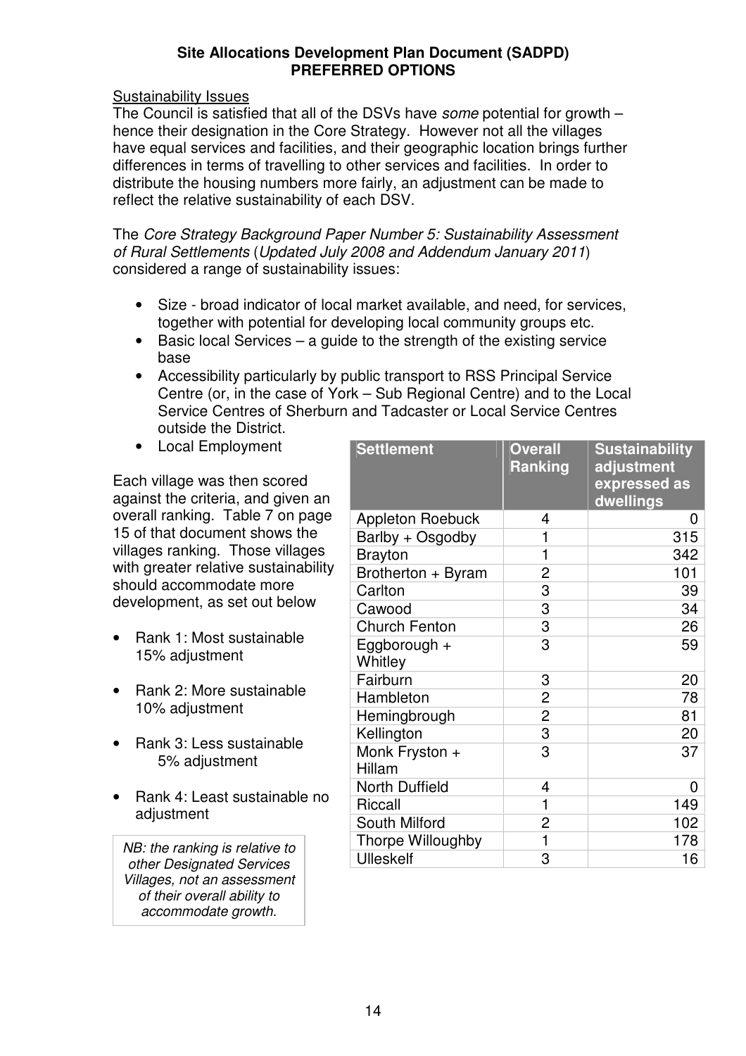**Site Allocations Development Plan Document (SADPD)**
**PREFERRED OPTIONS**

Sustainability Issues

The Council is satisfied that all of the DSVs have *some* potential for growth – hence their designation in the Core Strategy. However not all the villages have equal services and facilities, and their geographic location brings further differences in terms of travelling to other services and facilities. In order to distribute the housing numbers more fairly, an adjustment can be made to reflect the relative sustainability of each DSV.

The *Core Strategy Background Paper Number 5: Sustainability Assessment of Rural Settlements* (*Updated July 2008 and Addendum January 2011*) considered a range of sustainability issues:

- Size - broad indicator of local market available, and need, for services, together with potential for developing local community groups etc.
- Basic local Services – a guide to the strength of the existing service base
- Accessibility particularly by public transport to RSS Principal Service Centre (or, in the case of York – Sub Regional Centre) and to the Local Service Centres of Sherburn and Tadcaster or Local Service Centres outside the District.
- Local Employment

Each village was then scored against the criteria, and given an overall ranking. Table 7 on page 15 of that document shows the villages ranking. Those villages with greater relative sustainability should accommodate more development, as set out below

- Rank 1: Most sustainable 15% adjustment
- Rank 2: More sustainable 10% adjustment
- Rank 3: Less sustainable 5% adjustment
- Rank 4: Least sustainable no adjustment

*NB: the ranking is relative to other Designated Services Villages, not an assessment of their overall ability to accommodate growth.*

| Settlement | Overall Ranking | Sustainability adjustment expressed as dwellings |
|---|---|---|
| Appleton Roebuck | 4 | 0 |
| Barlby + Osgodby | 1 | 315 |
| Brayton | 1 | 342 |
| Brotherton + Byram | 2 | 101 |
| Carlton | 3 | 39 |
| Cawood | 3 | 34 |
| Church Fenton | 3 | 26 |
| Eggborough + Whitley | 3 | 59 |
| Fairburn | 3 | 20 |
| Hambleton | 2 | 78 |
| Hemingbrough | 2 | 81 |
| Kellington | 3 | 20 |
| Monk Fryston + Hillam | 3 | 37 |
| North Duffield | 4 | 0 |
| Riccall | 1 | 149 |
| South Milford | 2 | 102 |
| Thorpe Willoughby | 1 | 178 |
| Ulleskelf | 3 | 16 |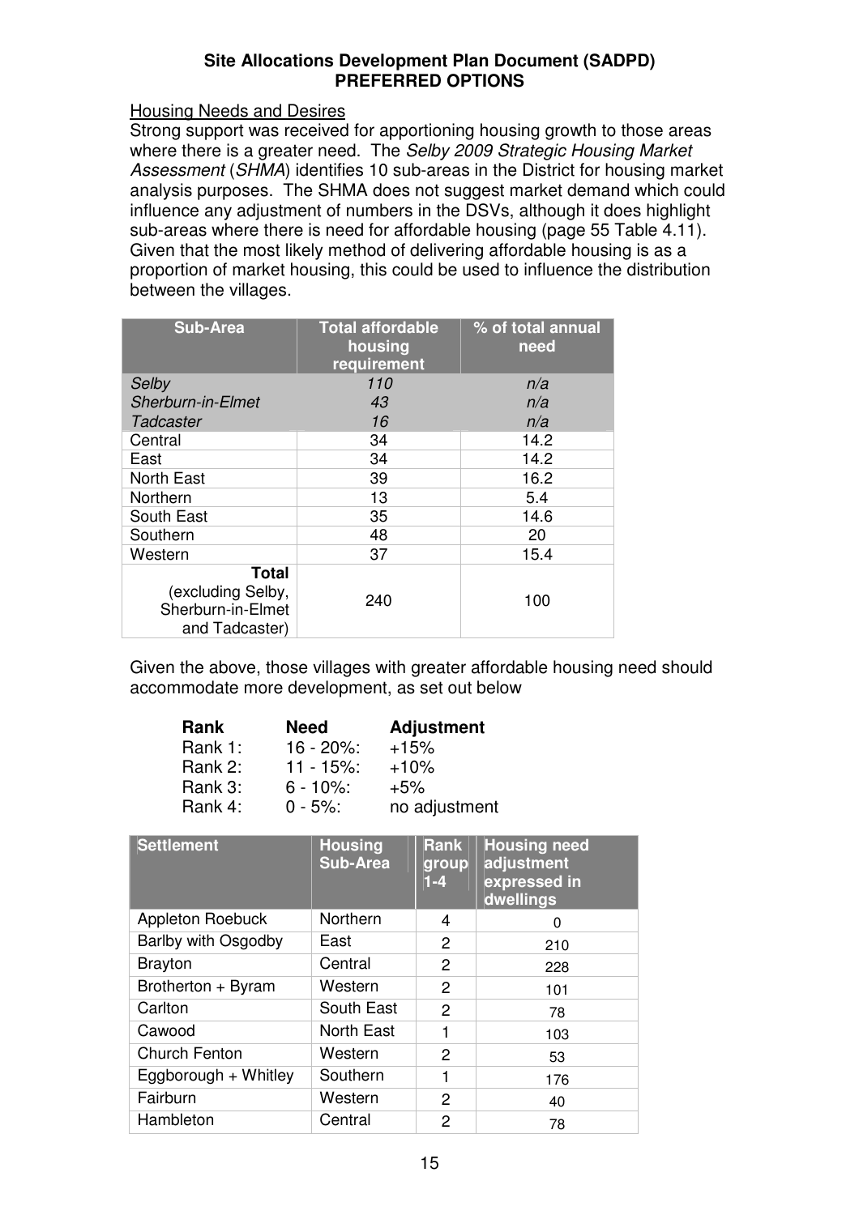**Site Allocations Development Plan Document (SADPD)**
**PREFERRED OPTIONS**

Housing Needs and Desires

Strong support was received for apportioning housing growth to those areas where there is a greater need. The *Selby 2009 Strategic Housing Market Assessment* (*SHMA*) identifies 10 sub-areas in the District for housing market analysis purposes. The SHMA does not suggest market demand which could influence any adjustment of numbers in the DSVs, although it does highlight sub-areas where there is need for affordable housing (page 55 Table 4.11). Given that the most likely method of delivering affordable housing is as a proportion of market housing, this could be used to influence the distribution between the villages.

| Sub-Area | Total affordable housing requirement | % of total annual need |
|---|---|---|
| *Selby* | *110* | *n/a* |
| *Sherburn-in-Elmet* | *43* | *n/a* |
| *Tadcaster* | *16* | *n/a* |
| Central | 34 | 14.2 |
| East | 34 | 14.2 |
| North East | 39 | 16.2 |
| Northern | 13 | 5.4 |
| South East | 35 | 14.6 |
| Southern | 48 | 20 |
| Western | 37 | 15.4 |
| **Total** (excluding Selby, Sherburn-in-Elmet and Tadcaster) | 240 | 100 |

Given the above, those villages with greater affordable housing need should accommodate more development, as set out below

| **Rank** | **Need** | **Adjustment** |
|---|---|---|
| Rank 1: | 16 - 20%: | +15% |
| Rank 2: | 11 - 15%: | +10% |
| Rank 3: | 6 - 10%: | +5% |
| Rank 4: | 0 - 5%: | no adjustment |

| Settlement | Housing Sub-Area | Rank group 1-4 | Housing need adjustment expressed in dwellings |
|---|---|---|---|
| Appleton Roebuck | Northern | 4 | 0 |
| Barlby with Osgodby | East | 2 | 210 |
| Brayton | Central | 2 | 228 |
| Brotherton + Byram | Western | 2 | 101 |
| Carlton | South East | 2 | 78 |
| Cawood | North East | 1 | 103 |
| Church Fenton | Western | 2 | 53 |
| Eggborough + Whitley | Southern | 1 | 176 |
| Fairburn | Western | 2 | 40 |
| Hambleton | Central | 2 | 78 |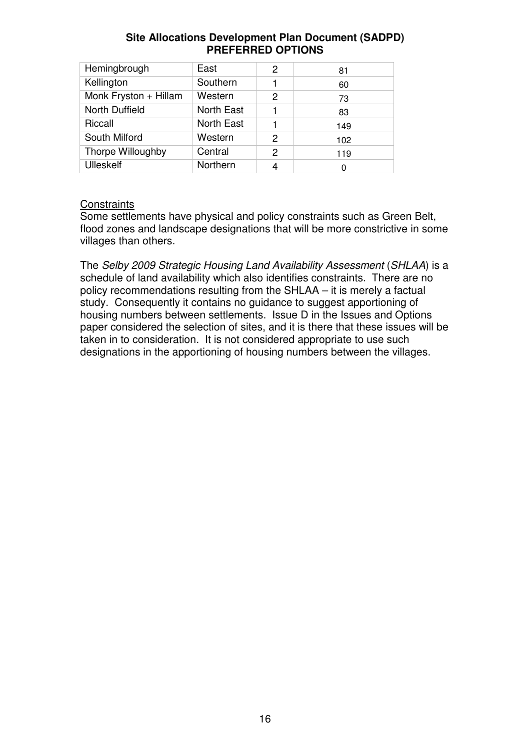| Hemingbrough | East | 2 | 81 |
|---|---|---|---|
| Kellington | Southern | 1 | 60 |
| Monk Fryston + Hillam | Western | 2 | 73 |
| North Duffield | North East | 1 | 83 |
| Riccall | North East | 1 | 149 |
| South Milford | Western | 2 | 102 |
| Thorpe Willoughby | Central | 2 | 119 |
| Ulleskelf | Northern | 4 | 0 |

Constraints

Some settlements have physical and policy constraints such as Green Belt, flood zones and landscape designations that will be more constrictive in some villages than others.

The *Selby 2009 Strategic Housing Land Availability Assessment* (*SHLAA*) is a schedule of land availability which also identifies constraints. There are no policy recommendations resulting from the SHLAA – it is merely a factual study. Consequently it contains no guidance to suggest apportioning of housing numbers between settlements. Issue D in the Issues and Options paper considered the selection of sites, and it is there that these issues will be taken in to consideration. It is not considered appropriate to use such designations in the apportioning of housing numbers between the villages.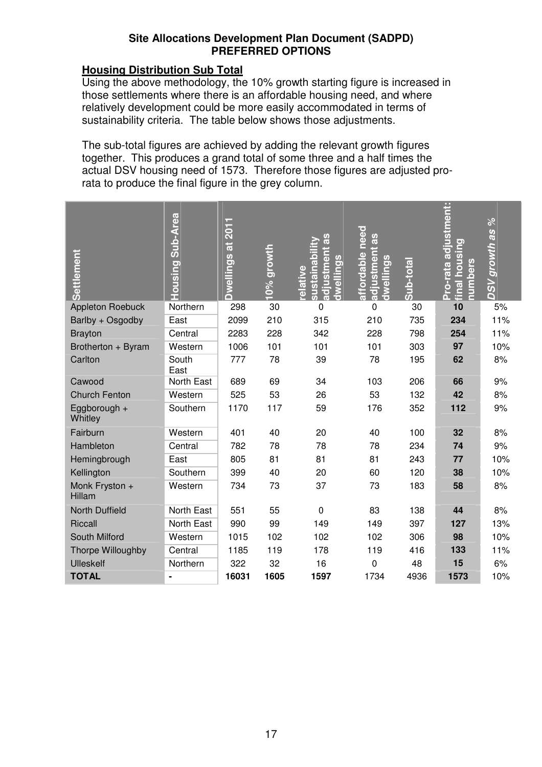**Site Allocations Development Plan Document (SADPD)**
**PREFERRED OPTIONS**

## Housing Distribution Sub Total

Using the above methodology, the 10% growth starting figure is increased in those settlements where there is an affordable housing need, and where relatively development could be more easily accommodated in terms of sustainability criteria. The table below shows those adjustments.

The sub-total figures are achieved by adding the relevant growth figures together. This produces a grand total of some three and a half times the actual DSV housing need of 1573. Therefore those figures are adjusted pro-rata to produce the final figure in the grey column.

| Settlement | Housing Sub-Area | Dwellings at 2011 | 10% growth | relative sustainability adjustment as dwellings | affordable need adjustment as dwellings | Sub-total | Pro-rata adjustment: final housing numbers | *DSV growth as %* |
|---|---|---|---|---|---|---|---|---|
| Appleton Roebuck | Northern | 298 | 30 | 0 | 0 | 30 | **10** | 5% |
| Barlby + Osgodby | East | 2099 | 210 | 315 | 210 | 735 | **234** | 11% |
| Brayton | Central | 2283 | 228 | 342 | 228 | 798 | **254** | 11% |
| Brotherton + Byram | Western | 1006 | 101 | 101 | 101 | 303 | **97** | 10% |
| Carlton | South East | 777 | 78 | 39 | 78 | 195 | **62** | 8% |
| Cawood | North East | 689 | 69 | 34 | 103 | 206 | **66** | 9% |
| Church Fenton | Western | 525 | 53 | 26 | 53 | 132 | **42** | 8% |
| Eggborough + Whitley | Southern | 1170 | 117 | 59 | 176 | 352 | **112** | 9% |
| Fairburn | Western | 401 | 40 | 20 | 40 | 100 | **32** | 8% |
| Hambleton | Central | 782 | 78 | 78 | 78 | 234 | **74** | 9% |
| Hemingbrough | East | 805 | 81 | 81 | 81 | 243 | **77** | 10% |
| Kellington | Southern | 399 | 40 | 20 | 60 | 120 | **38** | 10% |
| Monk Fryston + Hillam | Western | 734 | 73 | 37 | 73 | 183 | **58** | 8% |
| North Duffield | North East | 551 | 55 | 0 | 83 | 138 | **44** | 8% |
| Riccall | North East | 990 | 99 | 149 | 149 | 397 | **127** | 13% |
| South Milford | Western | 1015 | 102 | 102 | 102 | 306 | **98** | 10% |
| Thorpe Willoughby | Central | 1185 | 119 | 178 | 119 | 416 | **133** | 11% |
| Ulleskelf | Northern | 322 | 32 | 16 | 0 | 48 | **15** | 6% |
| **TOTAL** | - | **16031** | **1605** | **1597** | 1734 | 4936 | **1573** | 10% |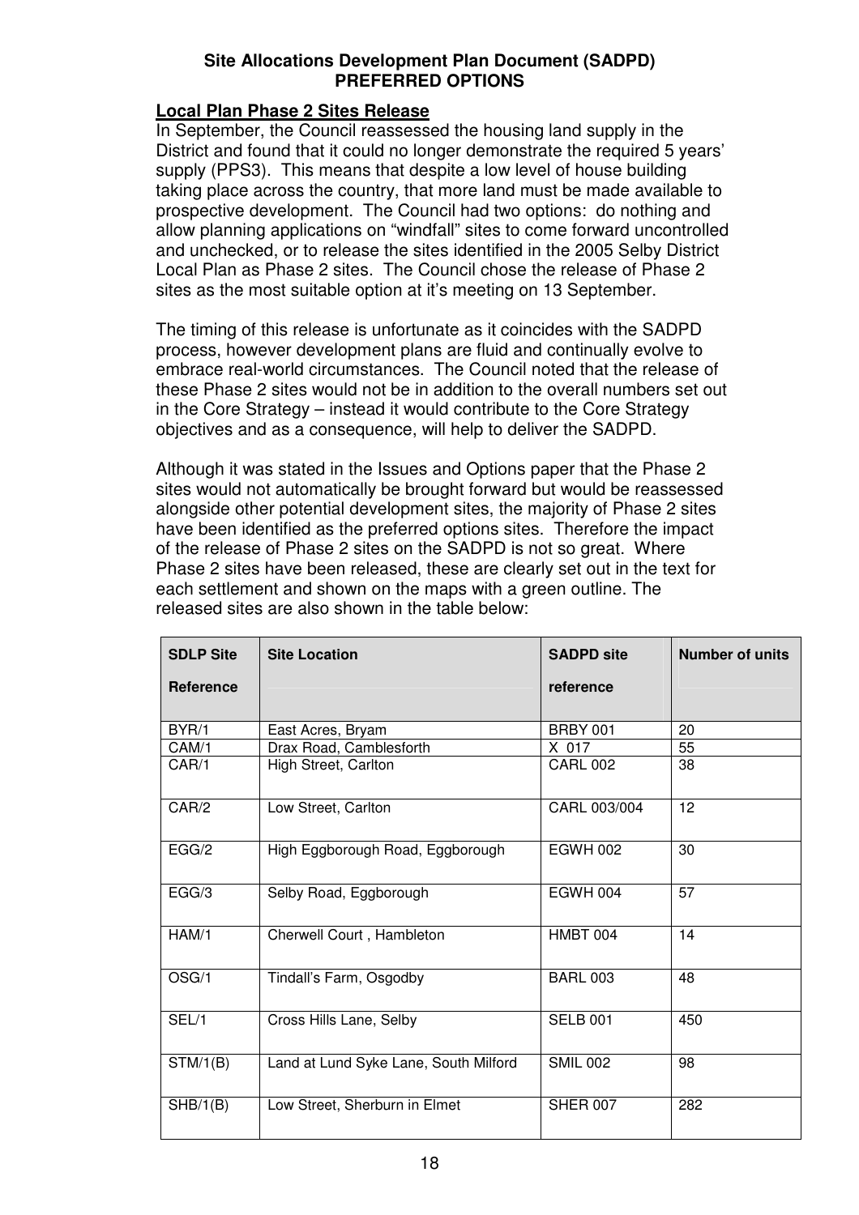**Site Allocations Development Plan Document (SADPD)**
**PREFERRED OPTIONS**

**Local Plan Phase 2 Sites Release**

In September, the Council reassessed the housing land supply in the District and found that it could no longer demonstrate the required 5 years' supply (PPS3). This means that despite a low level of house building taking place across the country, that more land must be made available to prospective development. The Council had two options: do nothing and allow planning applications on "windfall" sites to come forward uncontrolled and unchecked, or to release the sites identified in the 2005 Selby District Local Plan as Phase 2 sites. The Council chose the release of Phase 2 sites as the most suitable option at it's meeting on 13 September.

The timing of this release is unfortunate as it coincides with the SADPD process, however development plans are fluid and continually evolve to embrace real-world circumstances. The Council noted that the release of these Phase 2 sites would not be in addition to the overall numbers set out in the Core Strategy – instead it would contribute to the Core Strategy objectives and as a consequence, will help to deliver the SADPD.

Although it was stated in the Issues and Options paper that the Phase 2 sites would not automatically be brought forward but would be reassessed alongside other potential development sites, the majority of Phase 2 sites have been identified as the preferred options sites. Therefore the impact of the release of Phase 2 sites on the SADPD is not so great. Where Phase 2 sites have been released, these are clearly set out in the text for each settlement and shown on the maps with a green outline. The released sites are also shown in the table below:

| SDLP Site Reference | Site Location | SADPD site reference | Number of units |
|---|---|---|---|
| BYR/1 | East Acres, Bryam | BRBY 001 | 20 |
| CAM/1 | Drax Road, Camblesforth | X 017 | 55 |
| CAR/1 | High Street, Carlton | CARL 002 | 38 |
| CAR/2 | Low Street, Carlton | CARL 003/004 | 12 |
| EGG/2 | High Eggborough Road, Eggborough | EGWH 002 | 30 |
| EGG/3 | Selby Road, Eggborough | EGWH 004 | 57 |
| HAM/1 | Cherwell Court , Hambleton | HMBT 004 | 14 |
| OSG/1 | Tindall's Farm, Osgodby | BARL 003 | 48 |
| SEL/1 | Cross Hills Lane, Selby | SELB 001 | 450 |
| STM/1(B) | Land at Lund Syke Lane, South Milford | SMIL 002 | 98 |
| SHB/1(B) | Low Street, Sherburn in Elmet | SHER 007 | 282 |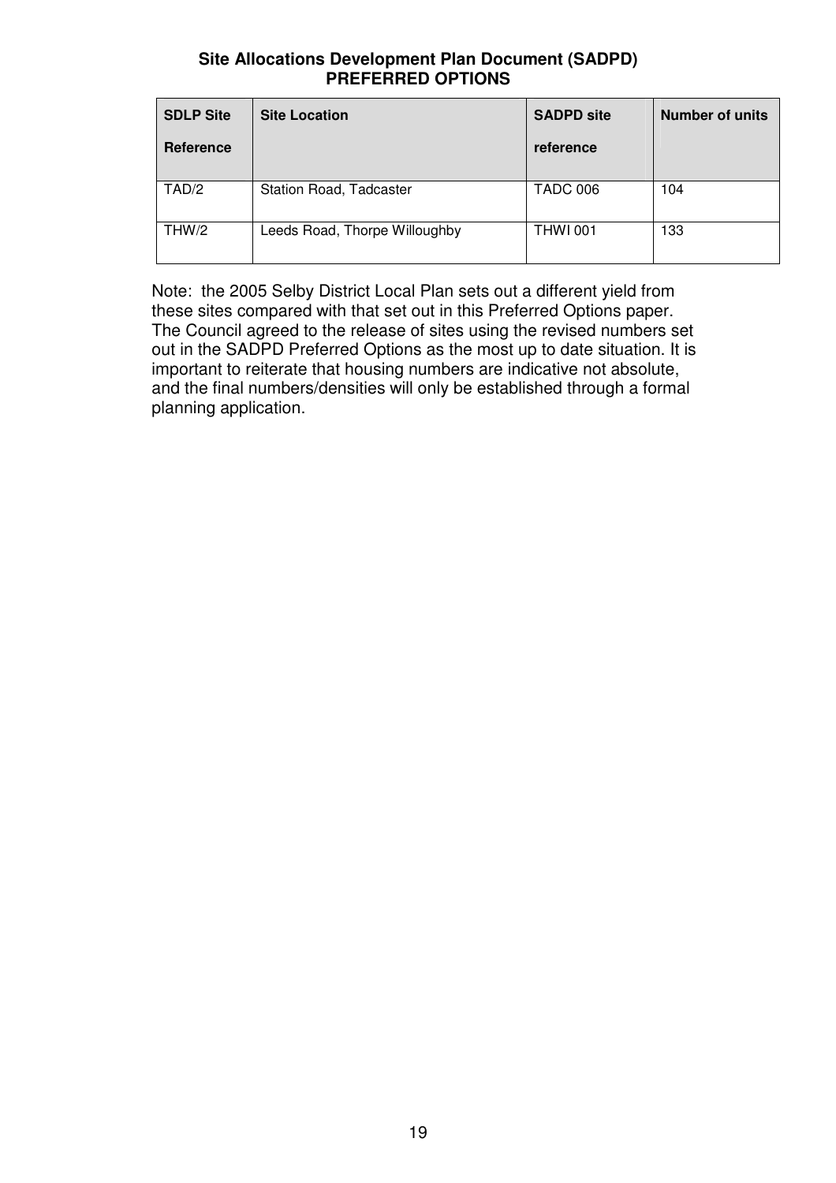**Site Allocations Development Plan Document (SADPD)**
**PREFERRED OPTIONS**

| SDLP Site Reference | Site Location | SADPD site reference | Number of units |
|---|---|---|---|
| TAD/2 | Station Road, Tadcaster | TADC 006 | 104 |
| THW/2 | Leeds Road, Thorpe Willoughby | THWI 001 | 133 |

Note: the 2005 Selby District Local Plan sets out a different yield from these sites compared with that set out in this Preferred Options paper. The Council agreed to the release of sites using the revised numbers set out in the SADPD Preferred Options as the most up to date situation. It is important to reiterate that housing numbers are indicative not absolute, and the final numbers/densities will only be established through a formal planning application.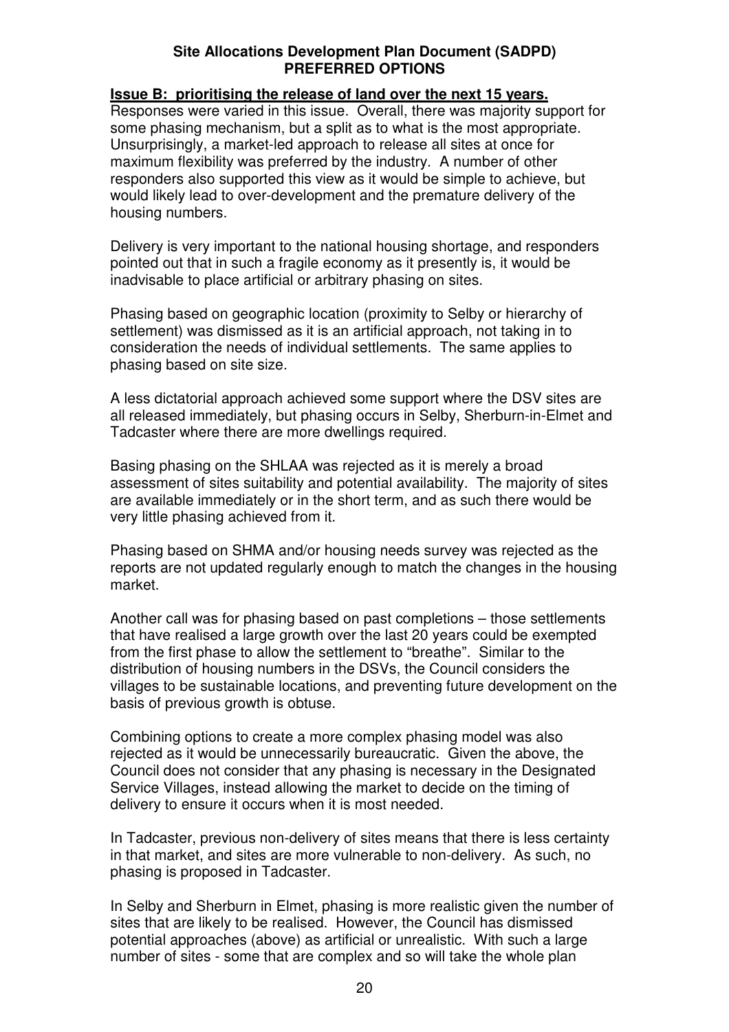**Issue B: prioritising the release of land over the next 15 years.**

Responses were varied in this issue. Overall, there was majority support for some phasing mechanism, but a split as to what is the most appropriate. Unsurprisingly, a market-led approach to release all sites at once for maximum flexibility was preferred by the industry. A number of other responders also supported this view as it would be simple to achieve, but would likely lead to over-development and the premature delivery of the housing numbers.

Delivery is very important to the national housing shortage, and responders pointed out that in such a fragile economy as it presently is, it would be inadvisable to place artificial or arbitrary phasing on sites.

Phasing based on geographic location (proximity to Selby or hierarchy of settlement) was dismissed as it is an artificial approach, not taking in to consideration the needs of individual settlements. The same applies to phasing based on site size.

A less dictatorial approach achieved some support where the DSV sites are all released immediately, but phasing occurs in Selby, Sherburn-in-Elmet and Tadcaster where there are more dwellings required.

Basing phasing on the SHLAA was rejected as it is merely a broad assessment of sites suitability and potential availability. The majority of sites are available immediately or in the short term, and as such there would be very little phasing achieved from it.

Phasing based on SHMA and/or housing needs survey was rejected as the reports are not updated regularly enough to match the changes in the housing market.

Another call was for phasing based on past completions – those settlements that have realised a large growth over the last 20 years could be exempted from the first phase to allow the settlement to "breathe". Similar to the distribution of housing numbers in the DSVs, the Council considers the villages to be sustainable locations, and preventing future development on the basis of previous growth is obtuse.

Combining options to create a more complex phasing model was also rejected as it would be unnecessarily bureaucratic. Given the above, the Council does not consider that any phasing is necessary in the Designated Service Villages, instead allowing the market to decide on the timing of delivery to ensure it occurs when it is most needed.

In Tadcaster, previous non-delivery of sites means that there is less certainty in that market, and sites are more vulnerable to non-delivery. As such, no phasing is proposed in Tadcaster.

In Selby and Sherburn in Elmet, phasing is more realistic given the number of sites that are likely to be realised. However, the Council has dismissed potential approaches (above) as artificial or unrealistic. With such a large number of sites - some that are complex and so will take the whole plan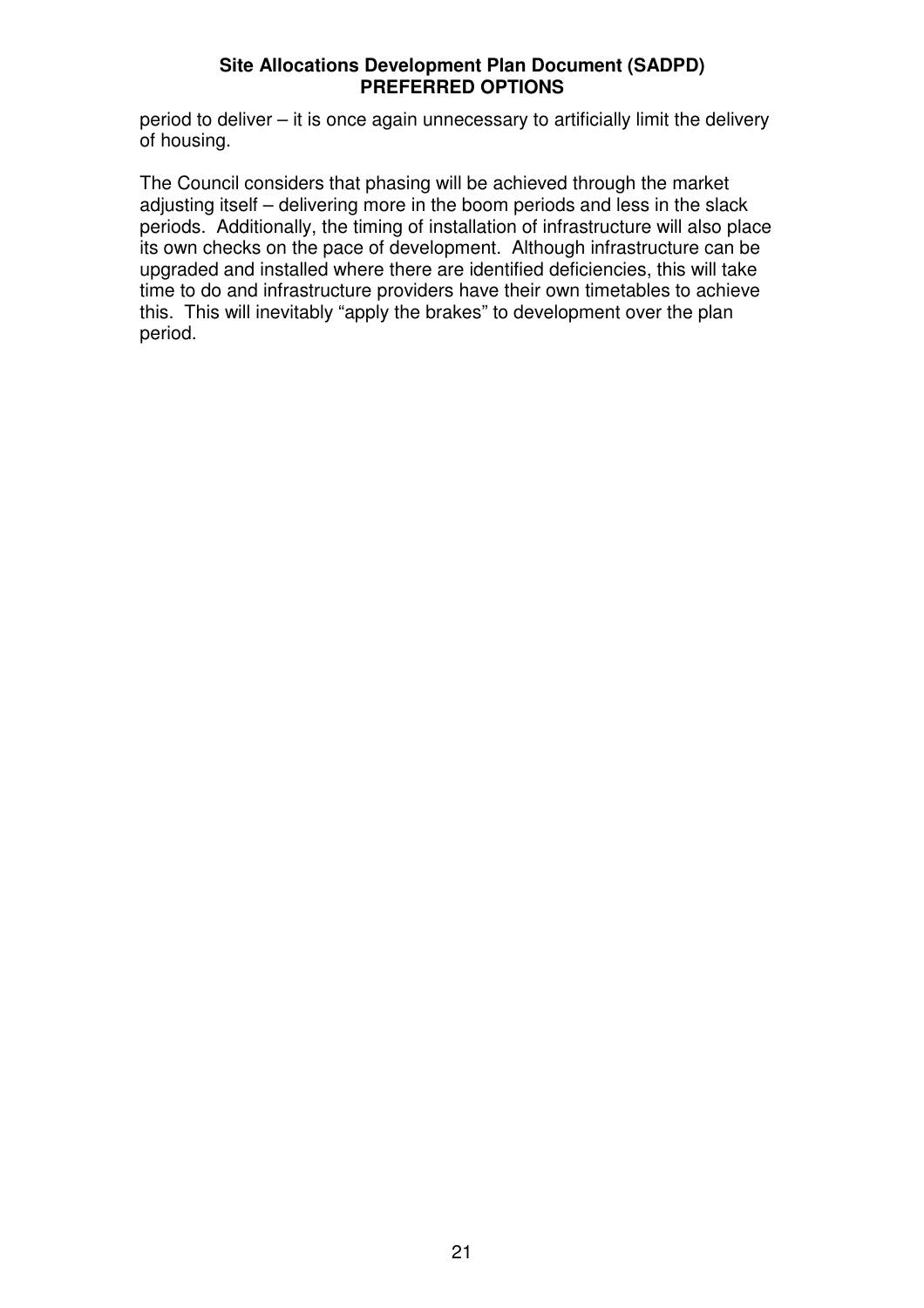period to deliver – it is once again unnecessary to artificially limit the delivery of housing.

The Council considers that phasing will be achieved through the market adjusting itself – delivering more in the boom periods and less in the slack periods. Additionally, the timing of installation of infrastructure will also place its own checks on the pace of development. Although infrastructure can be upgraded and installed where there are identified deficiencies, this will take time to do and infrastructure providers have their own timetables to achieve this. This will inevitably "apply the brakes" to development over the plan period.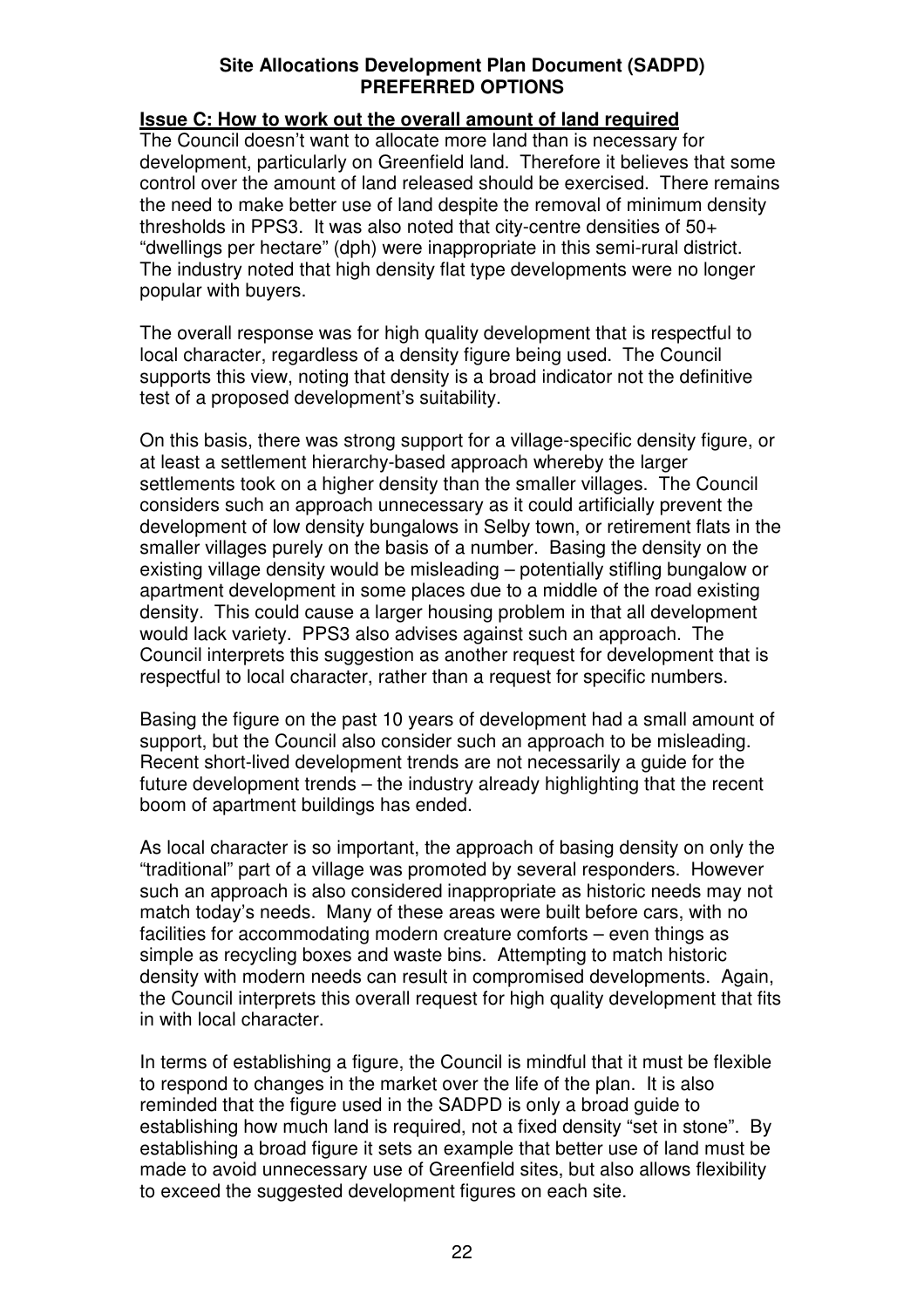**Site Allocations Development Plan Document (SADPD)**
**PREFERRED OPTIONS**

## Issue C: How to work out the overall amount of land required

The Council doesn't want to allocate more land than is necessary for development, particularly on Greenfield land. Therefore it believes that some control over the amount of land released should be exercised. There remains the need to make better use of land despite the removal of minimum density thresholds in PPS3. It was also noted that city-centre densities of 50+ "dwellings per hectare" (dph) were inappropriate in this semi-rural district. The industry noted that high density flat type developments were no longer popular with buyers.

The overall response was for high quality development that is respectful to local character, regardless of a density figure being used. The Council supports this view, noting that density is a broad indicator not the definitive test of a proposed development's suitability.

On this basis, there was strong support for a village-specific density figure, or at least a settlement hierarchy-based approach whereby the larger settlements took on a higher density than the smaller villages. The Council considers such an approach unnecessary as it could artificially prevent the development of low density bungalows in Selby town, or retirement flats in the smaller villages purely on the basis of a number. Basing the density on the existing village density would be misleading – potentially stifling bungalow or apartment development in some places due to a middle of the road existing density. This could cause a larger housing problem in that all development would lack variety. PPS3 also advises against such an approach. The Council interprets this suggestion as another request for development that is respectful to local character, rather than a request for specific numbers.

Basing the figure on the past 10 years of development had a small amount of support, but the Council also consider such an approach to be misleading. Recent short-lived development trends are not necessarily a guide for the future development trends – the industry already highlighting that the recent boom of apartment buildings has ended.

As local character is so important, the approach of basing density on only the "traditional" part of a village was promoted by several responders. However such an approach is also considered inappropriate as historic needs may not match today's needs. Many of these areas were built before cars, with no facilities for accommodating modern creature comforts – even things as simple as recycling boxes and waste bins. Attempting to match historic density with modern needs can result in compromised developments. Again, the Council interprets this overall request for high quality development that fits in with local character.

In terms of establishing a figure, the Council is mindful that it must be flexible to respond to changes in the market over the life of the plan. It is also reminded that the figure used in the SADPD is only a broad guide to establishing how much land is required, not a fixed density "set in stone". By establishing a broad figure it sets an example that better use of land must be made to avoid unnecessary use of Greenfield sites, but also allows flexibility to exceed the suggested development figures on each site.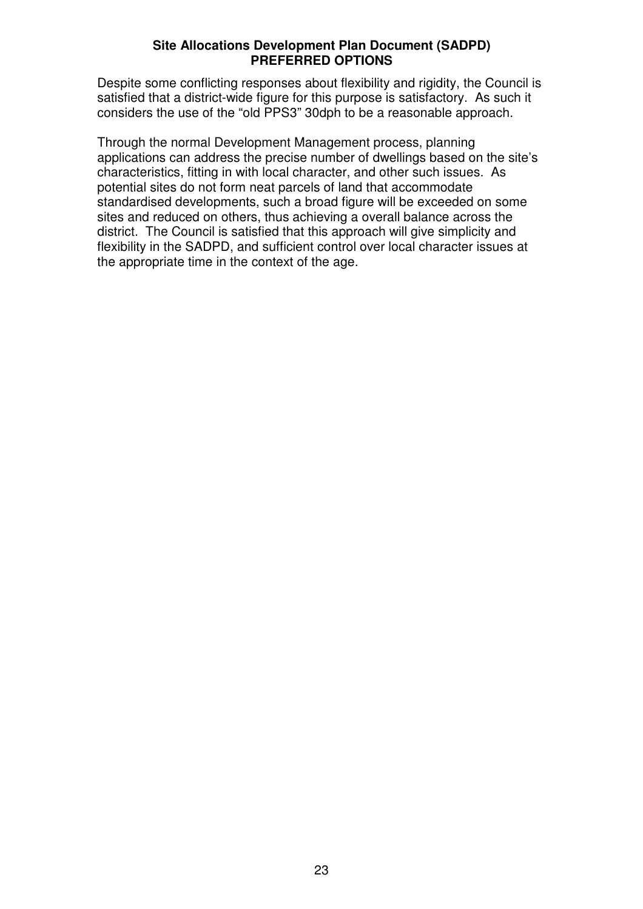Despite some conflicting responses about flexibility and rigidity, the Council is satisfied that a district-wide figure for this purpose is satisfactory. As such it considers the use of the "old PPS3" 30dph to be a reasonable approach.

Through the normal Development Management process, planning applications can address the precise number of dwellings based on the site's characteristics, fitting in with local character, and other such issues. As potential sites do not form neat parcels of land that accommodate standardised developments, such a broad figure will be exceeded on some sites and reduced on others, thus achieving a overall balance across the district. The Council is satisfied that this approach will give simplicity and flexibility in the SADPD, and sufficient control over local character issues at the appropriate time in the context of the age.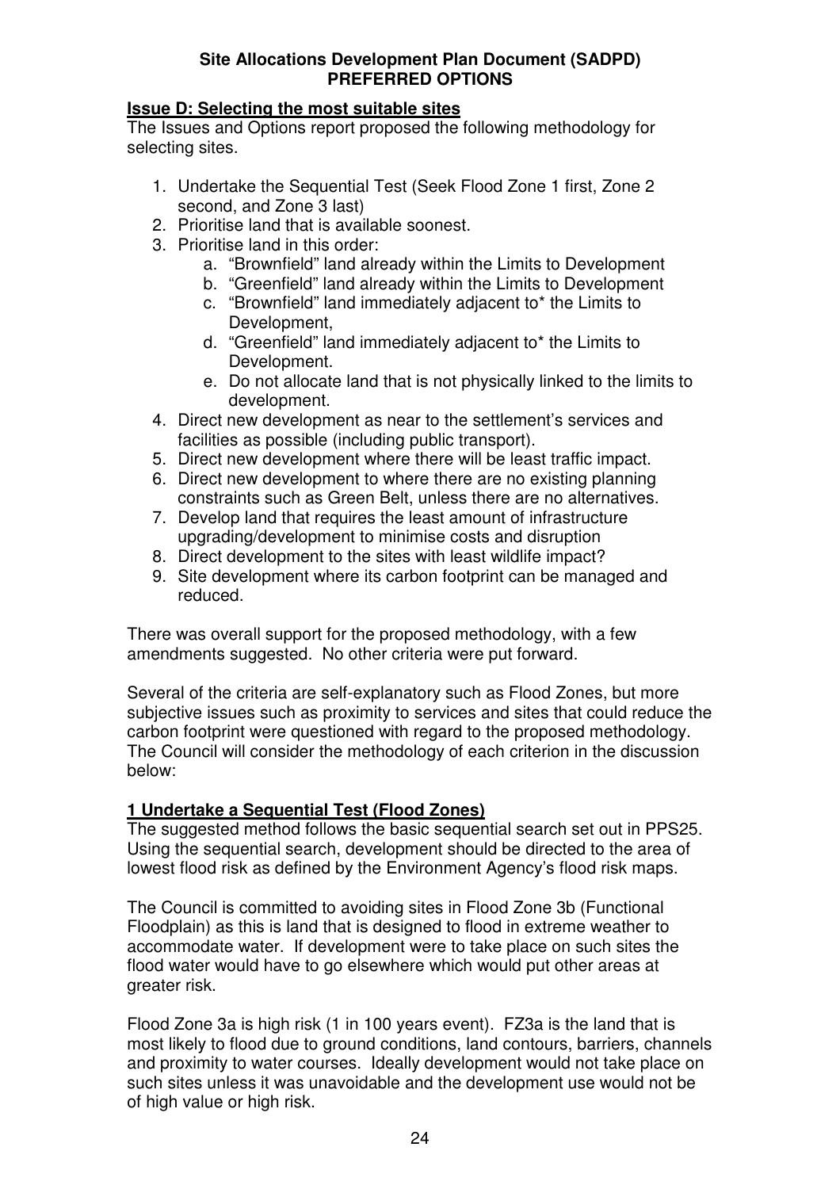**Site Allocations Development Plan Document (SADPD)**
**PREFERRED OPTIONS**

**Issue D: Selecting the most suitable sites**

The Issues and Options report proposed the following methodology for selecting sites.

1. Undertake the Sequential Test (Seek Flood Zone 1 first, Zone 2 second, and Zone 3 last)
2. Prioritise land that is available soonest.
3. Prioritise land in this order:
   a. "Brownfield" land already within the Limits to Development
   b. "Greenfield" land already within the Limits to Development
   c. "Brownfield" land immediately adjacent to* the Limits to Development,
   d. "Greenfield" land immediately adjacent to* the Limits to Development.
   e. Do not allocate land that is not physically linked to the limits to development.
4. Direct new development as near to the settlement's services and facilities as possible (including public transport).
5. Direct new development where there will be least traffic impact.
6. Direct new development to where there are no existing planning constraints such as Green Belt, unless there are no alternatives.
7. Develop land that requires the least amount of infrastructure upgrading/development to minimise costs and disruption
8. Direct development to the sites with least wildlife impact?
9. Site development where its carbon footprint can be managed and reduced.

There was overall support for the proposed methodology, with a few amendments suggested. No other criteria were put forward.

Several of the criteria are self-explanatory such as Flood Zones, but more subjective issues such as proximity to services and sites that could reduce the carbon footprint were questioned with regard to the proposed methodology. The Council will consider the methodology of each criterion in the discussion below:

**1 Undertake a Sequential Test (Flood Zones)**

The suggested method follows the basic sequential search set out in PPS25. Using the sequential search, development should be directed to the area of lowest flood risk as defined by the Environment Agency's flood risk maps.

The Council is committed to avoiding sites in Flood Zone 3b (Functional Floodplain) as this is land that is designed to flood in extreme weather to accommodate water. If development were to take place on such sites the flood water would have to go elsewhere which would put other areas at greater risk.

Flood Zone 3a is high risk (1 in 100 years event). FZ3a is the land that is most likely to flood due to ground conditions, land contours, barriers, channels and proximity to water courses. Ideally development would not take place on such sites unless it was unavoidable and the development use would not be of high value or high risk.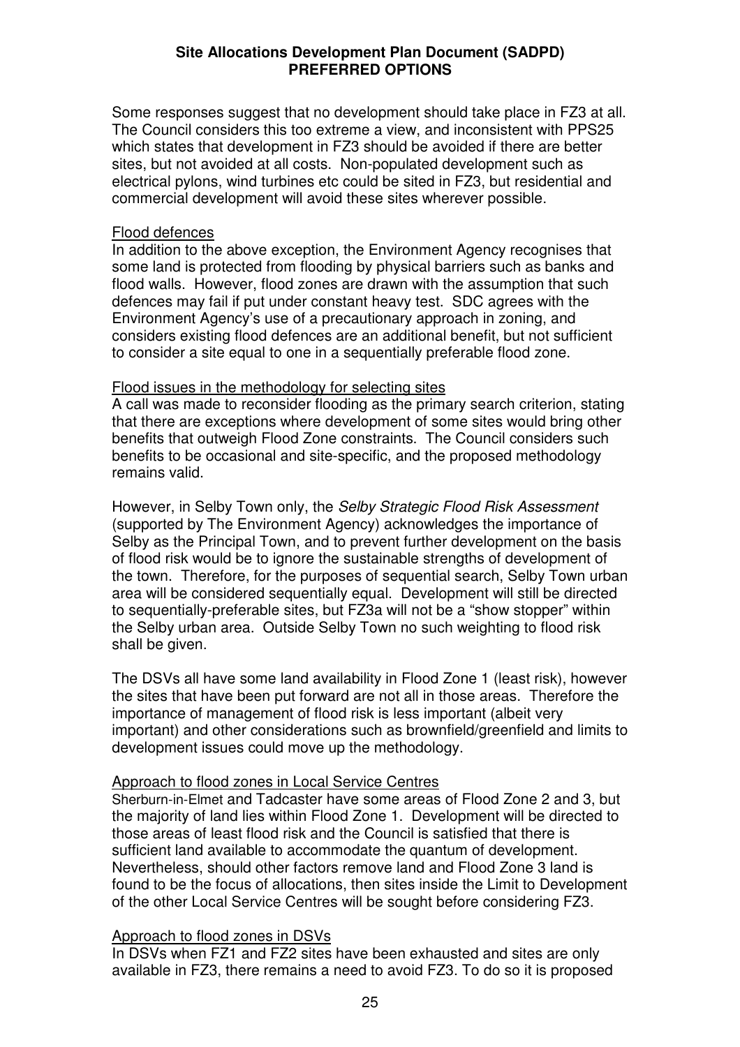Some responses suggest that no development should take place in FZ3 at all. The Council considers this too extreme a view, and inconsistent with PPS25 which states that development in FZ3 should be avoided if there are better sites, but not avoided at all costs. Non-populated development such as electrical pylons, wind turbines etc could be sited in FZ3, but residential and commercial development will avoid these sites wherever possible.

Flood defences

In addition to the above exception, the Environment Agency recognises that some land is protected from flooding by physical barriers such as banks and flood walls. However, flood zones are drawn with the assumption that such defences may fail if put under constant heavy test. SDC agrees with the Environment Agency's use of a precautionary approach in zoning, and considers existing flood defences are an additional benefit, but not sufficient to consider a site equal to one in a sequentially preferable flood zone.

Flood issues in the methodology for selecting sites

A call was made to reconsider flooding as the primary search criterion, stating that there are exceptions where development of some sites would bring other benefits that outweigh Flood Zone constraints. The Council considers such benefits to be occasional and site-specific, and the proposed methodology remains valid.

However, in Selby Town only, the *Selby Strategic Flood Risk Assessment* (supported by The Environment Agency) acknowledges the importance of Selby as the Principal Town, and to prevent further development on the basis of flood risk would be to ignore the sustainable strengths of development of the town. Therefore, for the purposes of sequential search, Selby Town urban area will be considered sequentially equal. Development will still be directed to sequentially-preferable sites, but FZ3a will not be a "show stopper" within the Selby urban area. Outside Selby Town no such weighting to flood risk shall be given.

The DSVs all have some land availability in Flood Zone 1 (least risk), however the sites that have been put forward are not all in those areas. Therefore the importance of management of flood risk is less important (albeit very important) and other considerations such as brownfield/greenfield and limits to development issues could move up the methodology.

Approach to flood zones in Local Service Centres

Sherburn-in-Elmet and Tadcaster have some areas of Flood Zone 2 and 3, but the majority of land lies within Flood Zone 1. Development will be directed to those areas of least flood risk and the Council is satisfied that there is sufficient land available to accommodate the quantum of development. Nevertheless, should other factors remove land and Flood Zone 3 land is found to be the focus of allocations, then sites inside the Limit to Development of the other Local Service Centres will be sought before considering FZ3.

Approach to flood zones in DSVs

In DSVs when FZ1 and FZ2 sites have been exhausted and sites are only available in FZ3, there remains a need to avoid FZ3. To do so it is proposed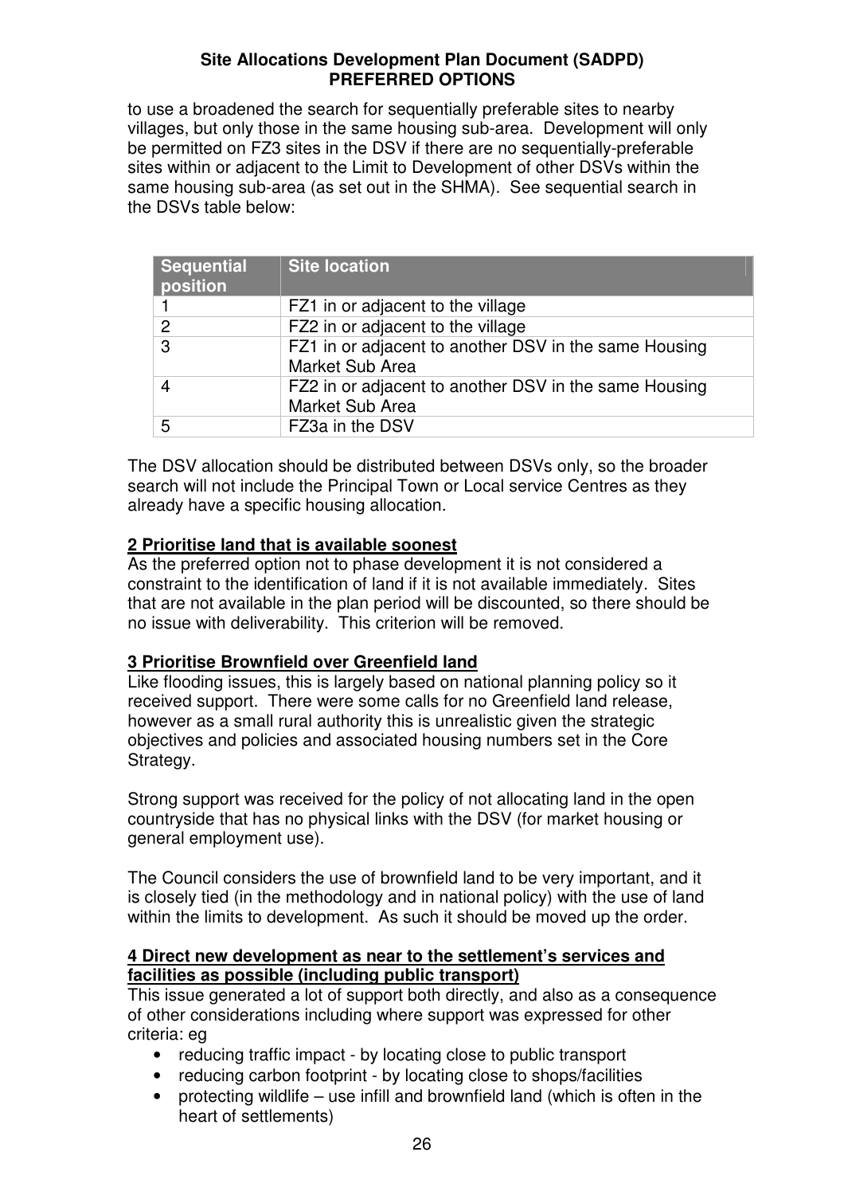to use a broadened the search for sequentially preferable sites to nearby villages, but only those in the same housing sub-area. Development will only be permitted on FZ3 sites in the DSV if there are no sequentially-preferable sites within or adjacent to the Limit to Development of other DSVs within the same housing sub-area (as set out in the SHMA). See sequential search in the DSVs table below:

| Sequential position | Site location |
|---|---|
| 1 | FZ1 in or adjacent to the village |
| 2 | FZ2 in or adjacent to the village |
| 3 | FZ1 in or adjacent to another DSV in the same Housing Market Sub Area |
| 4 | FZ2 in or adjacent to another DSV in the same Housing Market Sub Area |
| 5 | FZ3a in the DSV |

The DSV allocation should be distributed between DSVs only, so the broader search will not include the Principal Town or Local service Centres as they already have a specific housing allocation.

**2 Prioritise land that is available soonest**

As the preferred option not to phase development it is not considered a constraint to the identification of land if it is not available immediately. Sites that are not available in the plan period will be discounted, so there should be no issue with deliverability. This criterion will be removed.

**3 Prioritise Brownfield over Greenfield land**

Like flooding issues, this is largely based on national planning policy so it received support. There were some calls for no Greenfield land release, however as a small rural authority this is unrealistic given the strategic objectives and policies and associated housing numbers set in the Core Strategy.

Strong support was received for the policy of not allocating land in the open countryside that has no physical links with the DSV (for market housing or general employment use).

The Council considers the use of brownfield land to be very important, and it is closely tied (in the methodology and in national policy) with the use of land within the limits to development. As such it should be moved up the order.

**4 Direct new development as near to the settlement's services and facilities as possible (including public transport)**

This issue generated a lot of support both directly, and also as a consequence of other considerations including where support was expressed for other criteria: eg

- reducing traffic impact - by locating close to public transport
- reducing carbon footprint - by locating close to shops/facilities
- protecting wildlife – use infill and brownfield land (which is often in the heart of settlements)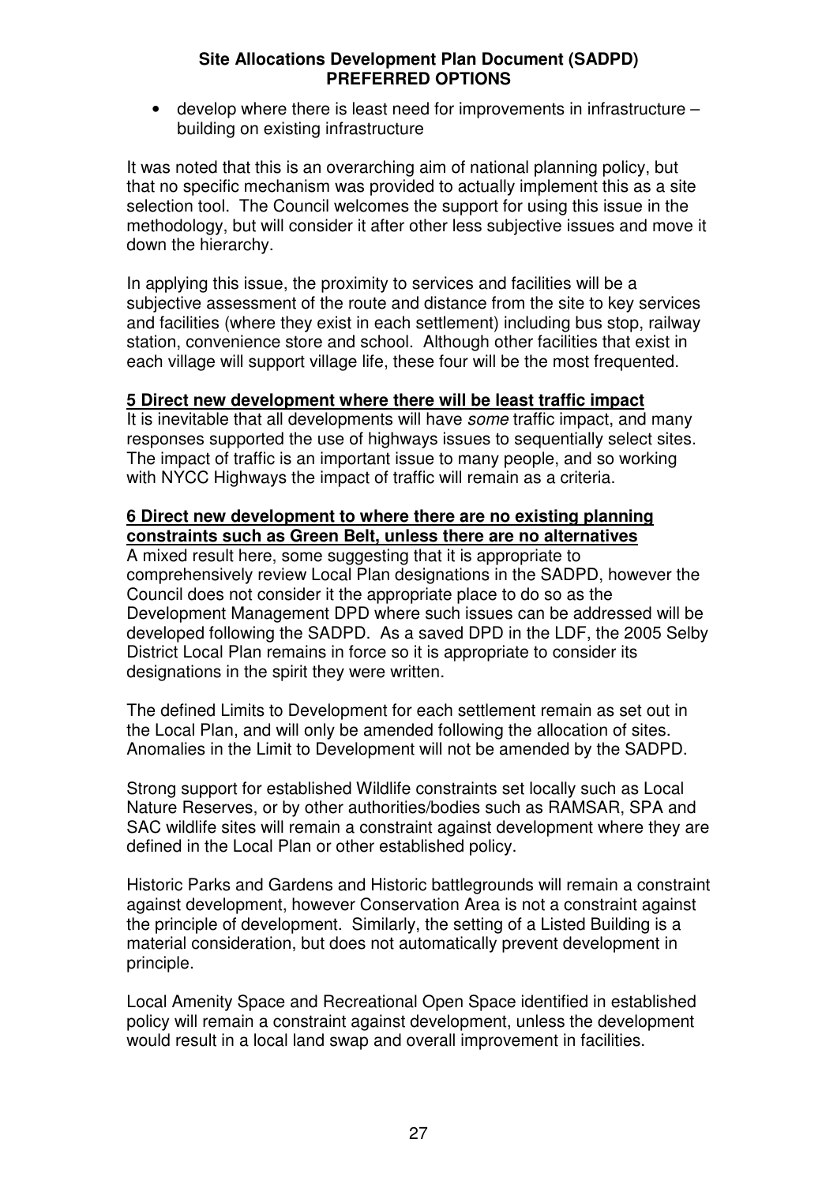- develop where there is least need for improvements in infrastructure – building on existing infrastructure

It was noted that this is an overarching aim of national planning policy, but that no specific mechanism was provided to actually implement this as a site selection tool. The Council welcomes the support for using this issue in the methodology, but will consider it after other less subjective issues and move it down the hierarchy.

In applying this issue, the proximity to services and facilities will be a subjective assessment of the route and distance from the site to key services and facilities (where they exist in each settlement) including bus stop, railway station, convenience store and school. Although other facilities that exist in each village will support village life, these four will be the most frequented.

**5 Direct new development where there will be least traffic impact**

It is inevitable that all developments will have *some* traffic impact, and many responses supported the use of highways issues to sequentially select sites. The impact of traffic is an important issue to many people, and so working with NYCC Highways the impact of traffic will remain as a criteria.

**6 Direct new development to where there are no existing planning constraints such as Green Belt, unless there are no alternatives**

A mixed result here, some suggesting that it is appropriate to comprehensively review Local Plan designations in the SADPD, however the Council does not consider it the appropriate place to do so as the Development Management DPD where such issues can be addressed will be developed following the SADPD. As a saved DPD in the LDF, the 2005 Selby District Local Plan remains in force so it is appropriate to consider its designations in the spirit they were written.

The defined Limits to Development for each settlement remain as set out in the Local Plan, and will only be amended following the allocation of sites. Anomalies in the Limit to Development will not be amended by the SADPD.

Strong support for established Wildlife constraints set locally such as Local Nature Reserves, or by other authorities/bodies such as RAMSAR, SPA and SAC wildlife sites will remain a constraint against development where they are defined in the Local Plan or other established policy.

Historic Parks and Gardens and Historic battlegrounds will remain a constraint against development, however Conservation Area is not a constraint against the principle of development. Similarly, the setting of a Listed Building is a material consideration, but does not automatically prevent development in principle.

Local Amenity Space and Recreational Open Space identified in established policy will remain a constraint against development, unless the development would result in a local land swap and overall improvement in facilities.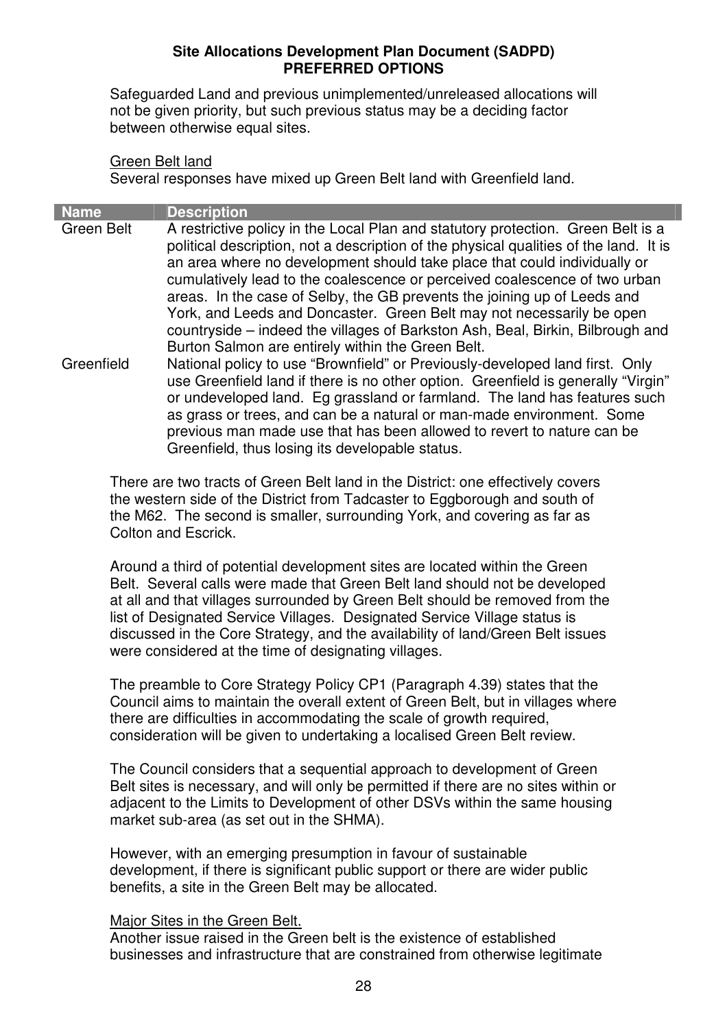Safeguarded Land and previous unimplemented/unreleased allocations will not be given priority, but such previous status may be a deciding factor between otherwise equal sites.

Green Belt land

Several responses have mixed up Green Belt land with Greenfield land.

| Name | Description |
|---|---|
| Green Belt | A restrictive policy in the Local Plan and statutory protection. Green Belt is a political description, not a description of the physical qualities of the land. It is an area where no development should take place that could individually or cumulatively lead to the coalescence or perceived coalescence of two urban areas. In the case of Selby, the GB prevents the joining up of Leeds and York, and Leeds and Doncaster. Green Belt may not necessarily be open countryside – indeed the villages of Barkston Ash, Beal, Birkin, Bilbrough and Burton Salmon are entirely within the Green Belt. |
| Greenfield | National policy to use "Brownfield" or Previously-developed land first. Only use Greenfield land if there is no other option. Greenfield is generally "Virgin" or undeveloped land. Eg grassland or farmland. The land has features such as grass or trees, and can be a natural or man-made environment. Some previous man made use that has been allowed to revert to nature can be Greenfield, thus losing its developable status. |

There are two tracts of Green Belt land in the District: one effectively covers the western side of the District from Tadcaster to Eggborough and south of the M62. The second is smaller, surrounding York, and covering as far as Colton and Escrick.

Around a third of potential development sites are located within the Green Belt. Several calls were made that Green Belt land should not be developed at all and that villages surrounded by Green Belt should be removed from the list of Designated Service Villages. Designated Service Village status is discussed in the Core Strategy, and the availability of land/Green Belt issues were considered at the time of designating villages.

The preamble to Core Strategy Policy CP1 (Paragraph 4.39) states that the Council aims to maintain the overall extent of Green Belt, but in villages where there are difficulties in accommodating the scale of growth required, consideration will be given to undertaking a localised Green Belt review.

The Council considers that a sequential approach to development of Green Belt sites is necessary, and will only be permitted if there are no sites within or adjacent to the Limits to Development of other DSVs within the same housing market sub-area (as set out in the SHMA).

However, with an emerging presumption in favour of sustainable development, if there is significant public support or there are wider public benefits, a site in the Green Belt may be allocated.

Major Sites in the Green Belt.

Another issue raised in the Green belt is the existence of established businesses and infrastructure that are constrained from otherwise legitimate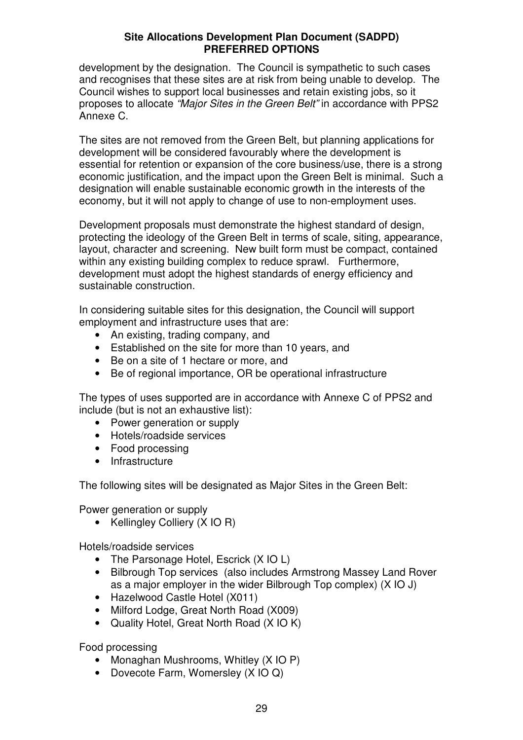development by the designation. The Council is sympathetic to such cases and recognises that these sites are at risk from being unable to develop. The Council wishes to support local businesses and retain existing jobs, so it proposes to allocate *"Major Sites in the Green Belt"* in accordance with PPS2 Annexe C.

The sites are not removed from the Green Belt, but planning applications for development will be considered favourably where the development is essential for retention or expansion of the core business/use, there is a strong economic justification, and the impact upon the Green Belt is minimal. Such a designation will enable sustainable economic growth in the interests of the economy, but it will not apply to change of use to non-employment uses.

Development proposals must demonstrate the highest standard of design, protecting the ideology of the Green Belt in terms of scale, siting, appearance, layout, character and screening. New built form must be compact, contained within any existing building complex to reduce sprawl. Furthermore, development must adopt the highest standards of energy efficiency and sustainable construction.

In considering suitable sites for this designation, the Council will support employment and infrastructure uses that are:

- An existing, trading company, and
- Established on the site for more than 10 years, and
- Be on a site of 1 hectare or more, and
- Be of regional importance, OR be operational infrastructure

The types of uses supported are in accordance with Annexe C of PPS2 and include (but is not an exhaustive list):

- Power generation or supply
- Hotels/roadside services
- Food processing
- Infrastructure

The following sites will be designated as Major Sites in the Green Belt:

Power generation or supply

- Kellingley Colliery (X IO R)

Hotels/roadside services

- The Parsonage Hotel, Escrick (X IO L)
- Bilbrough Top services (also includes Armstrong Massey Land Rover as a major employer in the wider Bilbrough Top complex) (X IO J)
- Hazelwood Castle Hotel (X011)
- Milford Lodge, Great North Road (X009)
- Quality Hotel, Great North Road (X IO K)

Food processing

- Monaghan Mushrooms, Whitley (X IO P)
- Dovecote Farm, Womersley (X IO Q)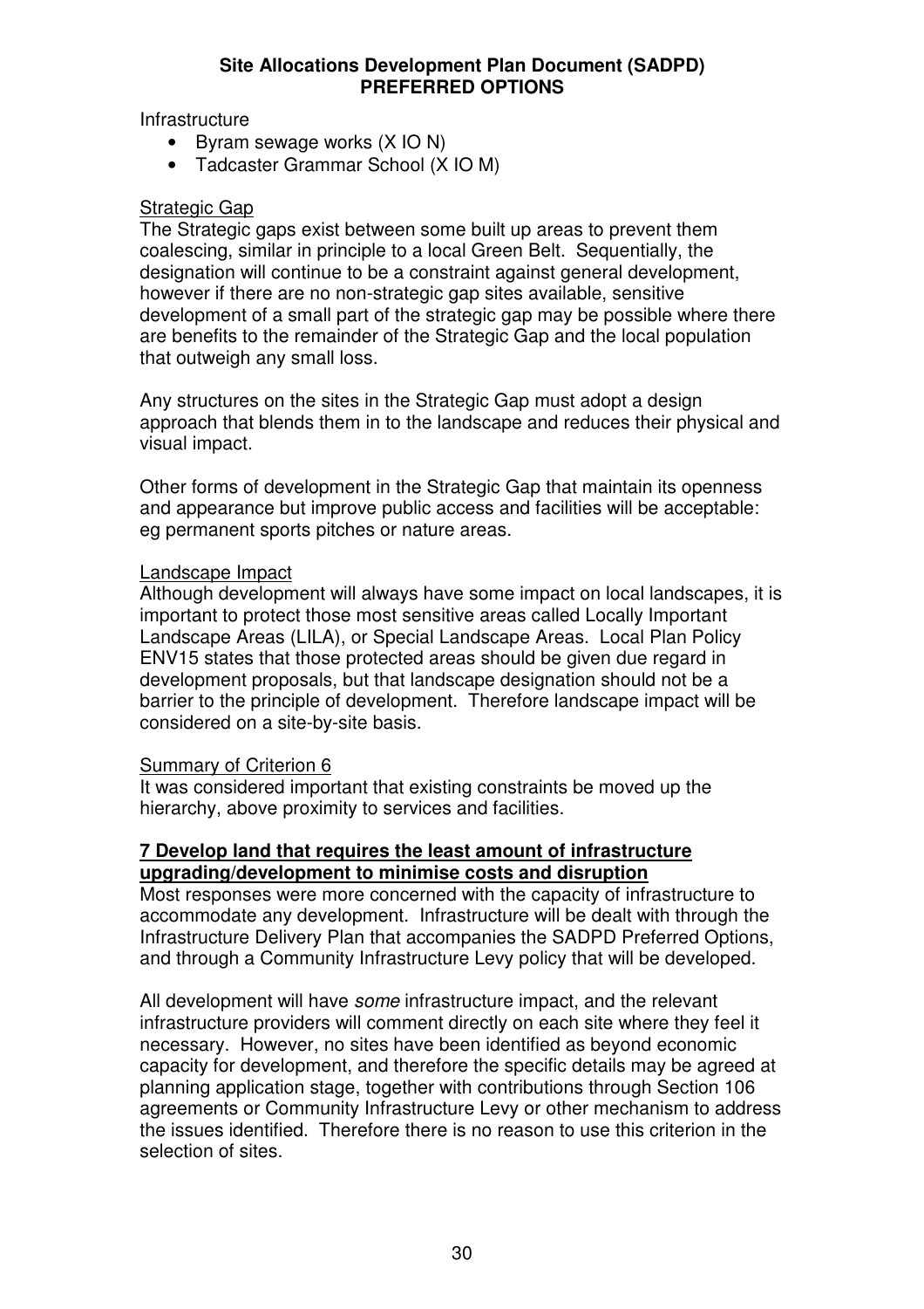Infrastructure

- Byram sewage works (X IO N)
- Tadcaster Grammar School (X IO M)

Strategic Gap

The Strategic gaps exist between some built up areas to prevent them coalescing, similar in principle to a local Green Belt. Sequentially, the designation will continue to be a constraint against general development, however if there are no non-strategic gap sites available, sensitive development of a small part of the strategic gap may be possible where there are benefits to the remainder of the Strategic Gap and the local population that outweigh any small loss.

Any structures on the sites in the Strategic Gap must adopt a design approach that blends them in to the landscape and reduces their physical and visual impact.

Other forms of development in the Strategic Gap that maintain its openness and appearance but improve public access and facilities will be acceptable: eg permanent sports pitches or nature areas.

Landscape Impact

Although development will always have some impact on local landscapes, it is important to protect those most sensitive areas called Locally Important Landscape Areas (LILA), or Special Landscape Areas. Local Plan Policy ENV15 states that those protected areas should be given due regard in development proposals, but that landscape designation should not be a barrier to the principle of development. Therefore landscape impact will be considered on a site-by-site basis.

Summary of Criterion 6

It was considered important that existing constraints be moved up the hierarchy, above proximity to services and facilities.

**7 Develop land that requires the least amount of infrastructure upgrading/development to minimise costs and disruption**

Most responses were more concerned with the capacity of infrastructure to accommodate any development. Infrastructure will be dealt with through the Infrastructure Delivery Plan that accompanies the SADPD Preferred Options, and through a Community Infrastructure Levy policy that will be developed.

All development will have *some* infrastructure impact, and the relevant infrastructure providers will comment directly on each site where they feel it necessary. However, no sites have been identified as beyond economic capacity for development, and therefore the specific details may be agreed at planning application stage, together with contributions through Section 106 agreements or Community Infrastructure Levy or other mechanism to address the issues identified. Therefore there is no reason to use this criterion in the selection of sites.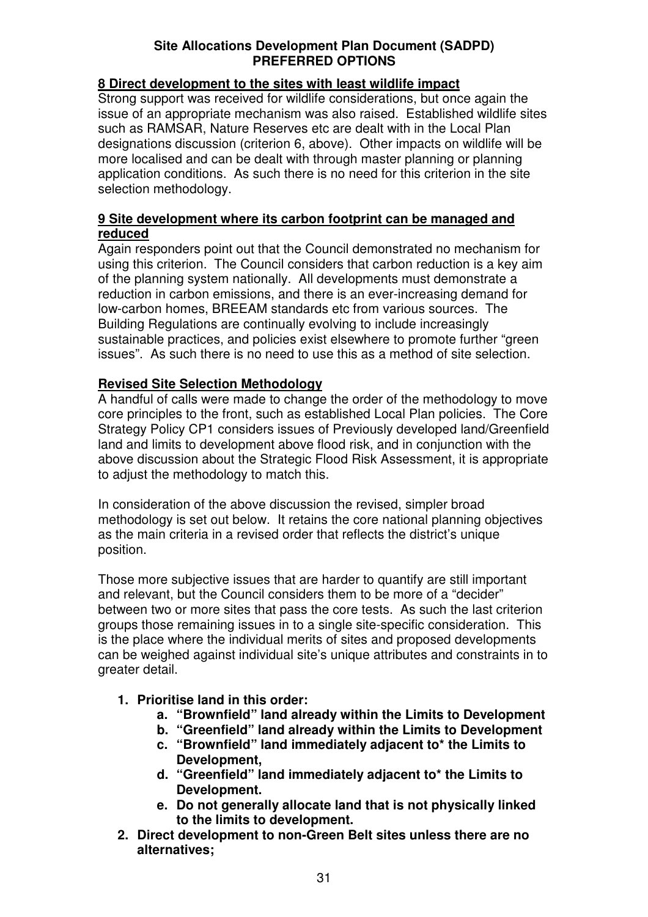## 8 Direct development to the sites with least wildlife impact

Strong support was received for wildlife considerations, but once again the issue of an appropriate mechanism was also raised. Established wildlife sites such as RAMSAR, Nature Reserves etc are dealt with in the Local Plan designations discussion (criterion 6, above). Other impacts on wildlife will be more localised and can be dealt with through master planning or planning application conditions. As such there is no need for this criterion in the site selection methodology.

## 9 Site development where its carbon footprint can be managed and reduced

Again responders point out that the Council demonstrated no mechanism for using this criterion. The Council considers that carbon reduction is a key aim of the planning system nationally. All developments must demonstrate a reduction in carbon emissions, and there is an ever-increasing demand for low-carbon homes, BREEAM standards etc from various sources. The Building Regulations are continually evolving to include increasingly sustainable practices, and policies exist elsewhere to promote further "green issues". As such there is no need to use this as a method of site selection.

## Revised Site Selection Methodology

A handful of calls were made to change the order of the methodology to move core principles to the front, such as established Local Plan policies. The Core Strategy Policy CP1 considers issues of Previously developed land/Greenfield land and limits to development above flood risk, and in conjunction with the above discussion about the Strategic Flood Risk Assessment, it is appropriate to adjust the methodology to match this.

In consideration of the above discussion the revised, simpler broad methodology is set out below. It retains the core national planning objectives as the main criteria in a revised order that reflects the district's unique position.

Those more subjective issues that are harder to quantify are still important and relevant, but the Council considers them to be more of a "decider" between two or more sites that pass the core tests. As such the last criterion groups those remaining issues in to a single site-specific consideration. This is the place where the individual merits of sites and proposed developments can be weighed against individual site's unique attributes and constraints in to greater detail.

1. **Prioritise land in this order:**
    a. **"Brownfield" land already within the Limits to Development**
    b. **"Greenfield" land already within the Limits to Development**
    c. **"Brownfield" land immediately adjacent to* the Limits to Development,**
    d. **"Greenfield" land immediately adjacent to* the Limits to Development.**
    e. **Do not generally allocate land that is not physically linked to the limits to development.**
2. **Direct development to non-Green Belt sites unless there are no alternatives;**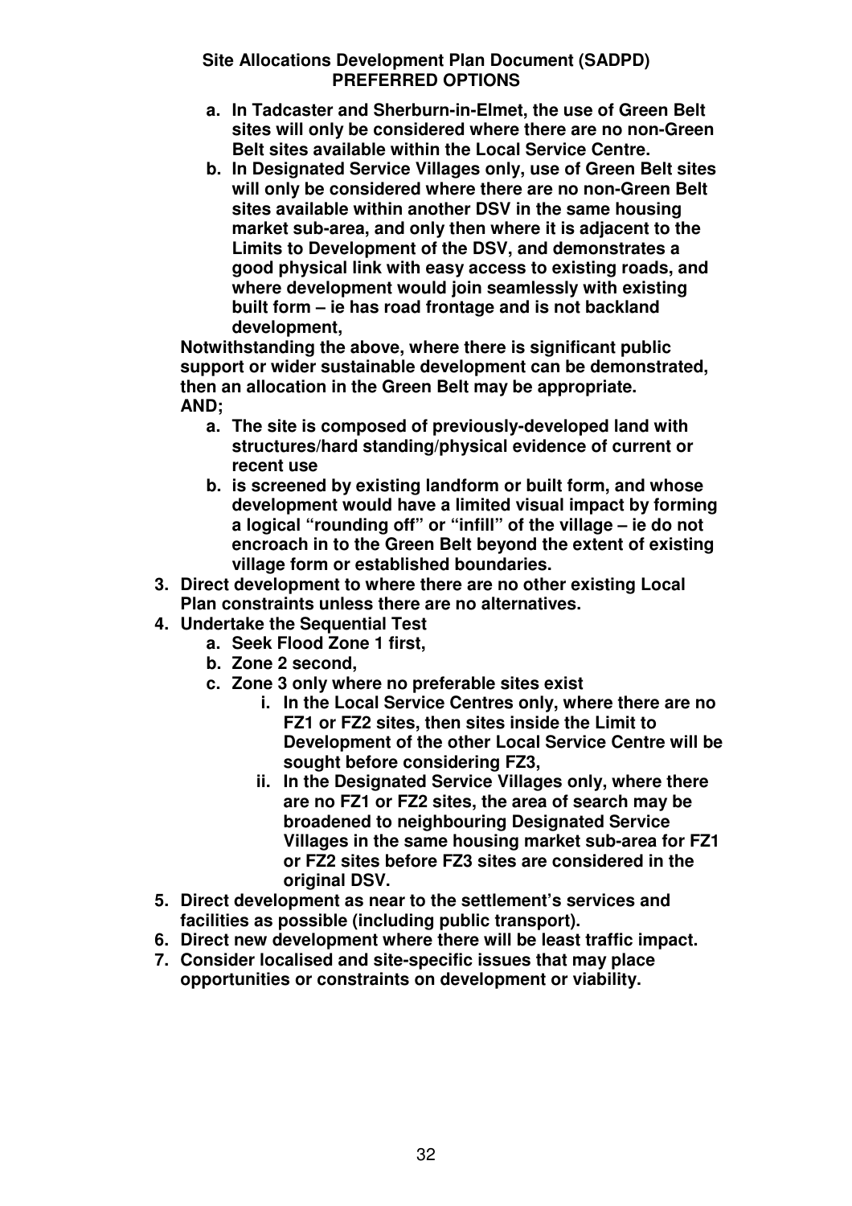**a. In Tadcaster and Sherburn-in-Elmet, the use of Green Belt sites will only be considered where there are no non-Green Belt sites available within the Local Service Centre.**

**b. In Designated Service Villages only, use of Green Belt sites will only be considered where there are no non-Green Belt sites available within another DSV in the same housing market sub-area, and only then where it is adjacent to the Limits to Development of the DSV, and demonstrates a good physical link with easy access to existing roads, and where development would join seamlessly with existing built form – ie has road frontage and is not backland development,**

**Notwithstanding the above, where there is significant public support or wider sustainable development can be demonstrated, then an allocation in the Green Belt may be appropriate.**

**AND;**

**a. The site is composed of previously-developed land with structures/hard standing/physical evidence of current or recent use**

**b. is screened by existing landform or built form, and whose development would have a limited visual impact by forming a logical "rounding off" or "infill" of the village – ie do not encroach in to the Green Belt beyond the extent of existing village form or established boundaries.**

3. **Direct development to where there are no other existing Local Plan constraints unless there are no alternatives.**
4. **Undertake the Sequential Test**
   - **a. Seek Flood Zone 1 first,**
   - **b. Zone 2 second,**
   - **c. Zone 3 only where no preferable sites exist**
     - **i. In the Local Service Centres only, where there are no FZ1 or FZ2 sites, then sites inside the Limit to Development of the other Local Service Centre will be sought before considering FZ3,**
     - **ii. In the Designated Service Villages only, where there are no FZ1 or FZ2 sites, the area of search may be broadened to neighbouring Designated Service Villages in the same housing market sub-area for FZ1 or FZ2 sites before FZ3 sites are considered in the original DSV.**
5. **Direct development as near to the settlement's services and facilities as possible (including public transport).**
6. **Direct new development where there will be least traffic impact.**
7. **Consider localised and site-specific issues that may place opportunities or constraints on development or viability.**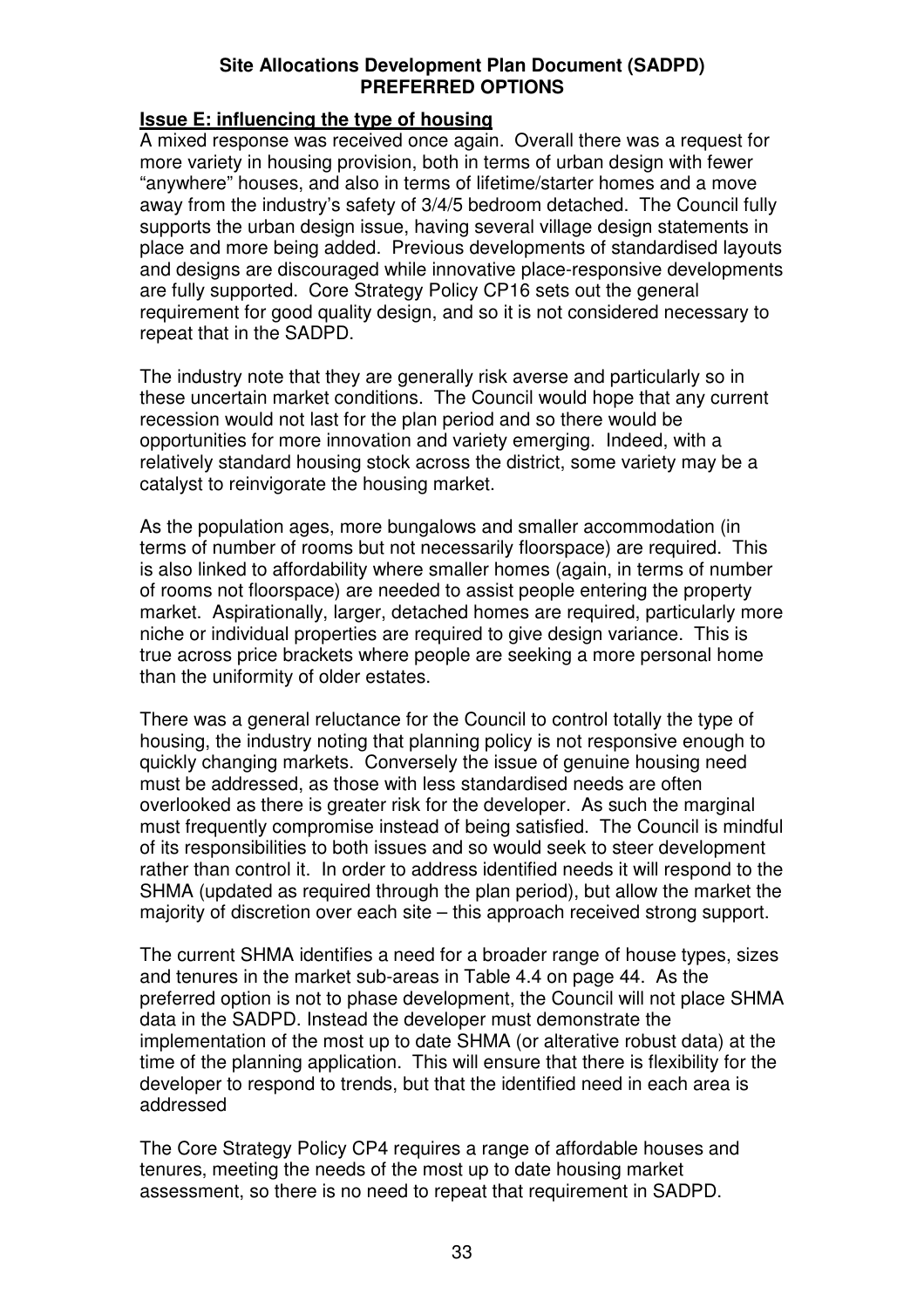**Issue E: influencing the type of housing**

A mixed response was received once again. Overall there was a request for more variety in housing provision, both in terms of urban design with fewer "anywhere" houses, and also in terms of lifetime/starter homes and a move away from the industry's safety of 3/4/5 bedroom detached. The Council fully supports the urban design issue, having several village design statements in place and more being added. Previous developments of standardised layouts and designs are discouraged while innovative place-responsive developments are fully supported. Core Strategy Policy CP16 sets out the general requirement for good quality design, and so it is not considered necessary to repeat that in the SADPD.

The industry note that they are generally risk averse and particularly so in these uncertain market conditions. The Council would hope that any current recession would not last for the plan period and so there would be opportunities for more innovation and variety emerging. Indeed, with a relatively standard housing stock across the district, some variety may be a catalyst to reinvigorate the housing market.

As the population ages, more bungalows and smaller accommodation (in terms of number of rooms but not necessarily floorspace) are required. This is also linked to affordability where smaller homes (again, in terms of number of rooms not floorspace) are needed to assist people entering the property market. Aspirationally, larger, detached homes are required, particularly more niche or individual properties are required to give design variance. This is true across price brackets where people are seeking a more personal home than the uniformity of older estates.

There was a general reluctance for the Council to control totally the type of housing, the industry noting that planning policy is not responsive enough to quickly changing markets. Conversely the issue of genuine housing need must be addressed, as those with less standardised needs are often overlooked as there is greater risk for the developer. As such the marginal must frequently compromise instead of being satisfied. The Council is mindful of its responsibilities to both issues and so would seek to steer development rather than control it. In order to address identified needs it will respond to the SHMA (updated as required through the plan period), but allow the market the majority of discretion over each site – this approach received strong support.

The current SHMA identifies a need for a broader range of house types, sizes and tenures in the market sub-areas in Table 4.4 on page 44. As the preferred option is not to phase development, the Council will not place SHMA data in the SADPD. Instead the developer must demonstrate the implementation of the most up to date SHMA (or alterative robust data) at the time of the planning application. This will ensure that there is flexibility for the developer to respond to trends, but that the identified need in each area is addressed

The Core Strategy Policy CP4 requires a range of affordable houses and tenures, meeting the needs of the most up to date housing market assessment, so there is no need to repeat that requirement in SADPD.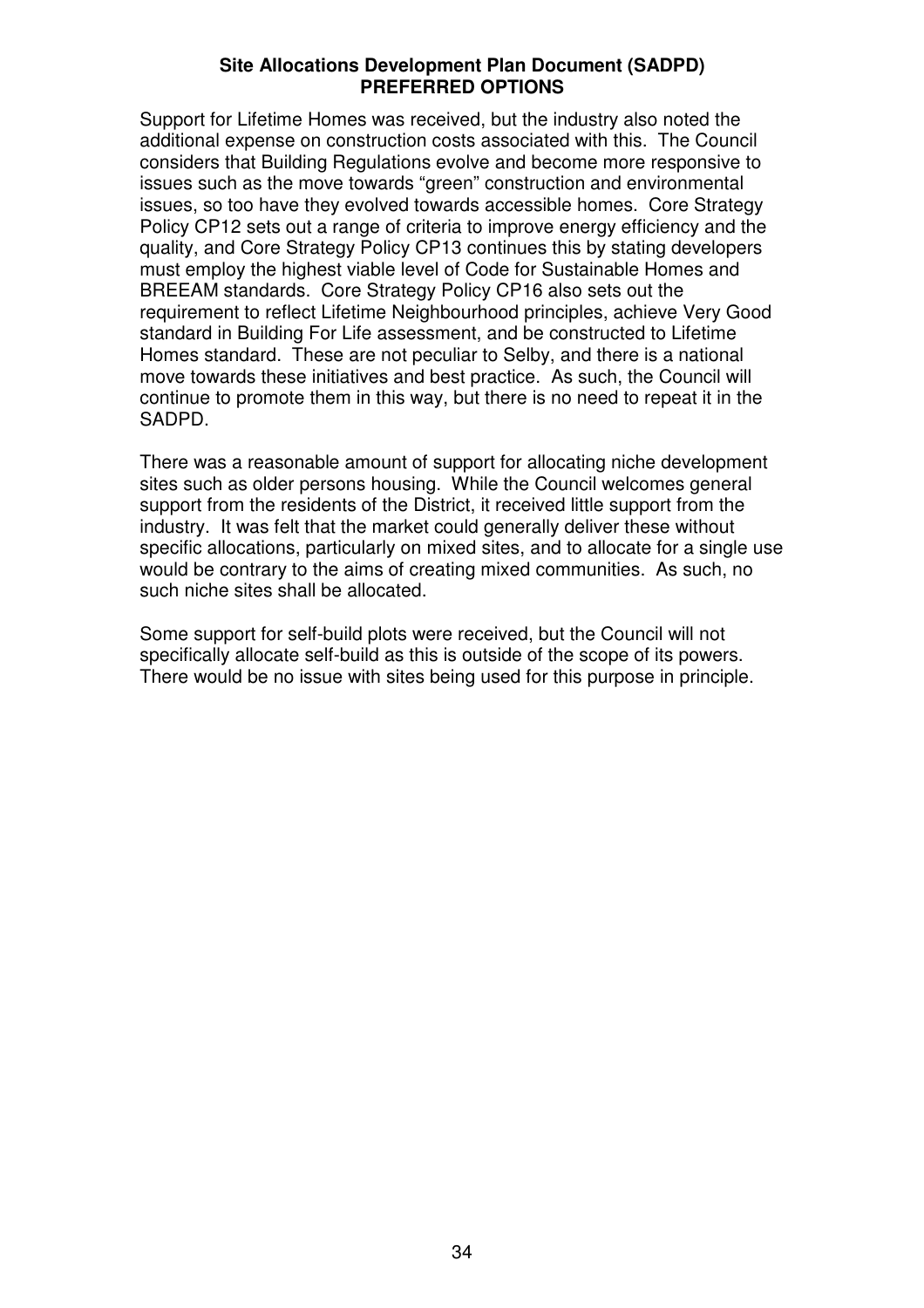Support for Lifetime Homes was received, but the industry also noted the additional expense on construction costs associated with this. The Council considers that Building Regulations evolve and become more responsive to issues such as the move towards "green" construction and environmental issues, so too have they evolved towards accessible homes. Core Strategy Policy CP12 sets out a range of criteria to improve energy efficiency and the quality, and Core Strategy Policy CP13 continues this by stating developers must employ the highest viable level of Code for Sustainable Homes and BREEAM standards. Core Strategy Policy CP16 also sets out the requirement to reflect Lifetime Neighbourhood principles, achieve Very Good standard in Building For Life assessment, and be constructed to Lifetime Homes standard. These are not peculiar to Selby, and there is a national move towards these initiatives and best practice. As such, the Council will continue to promote them in this way, but there is no need to repeat it in the SADPD.

There was a reasonable amount of support for allocating niche development sites such as older persons housing. While the Council welcomes general support from the residents of the District, it received little support from the industry. It was felt that the market could generally deliver these without specific allocations, particularly on mixed sites, and to allocate for a single use would be contrary to the aims of creating mixed communities. As such, no such niche sites shall be allocated.

Some support for self-build plots were received, but the Council will not specifically allocate self-build as this is outside of the scope of its powers. There would be no issue with sites being used for this purpose in principle.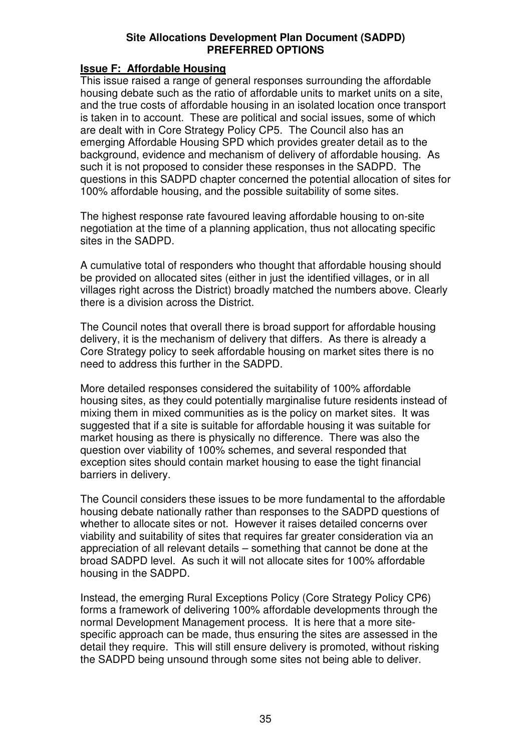**Issue F: Affordable Housing**

This issue raised a range of general responses surrounding the affordable housing debate such as the ratio of affordable units to market units on a site, and the true costs of affordable housing in an isolated location once transport is taken in to account. These are political and social issues, some of which are dealt with in Core Strategy Policy CP5. The Council also has an emerging Affordable Housing SPD which provides greater detail as to the background, evidence and mechanism of delivery of affordable housing. As such it is not proposed to consider these responses in the SADPD. The questions in this SADPD chapter concerned the potential allocation of sites for 100% affordable housing, and the possible suitability of some sites.

The highest response rate favoured leaving affordable housing to on-site negotiation at the time of a planning application, thus not allocating specific sites in the SADPD.

A cumulative total of responders who thought that affordable housing should be provided on allocated sites (either in just the identified villages, or in all villages right across the District) broadly matched the numbers above. Clearly there is a division across the District.

The Council notes that overall there is broad support for affordable housing delivery, it is the mechanism of delivery that differs. As there is already a Core Strategy policy to seek affordable housing on market sites there is no need to address this further in the SADPD.

More detailed responses considered the suitability of 100% affordable housing sites, as they could potentially marginalise future residents instead of mixing them in mixed communities as is the policy on market sites. It was suggested that if a site is suitable for affordable housing it was suitable for market housing as there is physically no difference. There was also the question over viability of 100% schemes, and several responded that exception sites should contain market housing to ease the tight financial barriers in delivery.

The Council considers these issues to be more fundamental to the affordable housing debate nationally rather than responses to the SADPD questions of whether to allocate sites or not. However it raises detailed concerns over viability and suitability of sites that requires far greater consideration via an appreciation of all relevant details – something that cannot be done at the broad SADPD level. As such it will not allocate sites for 100% affordable housing in the SADPD.

Instead, the emerging Rural Exceptions Policy (Core Strategy Policy CP6) forms a framework of delivering 100% affordable developments through the normal Development Management process. It is here that a more site-specific approach can be made, thus ensuring the sites are assessed in the detail they require. This will still ensure delivery is promoted, without risking the SADPD being unsound through some sites not being able to deliver.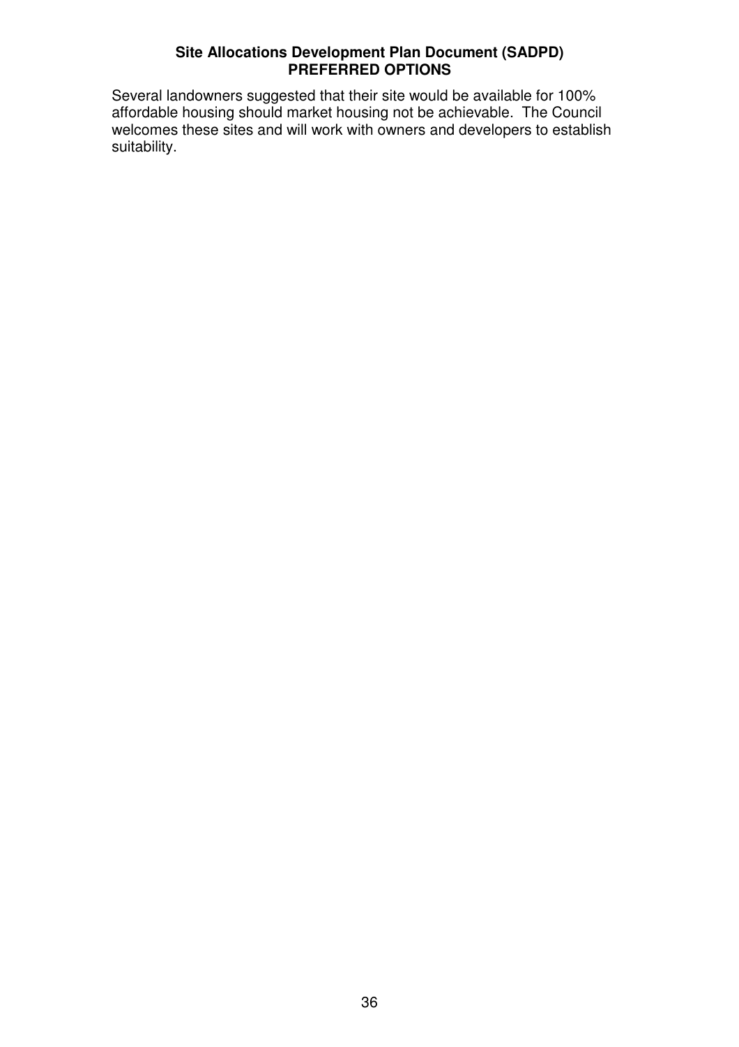Several landowners suggested that their site would be available for 100% affordable housing should market housing not be achievable. The Council welcomes these sites and will work with owners and developers to establish suitability.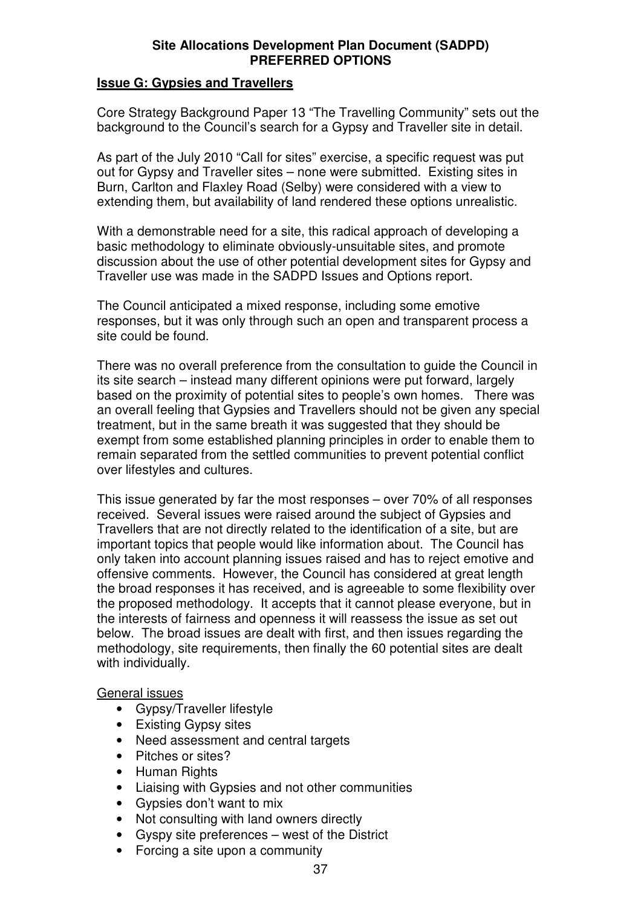## Issue G: Gypsies and Travellers

Core Strategy Background Paper 13 "The Travelling Community" sets out the background to the Council's search for a Gypsy and Traveller site in detail.

As part of the July 2010 "Call for sites" exercise, a specific request was put out for Gypsy and Traveller sites – none were submitted. Existing sites in Burn, Carlton and Flaxley Road (Selby) were considered with a view to extending them, but availability of land rendered these options unrealistic.

With a demonstrable need for a site, this radical approach of developing a basic methodology to eliminate obviously-unsuitable sites, and promote discussion about the use of other potential development sites for Gypsy and Traveller use was made in the SADPD Issues and Options report.

The Council anticipated a mixed response, including some emotive responses, but it was only through such an open and transparent process a site could be found.

There was no overall preference from the consultation to guide the Council in its site search – instead many different opinions were put forward, largely based on the proximity of potential sites to people's own homes. There was an overall feeling that Gypsies and Travellers should not be given any special treatment, but in the same breath it was suggested that they should be exempt from some established planning principles in order to enable them to remain separated from the settled communities to prevent potential conflict over lifestyles and cultures.

This issue generated by far the most responses – over 70% of all responses received. Several issues were raised around the subject of Gypsies and Travellers that are not directly related to the identification of a site, but are important topics that people would like information about. The Council has only taken into account planning issues raised and has to reject emotive and offensive comments. However, the Council has considered at great length the broad responses it has received, and is agreeable to some flexibility over the proposed methodology. It accepts that it cannot please everyone, but in the interests of fairness and openness it will reassess the issue as set out below. The broad issues are dealt with first, and then issues regarding the methodology, site requirements, then finally the 60 potential sites are dealt with individually.

General issues

- Gypsy/Traveller lifestyle
- Existing Gypsy sites
- Need assessment and central targets
- Pitches or sites?
- Human Rights
- Liaising with Gypsies and not other communities
- Gypsies don't want to mix
- Not consulting with land owners directly
- Gyspy site preferences – west of the District
- Forcing a site upon a community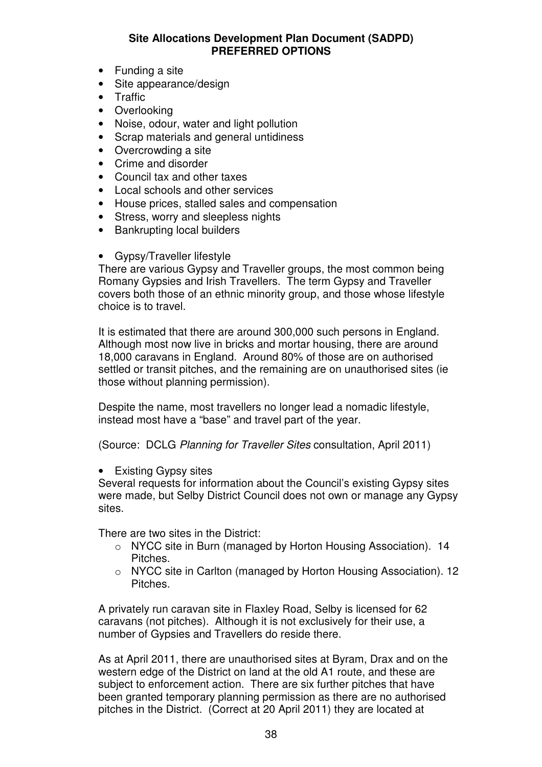- Funding a site
- Site appearance/design
- Traffic
- Overlooking
- Noise, odour, water and light pollution
- Scrap materials and general untidiness
- Overcrowding a site
- Crime and disorder
- Council tax and other taxes
- Local schools and other services
- House prices, stalled sales and compensation
- Stress, worry and sleepless nights
- Bankrupting local builders

- Gypsy/Traveller lifestyle

There are various Gypsy and Traveller groups, the most common being Romany Gypsies and Irish Travellers. The term Gypsy and Traveller covers both those of an ethnic minority group, and those whose lifestyle choice is to travel.

It is estimated that there are around 300,000 such persons in England. Although most now live in bricks and mortar housing, there are around 18,000 caravans in England. Around 80% of those are on authorised settled or transit pitches, and the remaining are on unauthorised sites (ie those without planning permission).

Despite the name, most travellers no longer lead a nomadic lifestyle, instead most have a "base" and travel part of the year.

(Source: DCLG *Planning for Traveller Sites* consultation, April 2011)

- Existing Gypsy sites

Several requests for information about the Council's existing Gypsy sites were made, but Selby District Council does not own or manage any Gypsy sites.

There are two sites in the District:

- NYCC site in Burn (managed by Horton Housing Association). 14 Pitches.
- NYCC site in Carlton (managed by Horton Housing Association). 12 Pitches.

A privately run caravan site in Flaxley Road, Selby is licensed for 62 caravans (not pitches). Although it is not exclusively for their use, a number of Gypsies and Travellers do reside there.

As at April 2011, there are unauthorised sites at Byram, Drax and on the western edge of the District on land at the old A1 route, and these are subject to enforcement action. There are six further pitches that have been granted temporary planning permission as there are no authorised pitches in the District. (Correct at 20 April 2011) they are located at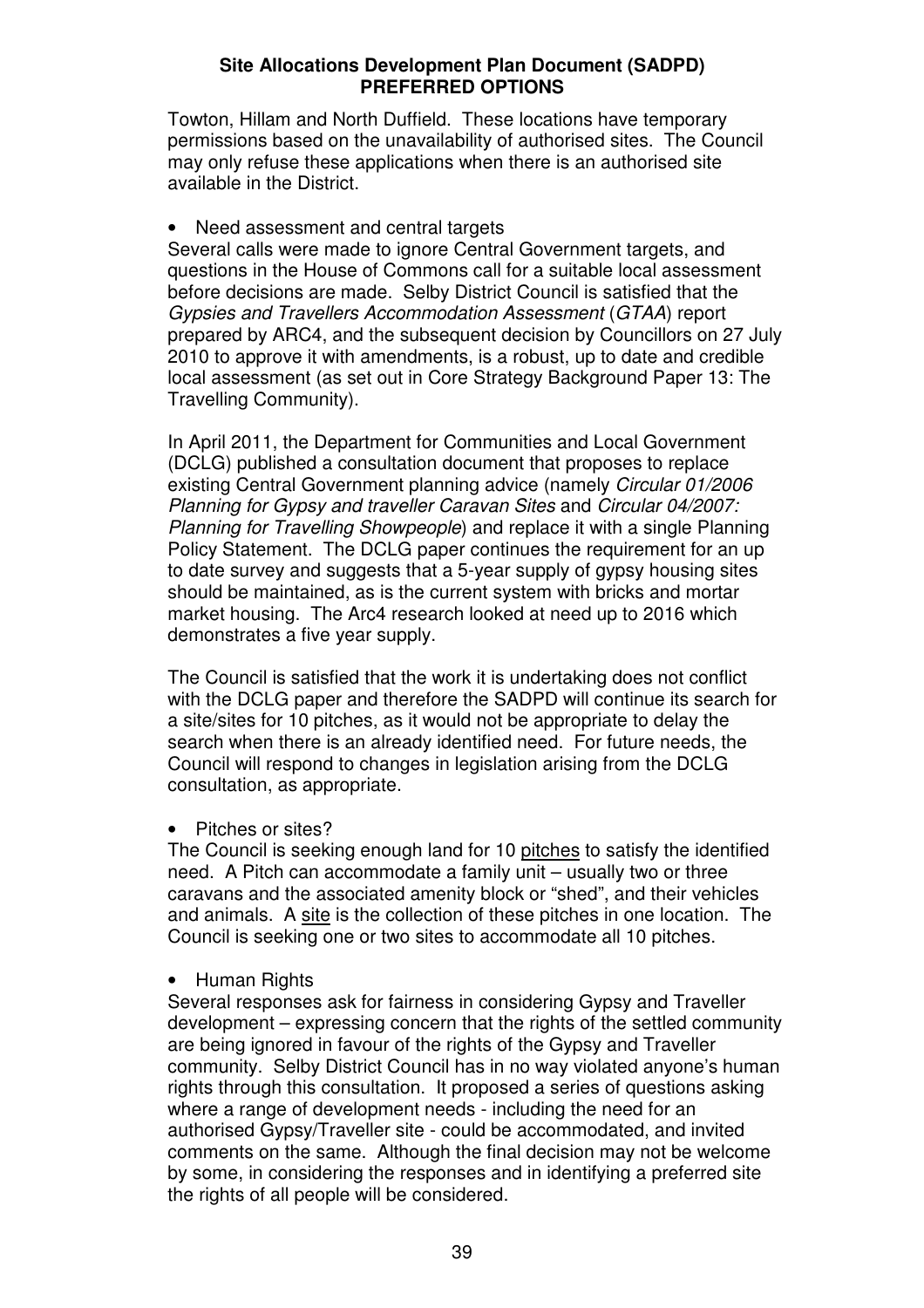Towton, Hillam and North Duffield. These locations have temporary permissions based on the unavailability of authorised sites. The Council may only refuse these applications when there is an authorised site available in the District.

- Need assessment and central targets

Several calls were made to ignore Central Government targets, and questions in the House of Commons call for a suitable local assessment before decisions are made. Selby District Council is satisfied that the *Gypsies and Travellers Accommodation Assessment* (*GTAA*) report prepared by ARC4, and the subsequent decision by Councillors on 27 July 2010 to approve it with amendments, is a robust, up to date and credible local assessment (as set out in Core Strategy Background Paper 13: The Travelling Community).

In April 2011, the Department for Communities and Local Government (DCLG) published a consultation document that proposes to replace existing Central Government planning advice (namely *Circular 01/2006 Planning for Gypsy and traveller Caravan Sites* and *Circular 04/2007: Planning for Travelling Showpeople*) and replace it with a single Planning Policy Statement. The DCLG paper continues the requirement for an up to date survey and suggests that a 5-year supply of gypsy housing sites should be maintained, as is the current system with bricks and mortar market housing. The Arc4 research looked at need up to 2016 which demonstrates a five year supply.

The Council is satisfied that the work it is undertaking does not conflict with the DCLG paper and therefore the SADPD will continue its search for a site/sites for 10 pitches, as it would not be appropriate to delay the search when there is an already identified need. For future needs, the Council will respond to changes in legislation arising from the DCLG consultation, as appropriate.

- Pitches or sites?

The Council is seeking enough land for 10 <u>pitches</u> to satisfy the identified need. A Pitch can accommodate a family unit – usually two or three caravans and the associated amenity block or "shed", and their vehicles and animals. A <u>site</u> is the collection of these pitches in one location. The Council is seeking one or two sites to accommodate all 10 pitches.

- Human Rights

Several responses ask for fairness in considering Gypsy and Traveller development – expressing concern that the rights of the settled community are being ignored in favour of the rights of the Gypsy and Traveller community. Selby District Council has in no way violated anyone's human rights through this consultation. It proposed a series of questions asking where a range of development needs - including the need for an authorised Gypsy/Traveller site - could be accommodated, and invited comments on the same. Although the final decision may not be welcome by some, in considering the responses and in identifying a preferred site the rights of all people will be considered.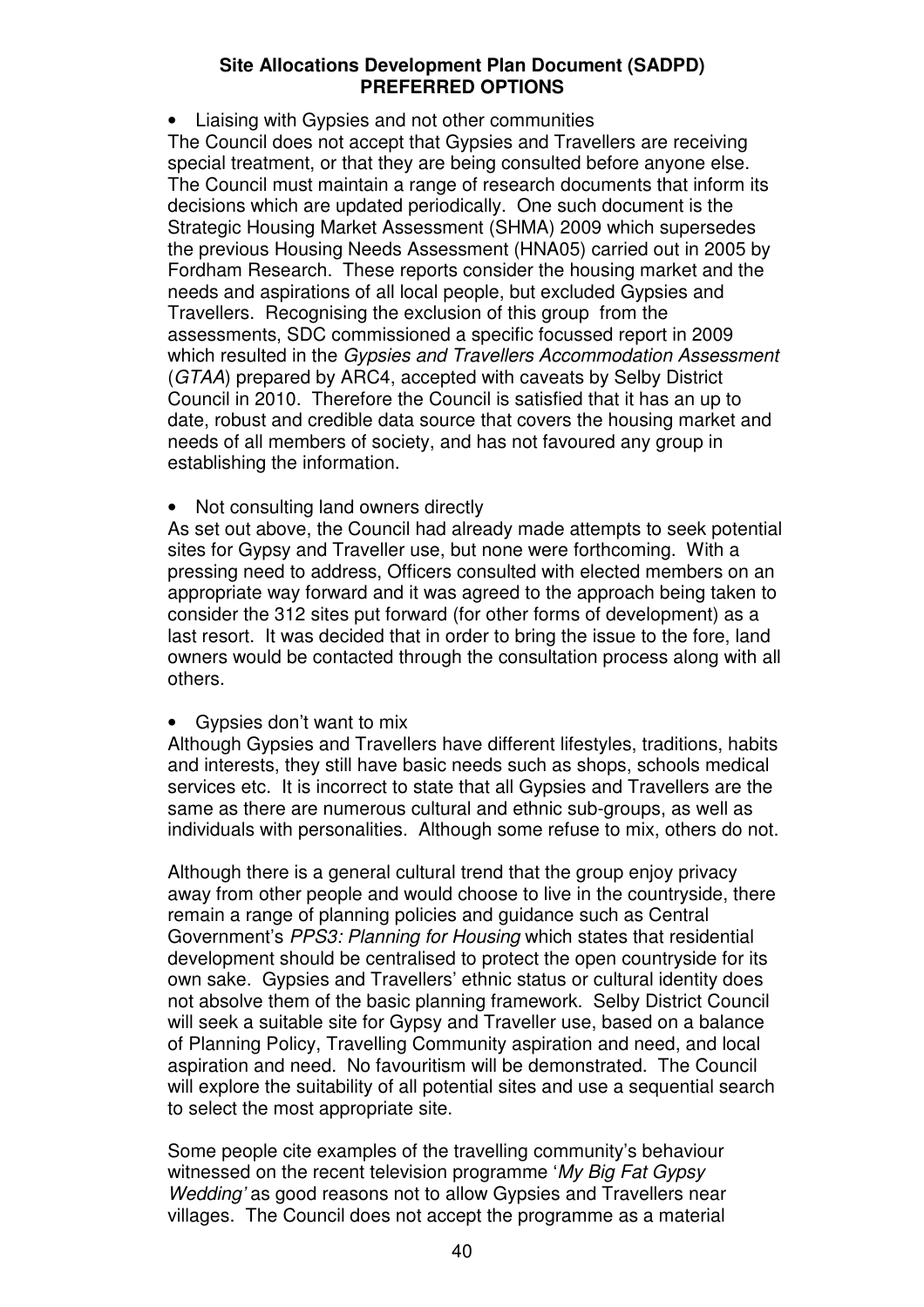- Liaising with Gypsies and not other communities

The Council does not accept that Gypsies and Travellers are receiving special treatment, or that they are being consulted before anyone else. The Council must maintain a range of research documents that inform its decisions which are updated periodically. One such document is the Strategic Housing Market Assessment (SHMA) 2009 which supersedes the previous Housing Needs Assessment (HNA05) carried out in 2005 by Fordham Research. These reports consider the housing market and the needs and aspirations of all local people, but excluded Gypsies and Travellers. Recognising the exclusion of this group from the assessments, SDC commissioned a specific focussed report in 2009 which resulted in the *Gypsies and Travellers Accommodation Assessment* (*GTAA*) prepared by ARC4, accepted with caveats by Selby District Council in 2010. Therefore the Council is satisfied that it has an up to date, robust and credible data source that covers the housing market and needs of all members of society, and has not favoured any group in establishing the information.

- Not consulting land owners directly

As set out above, the Council had already made attempts to seek potential sites for Gypsy and Traveller use, but none were forthcoming. With a pressing need to address, Officers consulted with elected members on an appropriate way forward and it was agreed to the approach being taken to consider the 312 sites put forward (for other forms of development) as a last resort. It was decided that in order to bring the issue to the fore, land owners would be contacted through the consultation process along with all others.

- Gypsies don't want to mix

Although Gypsies and Travellers have different lifestyles, traditions, habits and interests, they still have basic needs such as shops, schools medical services etc. It is incorrect to state that all Gypsies and Travellers are the same as there are numerous cultural and ethnic sub-groups, as well as individuals with personalities. Although some refuse to mix, others do not.

Although there is a general cultural trend that the group enjoy privacy away from other people and would choose to live in the countryside, there remain a range of planning policies and guidance such as Central Government's *PPS3: Planning for Housing* which states that residential development should be centralised to protect the open countryside for its own sake. Gypsies and Travellers' ethnic status or cultural identity does not absolve them of the basic planning framework. Selby District Council will seek a suitable site for Gypsy and Traveller use, based on a balance of Planning Policy, Travelling Community aspiration and need, and local aspiration and need. No favouritism will be demonstrated. The Council will explore the suitability of all potential sites and use a sequential search to select the most appropriate site.

Some people cite examples of the travelling community's behaviour witnessed on the recent television programme '*My Big Fat Gypsy Wedding'* as good reasons not to allow Gypsies and Travellers near villages. The Council does not accept the programme as a material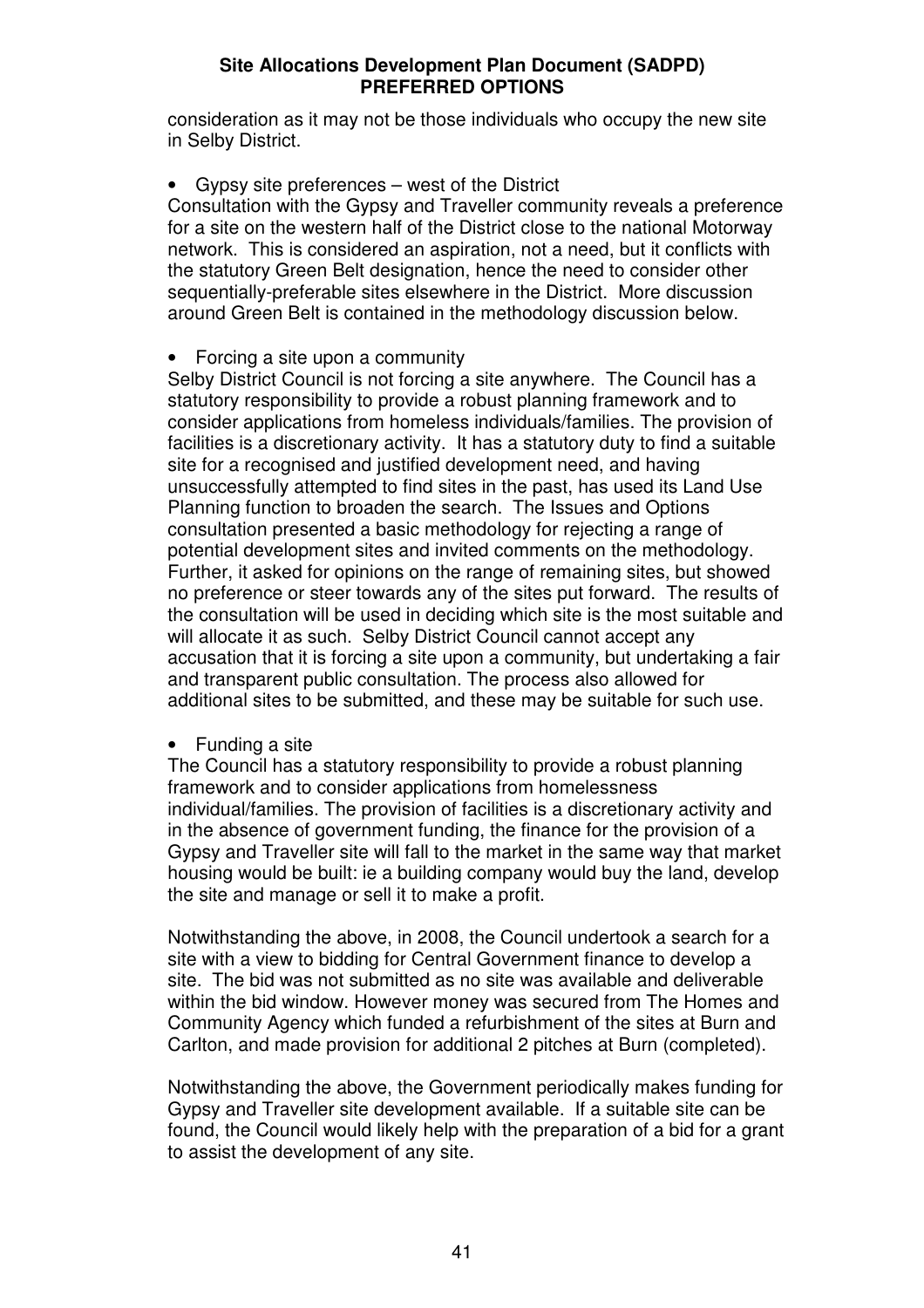consideration as it may not be those individuals who occupy the new site in Selby District.

- Gypsy site preferences – west of the District

Consultation with the Gypsy and Traveller community reveals a preference for a site on the western half of the District close to the national Motorway network. This is considered an aspiration, not a need, but it conflicts with the statutory Green Belt designation, hence the need to consider other sequentially-preferable sites elsewhere in the District. More discussion around Green Belt is contained in the methodology discussion below.

- Forcing a site upon a community

Selby District Council is not forcing a site anywhere. The Council has a statutory responsibility to provide a robust planning framework and to consider applications from homeless individuals/families. The provision of facilities is a discretionary activity. It has a statutory duty to find a suitable site for a recognised and justified development need, and having unsuccessfully attempted to find sites in the past, has used its Land Use Planning function to broaden the search. The Issues and Options consultation presented a basic methodology for rejecting a range of potential development sites and invited comments on the methodology. Further, it asked for opinions on the range of remaining sites, but showed no preference or steer towards any of the sites put forward. The results of the consultation will be used in deciding which site is the most suitable and will allocate it as such. Selby District Council cannot accept any accusation that it is forcing a site upon a community, but undertaking a fair and transparent public consultation. The process also allowed for additional sites to be submitted, and these may be suitable for such use.

- Funding a site

The Council has a statutory responsibility to provide a robust planning framework and to consider applications from homelessness individual/families. The provision of facilities is a discretionary activity and in the absence of government funding, the finance for the provision of a Gypsy and Traveller site will fall to the market in the same way that market housing would be built: ie a building company would buy the land, develop the site and manage or sell it to make a profit.

Notwithstanding the above, in 2008, the Council undertook a search for a site with a view to bidding for Central Government finance to develop a site. The bid was not submitted as no site was available and deliverable within the bid window. However money was secured from The Homes and Community Agency which funded a refurbishment of the sites at Burn and Carlton, and made provision for additional 2 pitches at Burn (completed).

Notwithstanding the above, the Government periodically makes funding for Gypsy and Traveller site development available. If a suitable site can be found, the Council would likely help with the preparation of a bid for a grant to assist the development of any site.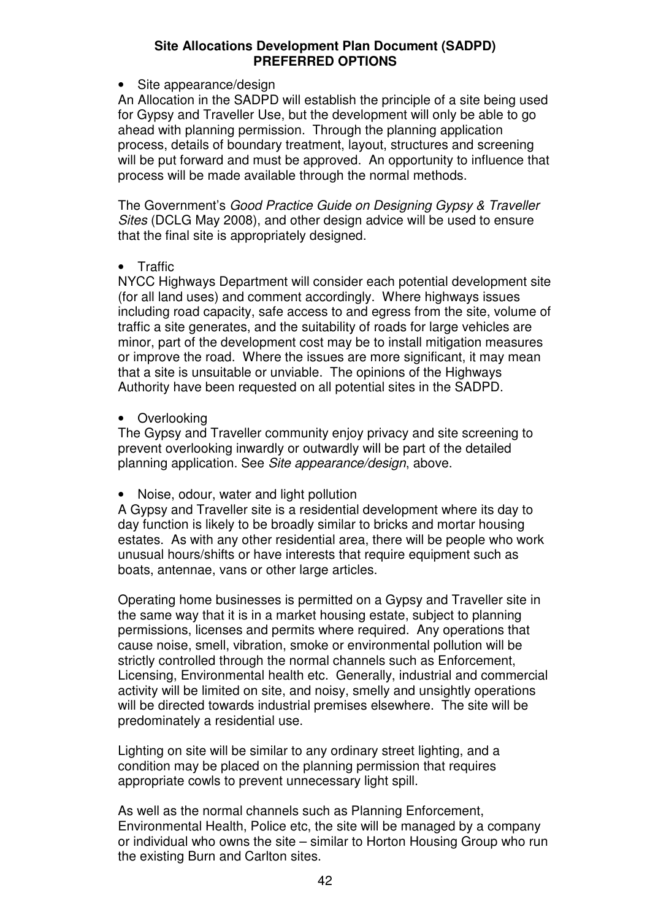- Site appearance/design

An Allocation in the SADPD will establish the principle of a site being used for Gypsy and Traveller Use, but the development will only be able to go ahead with planning permission. Through the planning application process, details of boundary treatment, layout, structures and screening will be put forward and must be approved. An opportunity to influence that process will be made available through the normal methods.

The Government's *Good Practice Guide on Designing Gypsy & Traveller Sites* (DCLG May 2008), and other design advice will be used to ensure that the final site is appropriately designed.

- Traffic

NYCC Highways Department will consider each potential development site (for all land uses) and comment accordingly. Where highways issues including road capacity, safe access to and egress from the site, volume of traffic a site generates, and the suitability of roads for large vehicles are minor, part of the development cost may be to install mitigation measures or improve the road. Where the issues are more significant, it may mean that a site is unsuitable or unviable. The opinions of the Highways Authority have been requested on all potential sites in the SADPD.

- Overlooking

The Gypsy and Traveller community enjoy privacy and site screening to prevent overlooking inwardly or outwardly will be part of the detailed planning application. See *Site appearance/design*, above.

- Noise, odour, water and light pollution

A Gypsy and Traveller site is a residential development where its day to day function is likely to be broadly similar to bricks and mortar housing estates. As with any other residential area, there will be people who work unusual hours/shifts or have interests that require equipment such as boats, antennae, vans or other large articles.

Operating home businesses is permitted on a Gypsy and Traveller site in the same way that it is in a market housing estate, subject to planning permissions, licenses and permits where required. Any operations that cause noise, smell, vibration, smoke or environmental pollution will be strictly controlled through the normal channels such as Enforcement, Licensing, Environmental health etc. Generally, industrial and commercial activity will be limited on site, and noisy, smelly and unsightly operations will be directed towards industrial premises elsewhere. The site will be predominately a residential use.

Lighting on site will be similar to any ordinary street lighting, and a condition may be placed on the planning permission that requires appropriate cowls to prevent unnecessary light spill.

As well as the normal channels such as Planning Enforcement, Environmental Health, Police etc, the site will be managed by a company or individual who owns the site – similar to Horton Housing Group who run the existing Burn and Carlton sites.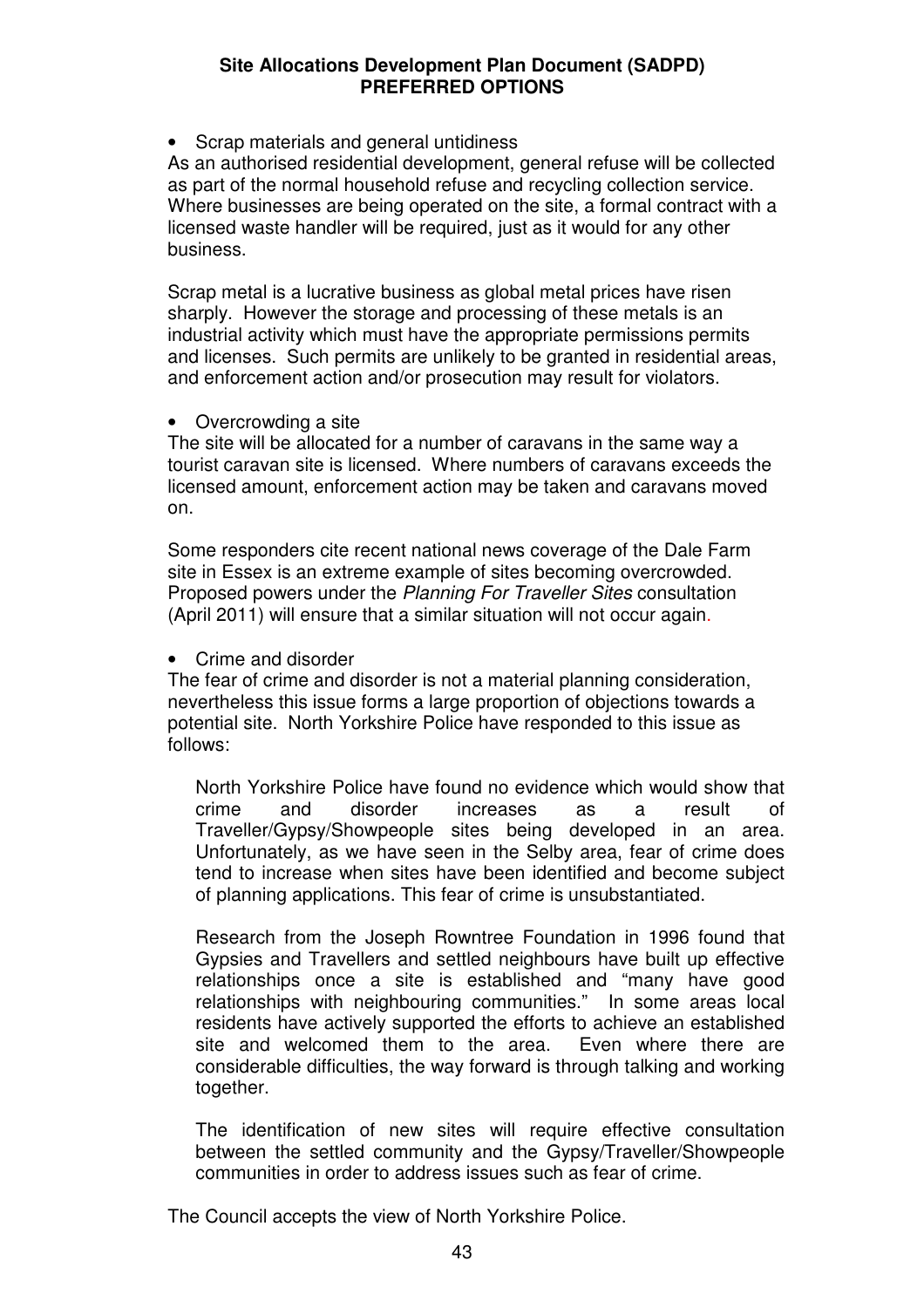- Scrap materials and general untidiness

As an authorised residential development, general refuse will be collected as part of the normal household refuse and recycling collection service. Where businesses are being operated on the site, a formal contract with a licensed waste handler will be required, just as it would for any other business.

Scrap metal is a lucrative business as global metal prices have risen sharply. However the storage and processing of these metals is an industrial activity which must have the appropriate permissions permits and licenses. Such permits are unlikely to be granted in residential areas, and enforcement action and/or prosecution may result for violators.

- Overcrowding a site

The site will be allocated for a number of caravans in the same way a tourist caravan site is licensed. Where numbers of caravans exceeds the licensed amount, enforcement action may be taken and caravans moved on.

Some responders cite recent national news coverage of the Dale Farm site in Essex is an extreme example of sites becoming overcrowded. Proposed powers under the *Planning For Traveller Sites* consultation (April 2011) will ensure that a similar situation will not occur again.

- Crime and disorder

The fear of crime and disorder is not a material planning consideration, nevertheless this issue forms a large proportion of objections towards a potential site. North Yorkshire Police have responded to this issue as follows:

> North Yorkshire Police have found no evidence which would show that crime and disorder increases as a result of Traveller/Gypsy/Showpeople sites being developed in an area. Unfortunately, as we have seen in the Selby area, fear of crime does tend to increase when sites have been identified and become subject of planning applications. This fear of crime is unsubstantiated.
>
> Research from the Joseph Rowntree Foundation in 1996 found that Gypsies and Travellers and settled neighbours have built up effective relationships once a site is established and "many have good relationships with neighbouring communities." In some areas local residents have actively supported the efforts to achieve an established site and welcomed them to the area. Even where there are considerable difficulties, the way forward is through talking and working together.
>
> The identification of new sites will require effective consultation between the settled community and the Gypsy/Traveller/Showpeople communities in order to address issues such as fear of crime.

The Council accepts the view of North Yorkshire Police.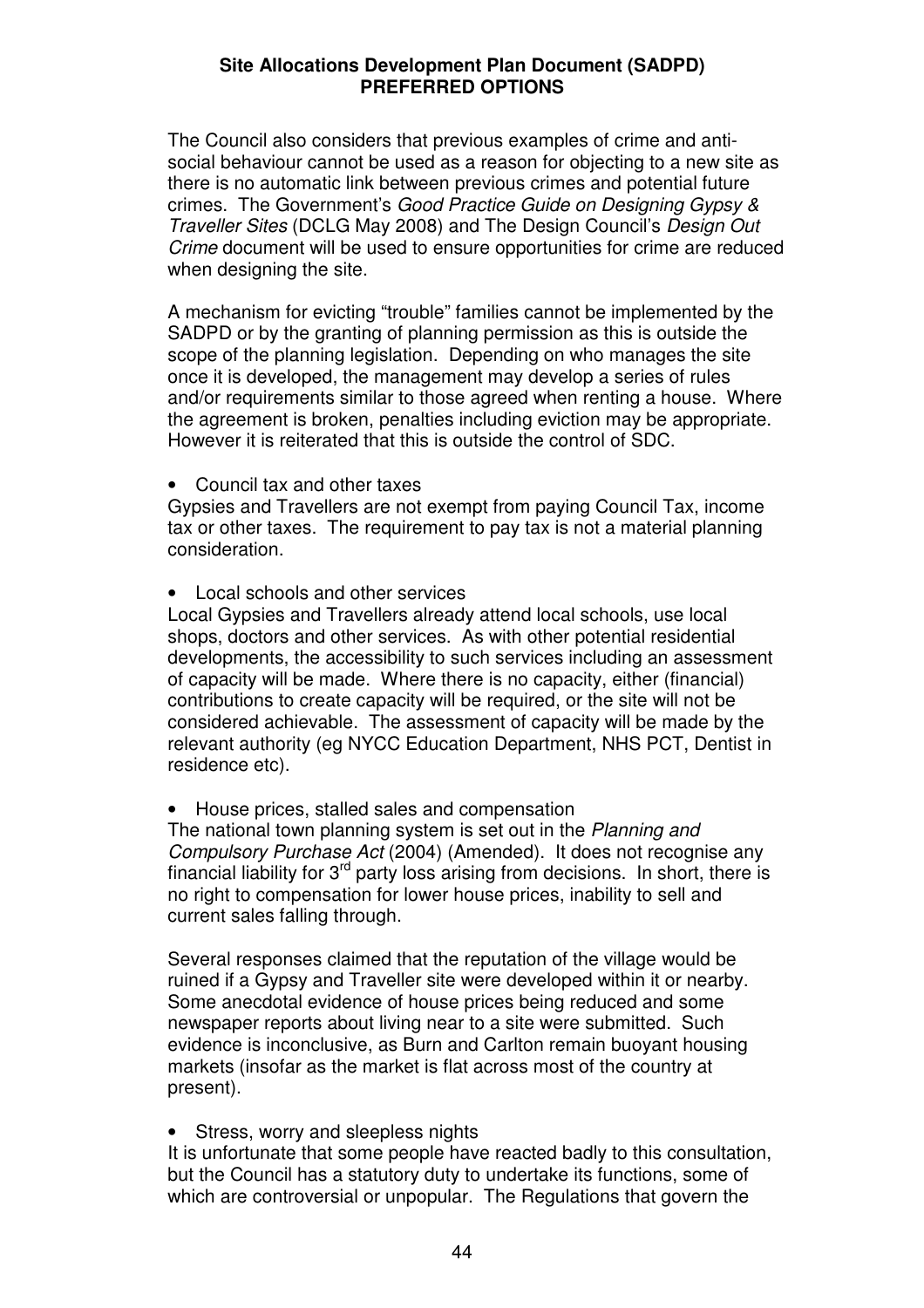The Council also considers that previous examples of crime and anti-social behaviour cannot be used as a reason for objecting to a new site as there is no automatic link between previous crimes and potential future crimes. The Government's *Good Practice Guide on Designing Gypsy & Traveller Sites* (DCLG May 2008) and The Design Council's *Design Out Crime* document will be used to ensure opportunities for crime are reduced when designing the site.

A mechanism for evicting "trouble" families cannot be implemented by the SADPD or by the granting of planning permission as this is outside the scope of the planning legislation. Depending on who manages the site once it is developed, the management may develop a series of rules and/or requirements similar to those agreed when renting a house. Where the agreement is broken, penalties including eviction may be appropriate. However it is reiterated that this is outside the control of SDC.

- Council tax and other taxes

Gypsies and Travellers are not exempt from paying Council Tax, income tax or other taxes. The requirement to pay tax is not a material planning consideration.

- Local schools and other services

Local Gypsies and Travellers already attend local schools, use local shops, doctors and other services. As with other potential residential developments, the accessibility to such services including an assessment of capacity will be made. Where there is no capacity, either (financial) contributions to create capacity will be required, or the site will not be considered achievable. The assessment of capacity will be made by the relevant authority (eg NYCC Education Department, NHS PCT, Dentist in residence etc).

- House prices, stalled sales and compensation

The national town planning system is set out in the *Planning and Compulsory Purchase Act* (2004) (Amended). It does not recognise any financial liability for 3rd party loss arising from decisions. In short, there is no right to compensation for lower house prices, inability to sell and current sales falling through.

Several responses claimed that the reputation of the village would be ruined if a Gypsy and Traveller site were developed within it or nearby. Some anecdotal evidence of house prices being reduced and some newspaper reports about living near to a site were submitted. Such evidence is inconclusive, as Burn and Carlton remain buoyant housing markets (insofar as the market is flat across most of the country at present).

- Stress, worry and sleepless nights

It is unfortunate that some people have reacted badly to this consultation, but the Council has a statutory duty to undertake its functions, some of which are controversial or unpopular. The Regulations that govern the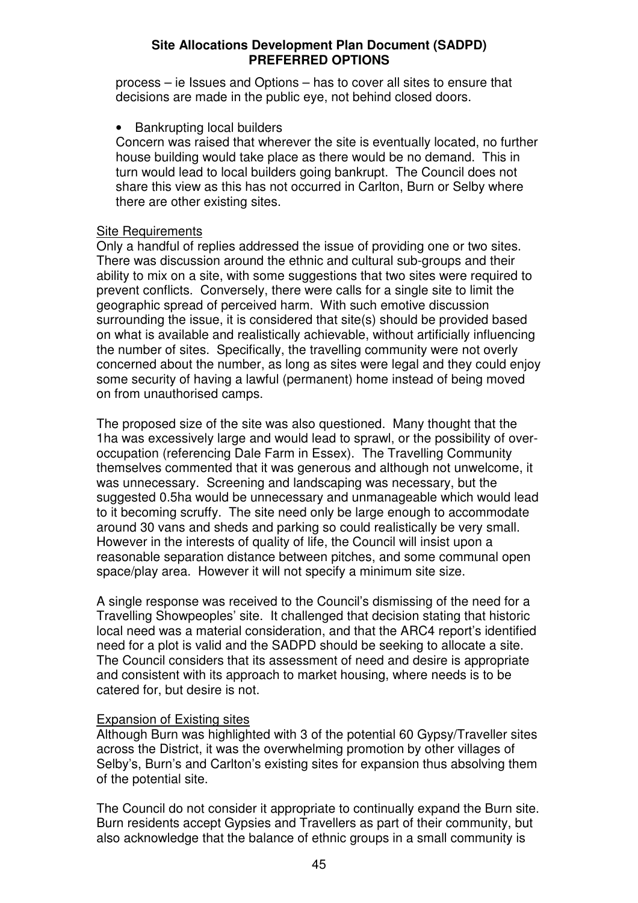process – ie Issues and Options – has to cover all sites to ensure that decisions are made in the public eye, not behind closed doors.

- Bankrupting local builders

Concern was raised that wherever the site is eventually located, no further house building would take place as there would be no demand. This in turn would lead to local builders going bankrupt. The Council does not share this view as this has not occurred in Carlton, Burn or Selby where there are other existing sites.

Site Requirements

Only a handful of replies addressed the issue of providing one or two sites. There was discussion around the ethnic and cultural sub-groups and their ability to mix on a site, with some suggestions that two sites were required to prevent conflicts. Conversely, there were calls for a single site to limit the geographic spread of perceived harm. With such emotive discussion surrounding the issue, it is considered that site(s) should be provided based on what is available and realistically achievable, without artificially influencing the number of sites. Specifically, the travelling community were not overly concerned about the number, as long as sites were legal and they could enjoy some security of having a lawful (permanent) home instead of being moved on from unauthorised camps.

The proposed size of the site was also questioned. Many thought that the 1ha was excessively large and would lead to sprawl, or the possibility of over-occupation (referencing Dale Farm in Essex). The Travelling Community themselves commented that it was generous and although not unwelcome, it was unnecessary. Screening and landscaping was necessary, but the suggested 0.5ha would be unnecessary and unmanageable which would lead to it becoming scruffy. The site need only be large enough to accommodate around 30 vans and sheds and parking so could realistically be very small. However in the interests of quality of life, the Council will insist upon a reasonable separation distance between pitches, and some communal open space/play area. However it will not specify a minimum site size.

A single response was received to the Council's dismissing of the need for a Travelling Showpeoples' site. It challenged that decision stating that historic local need was a material consideration, and that the ARC4 report's identified need for a plot is valid and the SADPD should be seeking to allocate a site. The Council considers that its assessment of need and desire is appropriate and consistent with its approach to market housing, where needs is to be catered for, but desire is not.

Expansion of Existing sites

Although Burn was highlighted with 3 of the potential 60 Gypsy/Traveller sites across the District, it was the overwhelming promotion by other villages of Selby's, Burn's and Carlton's existing sites for expansion thus absolving them of the potential site.

The Council do not consider it appropriate to continually expand the Burn site. Burn residents accept Gypsies and Travellers as part of their community, but also acknowledge that the balance of ethnic groups in a small community is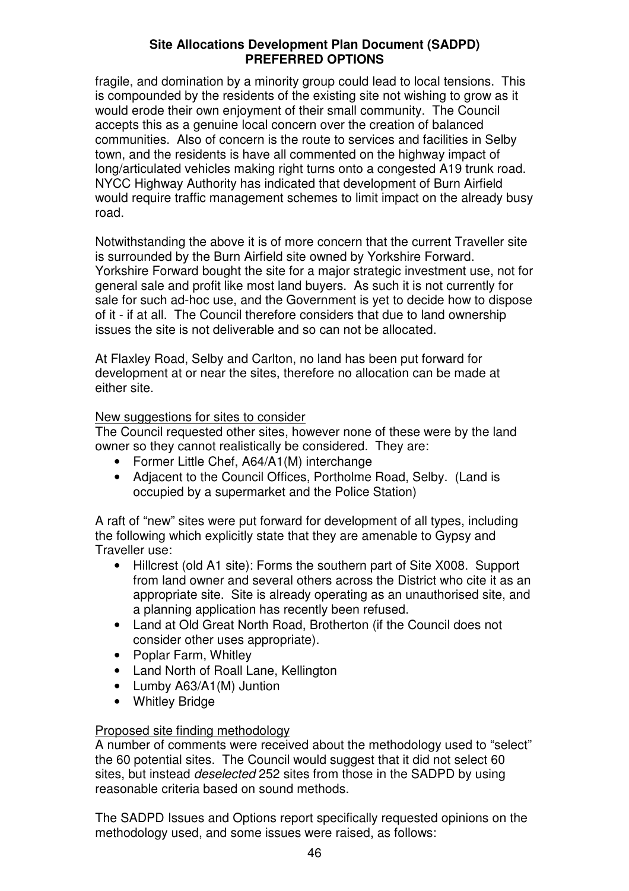fragile, and domination by a minority group could lead to local tensions. This is compounded by the residents of the existing site not wishing to grow as it would erode their own enjoyment of their small community. The Council accepts this as a genuine local concern over the creation of balanced communities. Also of concern is the route to services and facilities in Selby town, and the residents is have all commented on the highway impact of long/articulated vehicles making right turns onto a congested A19 trunk road. NYCC Highway Authority has indicated that development of Burn Airfield would require traffic management schemes to limit impact on the already busy road.

Notwithstanding the above it is of more concern that the current Traveller site is surrounded by the Burn Airfield site owned by Yorkshire Forward. Yorkshire Forward bought the site for a major strategic investment use, not for general sale and profit like most land buyers. As such it is not currently for sale for such ad-hoc use, and the Government is yet to decide how to dispose of it - if at all. The Council therefore considers that due to land ownership issues the site is not deliverable and so can not be allocated.

At Flaxley Road, Selby and Carlton, no land has been put forward for development at or near the sites, therefore no allocation can be made at either site.

<u>New suggestions for sites to consider</u>

The Council requested other sites, however none of these were by the land owner so they cannot realistically be considered. They are:

- Former Little Chef, A64/A1(M) interchange
- Adjacent to the Council Offices, Portholme Road, Selby. (Land is occupied by a supermarket and the Police Station)

A raft of "new" sites were put forward for development of all types, including the following which explicitly state that they are amenable to Gypsy and Traveller use:

- Hillcrest (old A1 site): Forms the southern part of Site X008. Support from land owner and several others across the District who cite it as an appropriate site. Site is already operating as an unauthorised site, and a planning application has recently been refused.
- Land at Old Great North Road, Brotherton (if the Council does not consider other uses appropriate).
- Poplar Farm, Whitley
- Land North of Roall Lane, Kellington
- Lumby A63/A1(M) Juntion
- Whitley Bridge

<u>Proposed site finding methodology</u>

A number of comments were received about the methodology used to "select" the 60 potential sites. The Council would suggest that it did not select 60 sites, but instead *deselected* 252 sites from those in the SADPD by using reasonable criteria based on sound methods.

The SADPD Issues and Options report specifically requested opinions on the methodology used, and some issues were raised, as follows: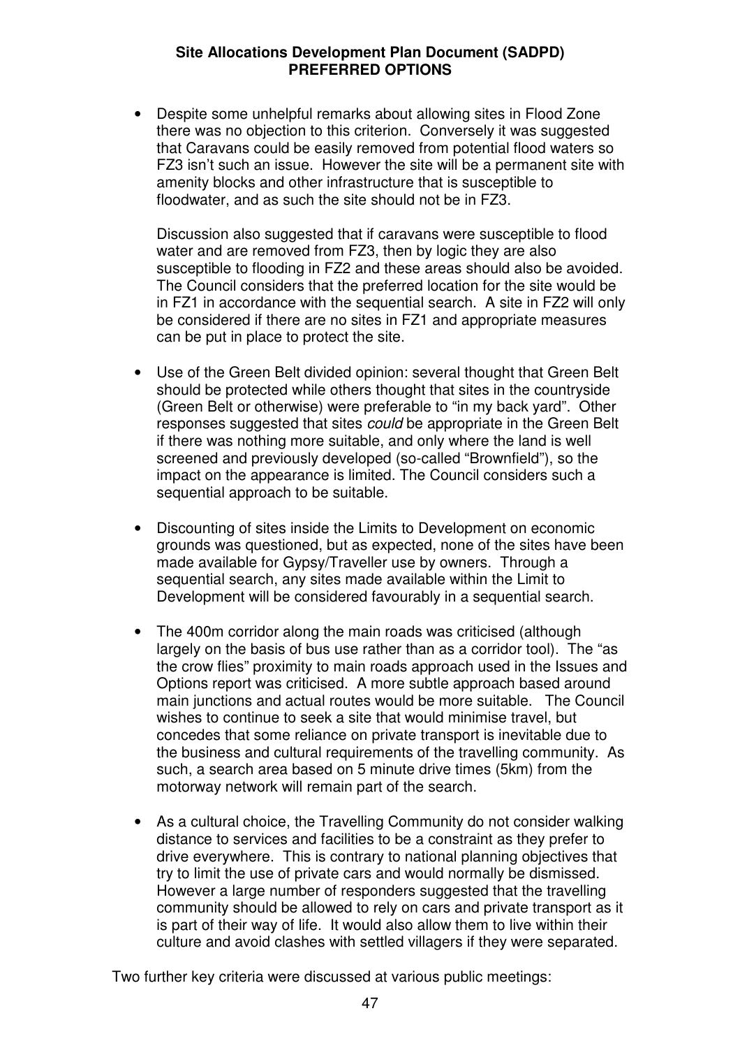- Despite some unhelpful remarks about allowing sites in Flood Zone there was no objection to this criterion. Conversely it was suggested that Caravans could be easily removed from potential flood waters so FZ3 isn't such an issue. However the site will be a permanent site with amenity blocks and other infrastructure that is susceptible to floodwater, and as such the site should not be in FZ3.

  Discussion also suggested that if caravans were susceptible to flood water and are removed from FZ3, then by logic they are also susceptible to flooding in FZ2 and these areas should also be avoided. The Council considers that the preferred location for the site would be in FZ1 in accordance with the sequential search. A site in FZ2 will only be considered if there are no sites in FZ1 and appropriate measures can be put in place to protect the site.

- Use of the Green Belt divided opinion: several thought that Green Belt should be protected while others thought that sites in the countryside (Green Belt or otherwise) were preferable to "in my back yard". Other responses suggested that sites *could* be appropriate in the Green Belt if there was nothing more suitable, and only where the land is well screened and previously developed (so-called "Brownfield"), so the impact on the appearance is limited. The Council considers such a sequential approach to be suitable.

- Discounting of sites inside the Limits to Development on economic grounds was questioned, but as expected, none of the sites have been made available for Gypsy/Traveller use by owners. Through a sequential search, any sites made available within the Limit to Development will be considered favourably in a sequential search.

- The 400m corridor along the main roads was criticised (although largely on the basis of bus use rather than as a corridor tool). The "as the crow flies" proximity to main roads approach used in the Issues and Options report was criticised. A more subtle approach based around main junctions and actual routes would be more suitable. The Council wishes to continue to seek a site that would minimise travel, but concedes that some reliance on private transport is inevitable due to the business and cultural requirements of the travelling community. As such, a search area based on 5 minute drive times (5km) from the motorway network will remain part of the search.

- As a cultural choice, the Travelling Community do not consider walking distance to services and facilities to be a constraint as they prefer to drive everywhere. This is contrary to national planning objectives that try to limit the use of private cars and would normally be dismissed. However a large number of responders suggested that the travelling community should be allowed to rely on cars and private transport as it is part of their way of life. It would also allow them to live within their culture and avoid clashes with settled villagers if they were separated.

Two further key criteria were discussed at various public meetings: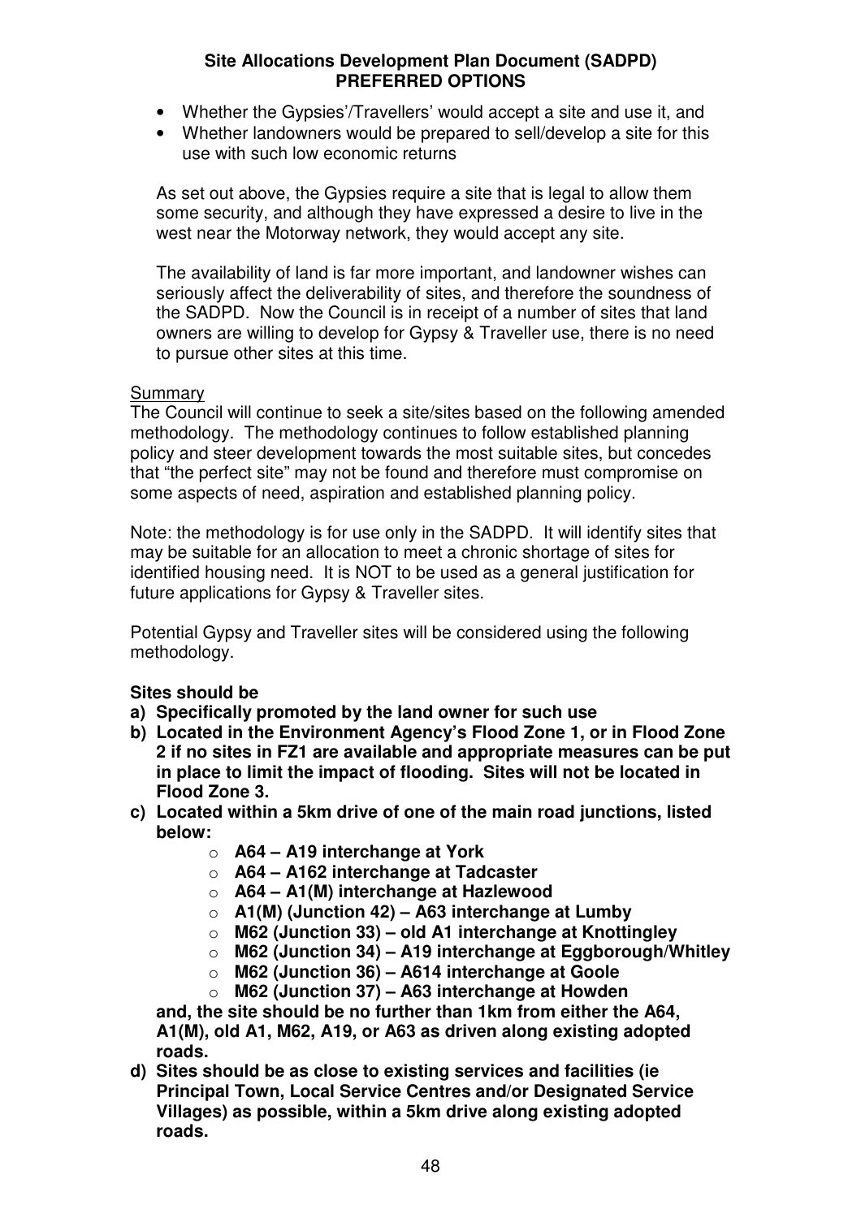- Whether the Gypsies'/Travellers' would accept a site and use it, and
- Whether landowners would be prepared to sell/develop a site for this use with such low economic returns

As set out above, the Gypsies require a site that is legal to allow them some security, and although they have expressed a desire to live in the west near the Motorway network, they would accept any site.

The availability of land is far more important, and landowner wishes can seriously affect the deliverability of sites, and therefore the soundness of the SADPD. Now the Council is in receipt of a number of sites that land owners are willing to develop for Gypsy & Traveller use, there is no need to pursue other sites at this time.

Summary

The Council will continue to seek a site/sites based on the following amended methodology. The methodology continues to follow established planning policy and steer development towards the most suitable sites, but concedes that "the perfect site" may not be found and therefore must compromise on some aspects of need, aspiration and established planning policy.

Note: the methodology is for use only in the SADPD. It will identify sites that may be suitable for an allocation to meet a chronic shortage of sites for identified housing need. It is NOT to be used as a general justification for future applications for Gypsy & Traveller sites.

Potential Gypsy and Traveller sites will be considered using the following methodology.

**Sites should be**

**a) Specifically promoted by the land owner for such use**

**b) Located in the Environment Agency's Flood Zone 1, or in Flood Zone 2 if no sites in FZ1 are available and appropriate measures can be put in place to limit the impact of flooding. Sites will not be located in Flood Zone 3.**

**c) Located within a 5km drive of one of the main road junctions, listed below:**

- **A64 – A19 interchange at York**
- **A64 – A162 interchange at Tadcaster**
- **A64 – A1(M) interchange at Hazlewood**
- **A1(M) (Junction 42) – A63 interchange at Lumby**
- **M62 (Junction 33) – old A1 interchange at Knottingley**
- **M62 (Junction 34) – A19 interchange at Eggborough/Whitley**
- **M62 (Junction 36) – A614 interchange at Goole**
- **M62 (Junction 37) – A63 interchange at Howden**

**and, the site should be no further than 1km from either the A64, A1(M), old A1, M62, A19, or A63 as driven along existing adopted roads.**

**d) Sites should be as close to existing services and facilities (ie Principal Town, Local Service Centres and/or Designated Service Villages) as possible, within a 5km drive along existing adopted roads.**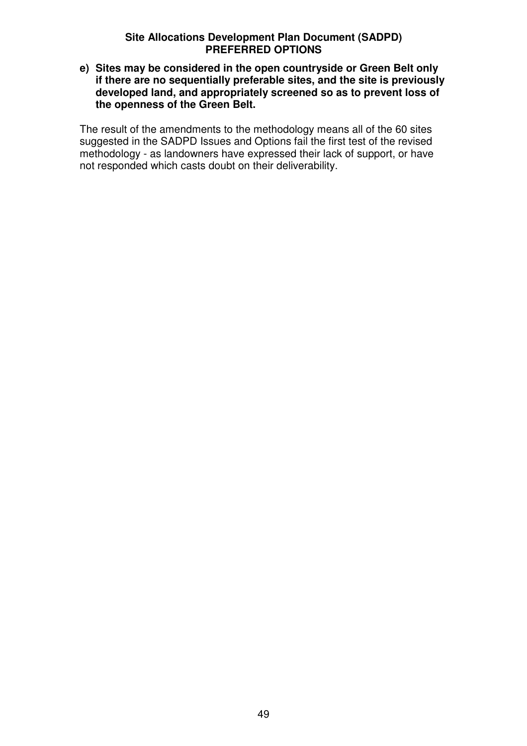**e) Sites may be considered in the open countryside or Green Belt only if there are no sequentially preferable sites, and the site is previously developed land, and appropriately screened so as to prevent loss of the openness of the Green Belt.**

The result of the amendments to the methodology means all of the 60 sites suggested in the SADPD Issues and Options fail the first test of the revised methodology - as landowners have expressed their lack of support, or have not responded which casts doubt on their deliverability.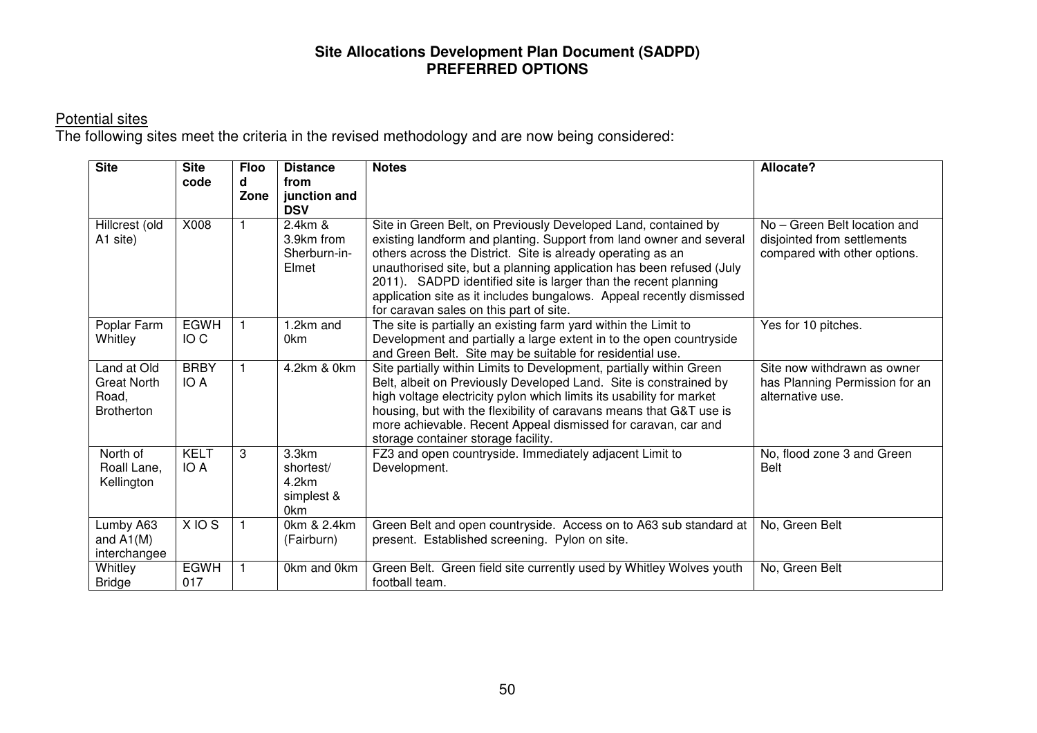**Site Allocations Development Plan Document (SADPD)**
**PREFERRED OPTIONS**

Potential sites

The following sites meet the criteria in the revised methodology and are now being considered:

| Site | Site code | Flood Zone | Distance from junction and DSV | Notes | Allocate? |
|---|---|---|---|---|---|
| Hillcrest (old A1 site) | X008 | 1 | 2.4km & 3.9km from Sherburn-in-Elmet | Site in Green Belt, on Previously Developed Land, contained by existing landform and planting. Support from land owner and several others across the District. Site is already operating as an unauthorised site, but a planning application has been refused (July 2011). SADPD identified site is larger than the recent planning application site as it includes bungalows. Appeal recently dismissed for caravan sales on this part of site. | No – Green Belt location and disjointed from settlements compared with other options. |
| Poplar Farm Whitley | EGWH IO C | 1 | 1.2km and 0km | The site is partially an existing farm yard within the Limit to Development and partially a large extent in to the open countryside and Green Belt. Site may be suitable for residential use. | Yes for 10 pitches. |
| Land at Old Great North Road, Brotherton | BRBY IO A | 1 | 4.2km & 0km | Site partially within Limits to Development, partially within Green Belt, albeit on Previously Developed Land. Site is constrained by high voltage electricity pylon which limits its usability for market housing, but with the flexibility of caravans means that G&T use is more achievable. Recent Appeal dismissed for caravan, car and storage container storage facility. | Site now withdrawn as owner has Planning Permission for an alternative use. |
| North of Roall Lane, Kellington | KELT IO A | 3 | 3.3km shortest/ 4.2km simplest & 0km | FZ3 and open countryside. Immediately adjacent Limit to Development. | No, flood zone 3 and Green Belt |
| Lumby A63 and A1(M) interchangee | X IO S | 1 | 0km & 2.4km (Fairburn) | Green Belt and open countryside. Access on to A63 sub standard at present. Established screening. Pylon on site. | No, Green Belt |
| Whitley Bridge | EGWH 017 | 1 | 0km and 0km | Green Belt. Green field site currently used by Whitley Wolves youth football team. | No, Green Belt |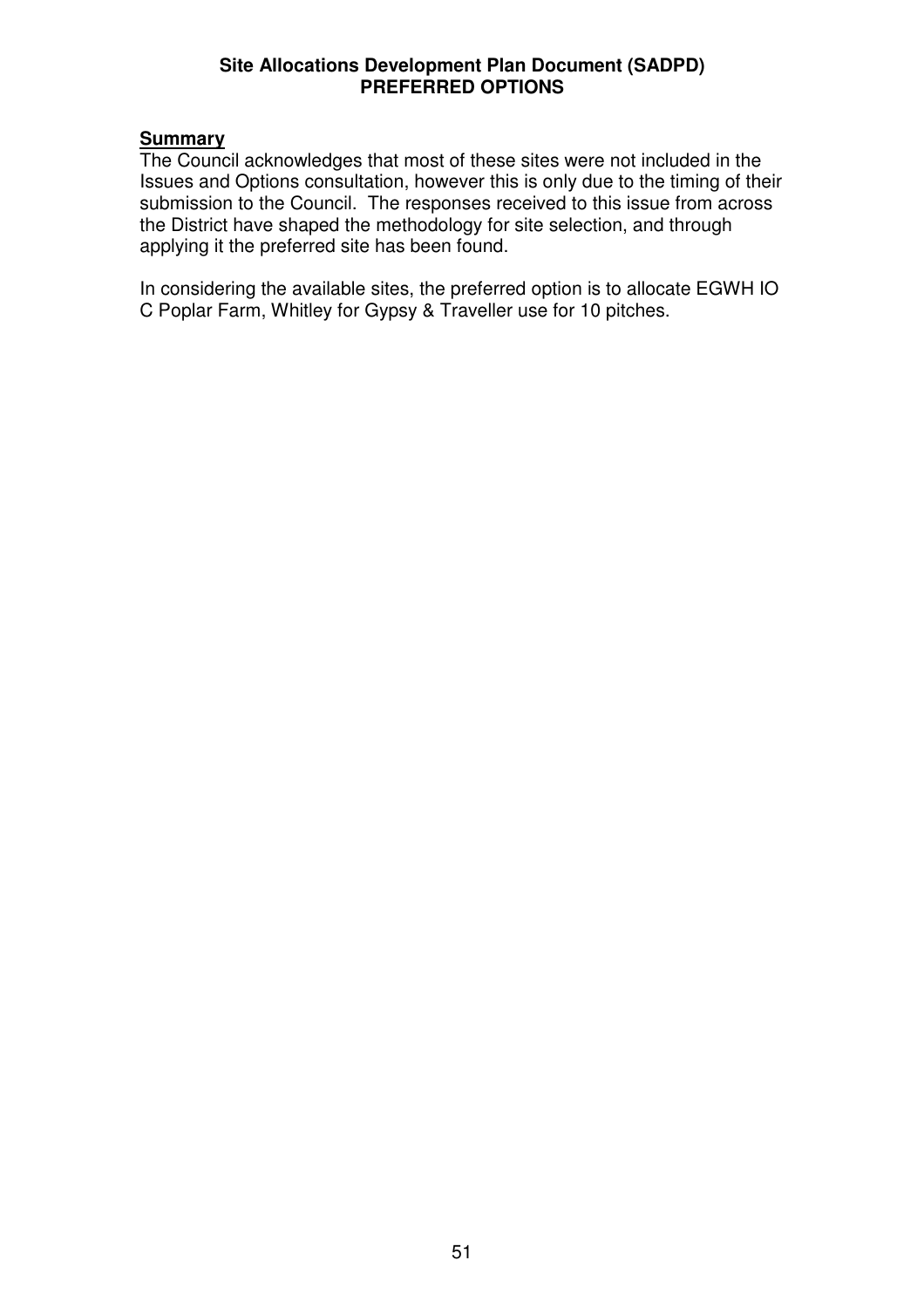**Summary**

The Council acknowledges that most of these sites were not included in the Issues and Options consultation, however this is only due to the timing of their submission to the Council. The responses received to this issue from across the District have shaped the methodology for site selection, and through applying it the preferred site has been found.

In considering the available sites, the preferred option is to allocate EGWH IO C Poplar Farm, Whitley for Gypsy & Traveller use for 10 pitches.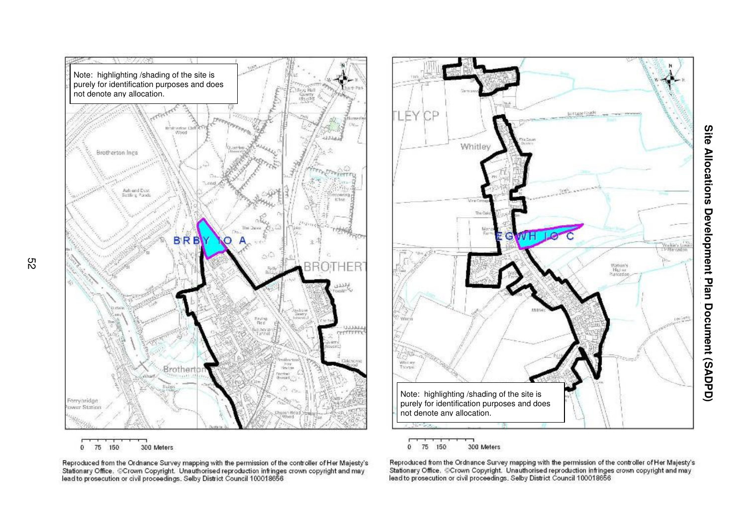Note: highlighting /shading of the site is purely for identification purposes and does not denote any allocation.

BRBY 10 A

0 75 150 300 Meters

Reproduced from the Ordnance Survey mapping with the permission of the controller of Her Majesty's Stationary Office. ©Crown Copyright. Unauthorised reproduction infringes crown copyright and may lead to prosecution or civil proceedings. Selby District Council 100018656

Note: highlighting /shading of the site is purely for identification purposes and does not denote any allocation.

EGWH 10 C

0 75 150 300 Meters

Reproduced from the Ordnance Survey mapping with the permission of the controller of Her Majesty's Stationary Office. ©Crown Copyright. Unauthorised reproduction infringes crown copyright and may lead to prosecution or civil proceedings. Selby District Council 100018656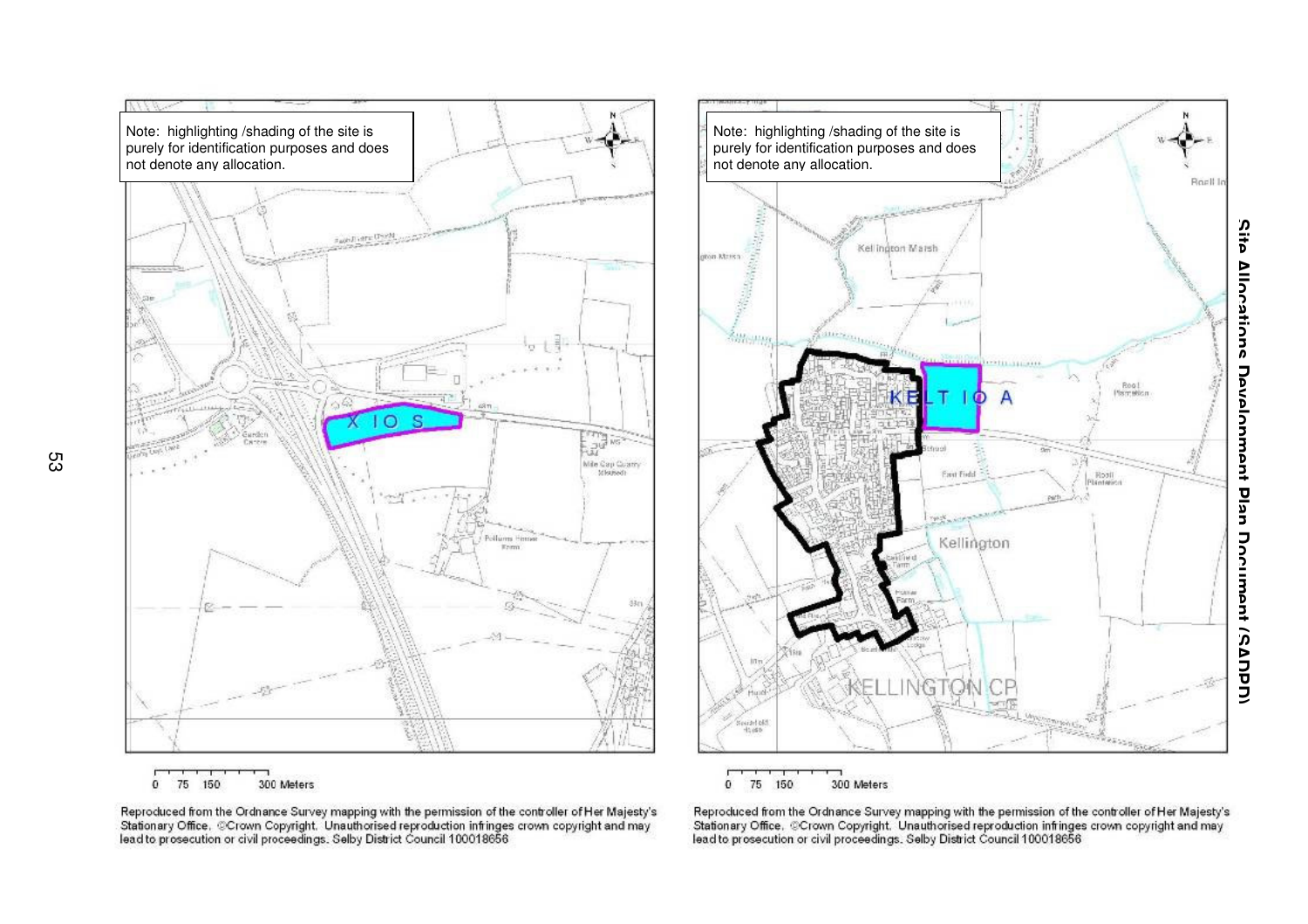Note: highlighting /shading of the site is purely for identification purposes and does not denote any allocation.

X IO S

0 75 150 300 Meters

Reproduced from the Ordnance Survey mapping with the permission of the controller of Her Majesty's Stationary Office. ©Crown Copyright. Unauthorised reproduction infringes crown copyright and may lead to prosecution or civil proceedings. Selby District Council 100018656

Note: highlighting /shading of the site is purely for identification purposes and does not denote any allocation.

KELT IO A

0 75 150 300 Meters

Reproduced from the Ordnance Survey mapping with the permission of the controller of Her Majesty's Stationary Office. ©Crown Copyright. Unauthorised reproduction infringes crown copyright and may lead to prosecution or civil proceedings. Selby District Council 100018656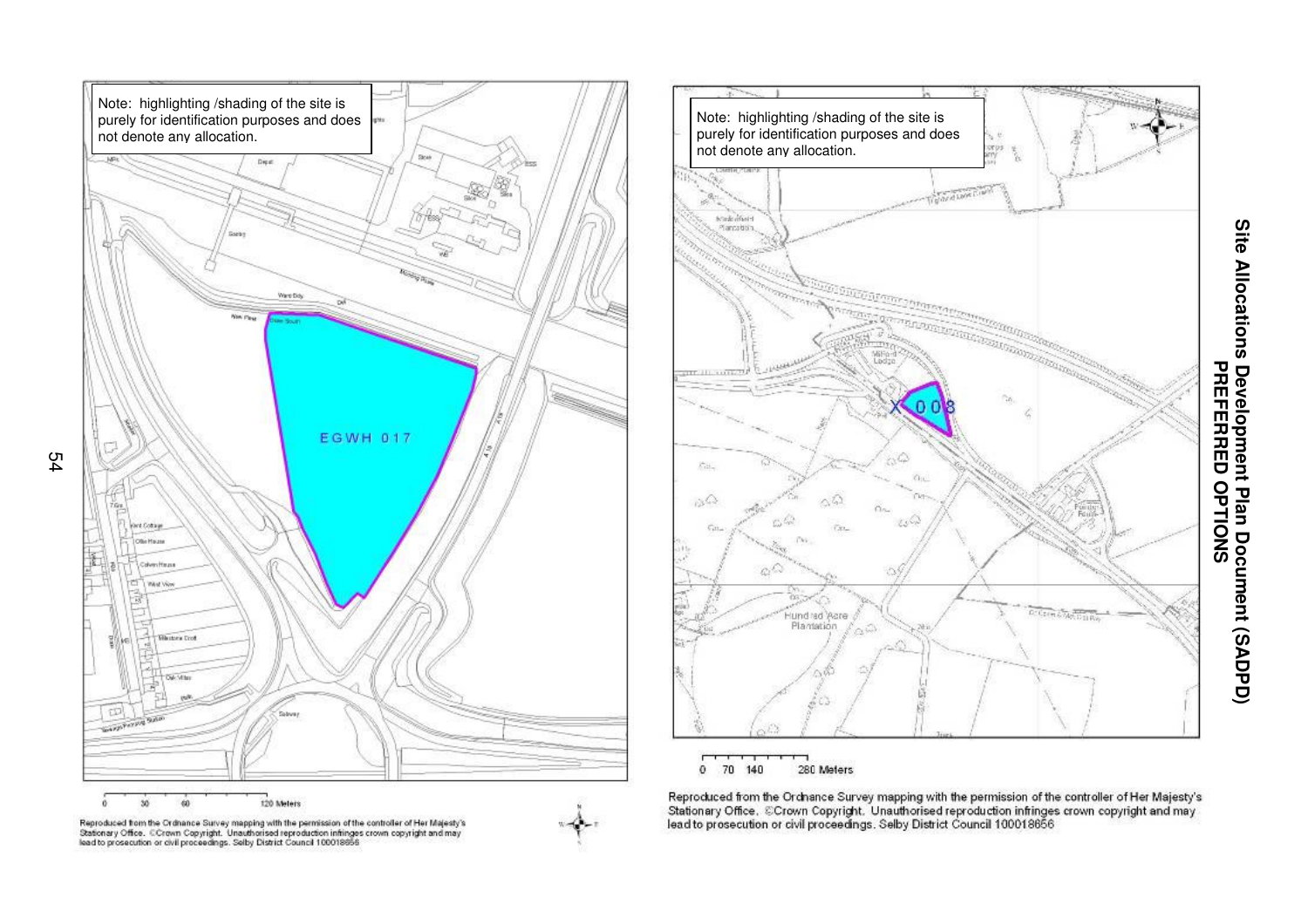Note: highlighting /shading of the site is purely for identification purposes and does not denote any allocation.

EGWH 017

0 30 60 120 Meters

Reproduced from the Ordnance Survey mapping with the permission of the controller of Her Majesty's Stationary Office. ©Crown Copyright. Unauthorised reproduction infringes crown copyright and may lead to prosecution or civil proceedings. Selby District Council 100018656

Note: highlighting /shading of the site is purely for identification purposes and does not denote any allocation.

X 008

0 70 140 280 Meters

Reproduced from the Ordnance Survey mapping with the permission of the controller of Her Majesty's Stationary Office. ©Crown Copyright. Unauthorised reproduction infringes crown copyright and may lead to prosecution or civil proceedings. Selby District Council 100018656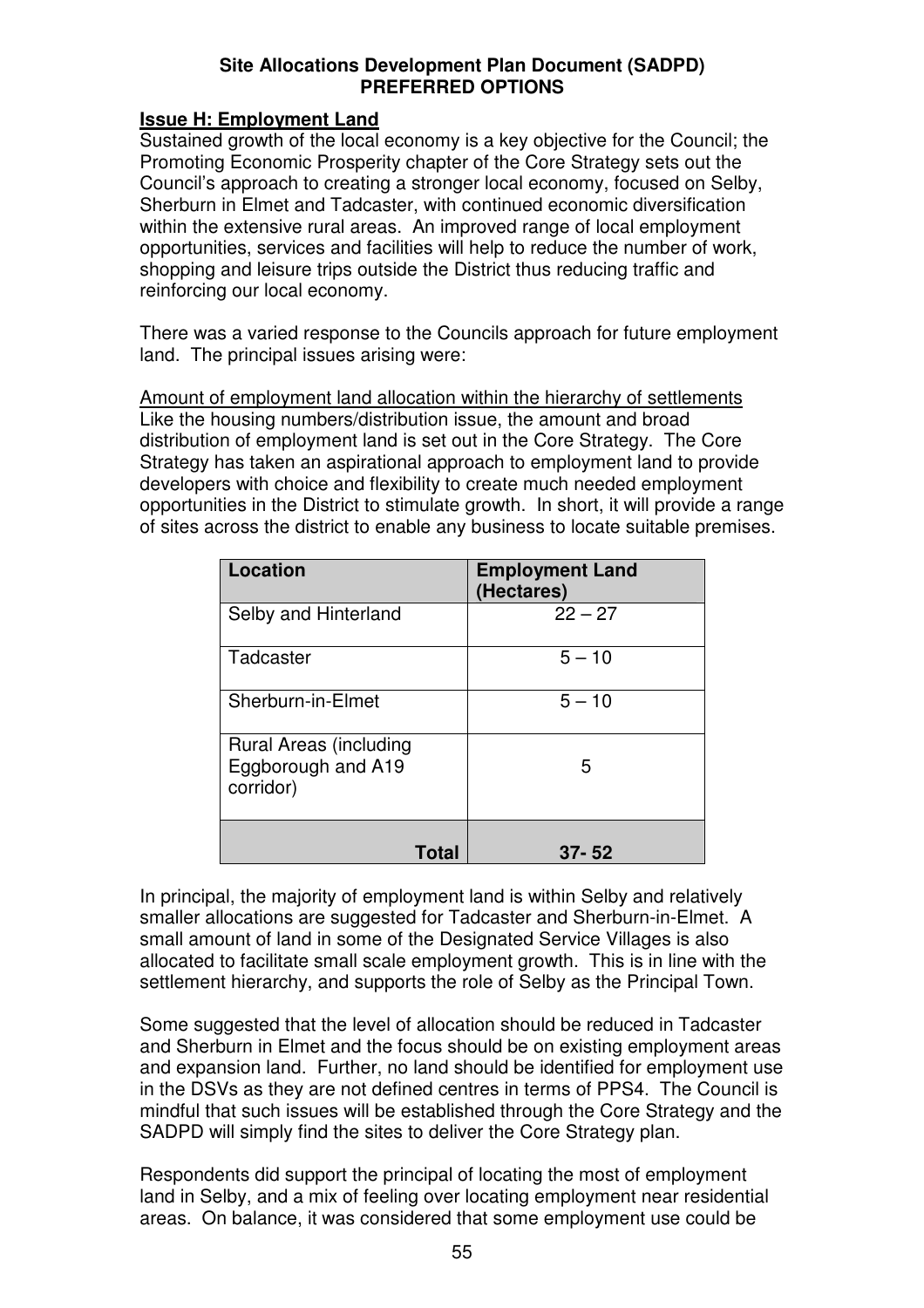**Site Allocations Development Plan Document (SADPD)**
**PREFERRED OPTIONS**

**Issue H: Employment Land**

Sustained growth of the local economy is a key objective for the Council; the Promoting Economic Prosperity chapter of the Core Strategy sets out the Council's approach to creating a stronger local economy, focused on Selby, Sherburn in Elmet and Tadcaster, with continued economic diversification within the extensive rural areas. An improved range of local employment opportunities, services and facilities will help to reduce the number of work, shopping and leisure trips outside the District thus reducing traffic and reinforcing our local economy.

There was a varied response to the Councils approach for future employment land. The principal issues arising were:

Amount of employment land allocation within the hierarchy of settlements

Like the housing numbers/distribution issue, the amount and broad distribution of employment land is set out in the Core Strategy. The Core Strategy has taken an aspirational approach to employment land to provide developers with choice and flexibility to create much needed employment opportunities in the District to stimulate growth. In short, it will provide a range of sites across the district to enable any business to locate suitable premises.

| Location | Employment Land (Hectares) |
|---|---|
| Selby and Hinterland | 22 – 27 |
| Tadcaster | 5 – 10 |
| Sherburn-in-Elmet | 5 – 10 |
| Rural Areas (including Eggborough and A19 corridor) | 5 |
| **Total** | **37- 52** |

In principal, the majority of employment land is within Selby and relatively smaller allocations are suggested for Tadcaster and Sherburn-in-Elmet. A small amount of land in some of the Designated Service Villages is also allocated to facilitate small scale employment growth. This is in line with the settlement hierarchy, and supports the role of Selby as the Principal Town.

Some suggested that the level of allocation should be reduced in Tadcaster and Sherburn in Elmet and the focus should be on existing employment areas and expansion land. Further, no land should be identified for employment use in the DSVs as they are not defined centres in terms of PPS4. The Council is mindful that such issues will be established through the Core Strategy and the SADPD will simply find the sites to deliver the Core Strategy plan.

Respondents did support the principal of locating the most of employment land in Selby, and a mix of feeling over locating employment near residential areas. On balance, it was considered that some employment use could be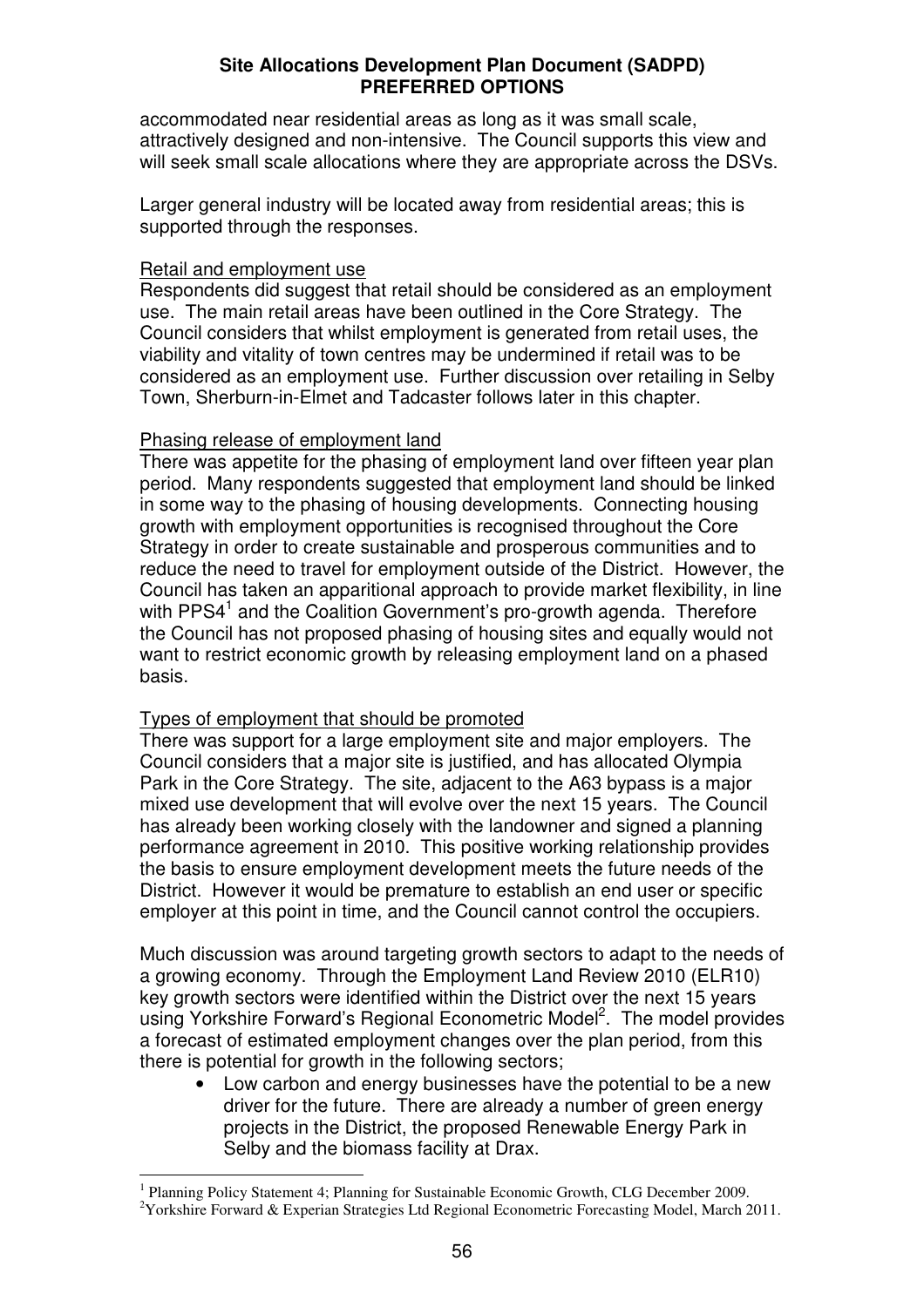accommodated near residential areas as long as it was small scale, attractively designed and non-intensive. The Council supports this view and will seek small scale allocations where they are appropriate across the DSVs.

Larger general industry will be located away from residential areas; this is supported through the responses.

Retail and employment use

Respondents did suggest that retail should be considered as an employment use. The main retail areas have been outlined in the Core Strategy. The Council considers that whilst employment is generated from retail uses, the viability and vitality of town centres may be undermined if retail was to be considered as an employment use. Further discussion over retailing in Selby Town, Sherburn-in-Elmet and Tadcaster follows later in this chapter.

Phasing release of employment land

There was appetite for the phasing of employment land over fifteen year plan period. Many respondents suggested that employment land should be linked in some way to the phasing of housing developments. Connecting housing growth with employment opportunities is recognised throughout the Core Strategy in order to create sustainable and prosperous communities and to reduce the need to travel for employment outside of the District. However, the Council has taken an apparitional approach to provide market flexibility, in line with PPS4[1] and the Coalition Government's pro-growth agenda. Therefore the Council has not proposed phasing of housing sites and equally would not want to restrict economic growth by releasing employment land on a phased basis.

Types of employment that should be promoted

There was support for a large employment site and major employers. The Council considers that a major site is justified, and has allocated Olympia Park in the Core Strategy. The site, adjacent to the A63 bypass is a major mixed use development that will evolve over the next 15 years. The Council has already been working closely with the landowner and signed a planning performance agreement in 2010. This positive working relationship provides the basis to ensure employment development meets the future needs of the District. However it would be premature to establish an end user or specific employer at this point in time, and the Council cannot control the occupiers.

Much discussion was around targeting growth sectors to adapt to the needs of a growing economy. Through the Employment Land Review 2010 (ELR10) key growth sectors were identified within the District over the next 15 years using Yorkshire Forward's Regional Econometric Model[2]. The model provides a forecast of estimated employment changes over the plan period, from this there is potential for growth in the following sectors;

- Low carbon and energy businesses have the potential to be a new driver for the future. There are already a number of green energy projects in the District, the proposed Renewable Energy Park in Selby and the biomass facility at Drax.

[1] Planning Policy Statement 4; Planning for Sustainable Economic Growth, CLG December 2009.

[2] Yorkshire Forward & Experian Strategies Ltd Regional Econometric Forecasting Model, March 2011.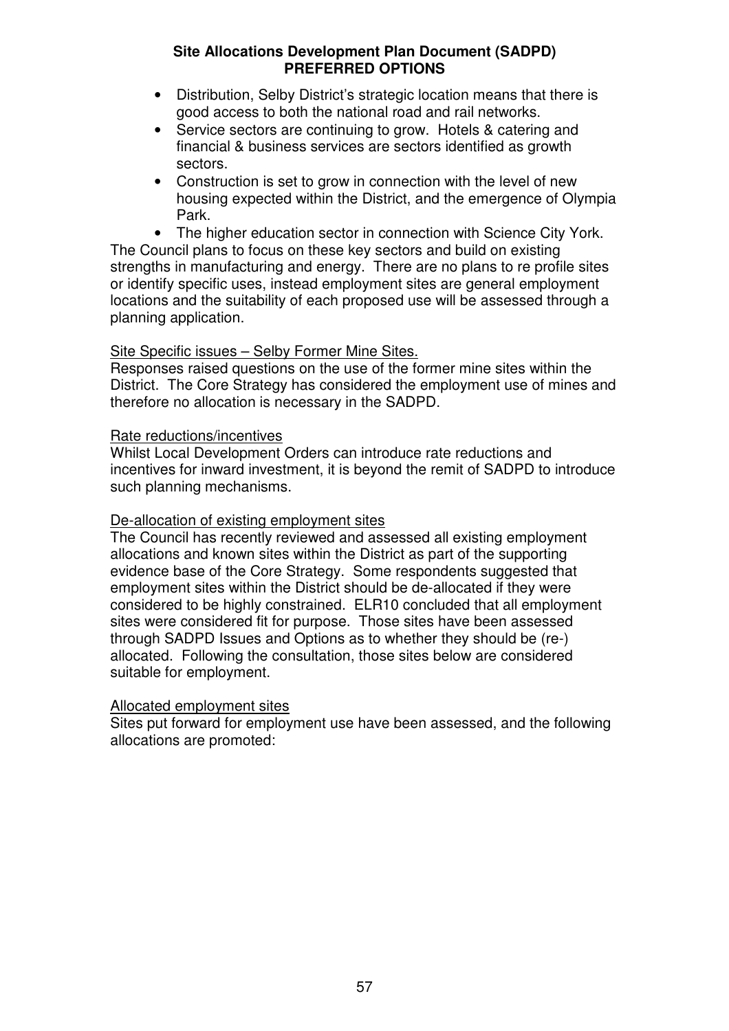- Distribution, Selby District's strategic location means that there is good access to both the national road and rail networks.
- Service sectors are continuing to grow. Hotels & catering and financial & business services are sectors identified as growth sectors.
- Construction is set to grow in connection with the level of new housing expected within the District, and the emergence of Olympia Park.
- The higher education sector in connection with Science City York.

The Council plans to focus on these key sectors and build on existing strengths in manufacturing and energy. There are no plans to re profile sites or identify specific uses, instead employment sites are general employment locations and the suitability of each proposed use will be assessed through a planning application.

Site Specific issues – Selby Former Mine Sites.

Responses raised questions on the use of the former mine sites within the District. The Core Strategy has considered the employment use of mines and therefore no allocation is necessary in the SADPD.

Rate reductions/incentives

Whilst Local Development Orders can introduce rate reductions and incentives for inward investment, it is beyond the remit of SADPD to introduce such planning mechanisms.

De-allocation of existing employment sites

The Council has recently reviewed and assessed all existing employment allocations and known sites within the District as part of the supporting evidence base of the Core Strategy. Some respondents suggested that employment sites within the District should be de-allocated if they were considered to be highly constrained. ELR10 concluded that all employment sites were considered fit for purpose. Those sites have been assessed through SADPD Issues and Options as to whether they should be (re-) allocated. Following the consultation, those sites below are considered suitable for employment.

Allocated employment sites

Sites put forward for employment use have been assessed, and the following allocations are promoted: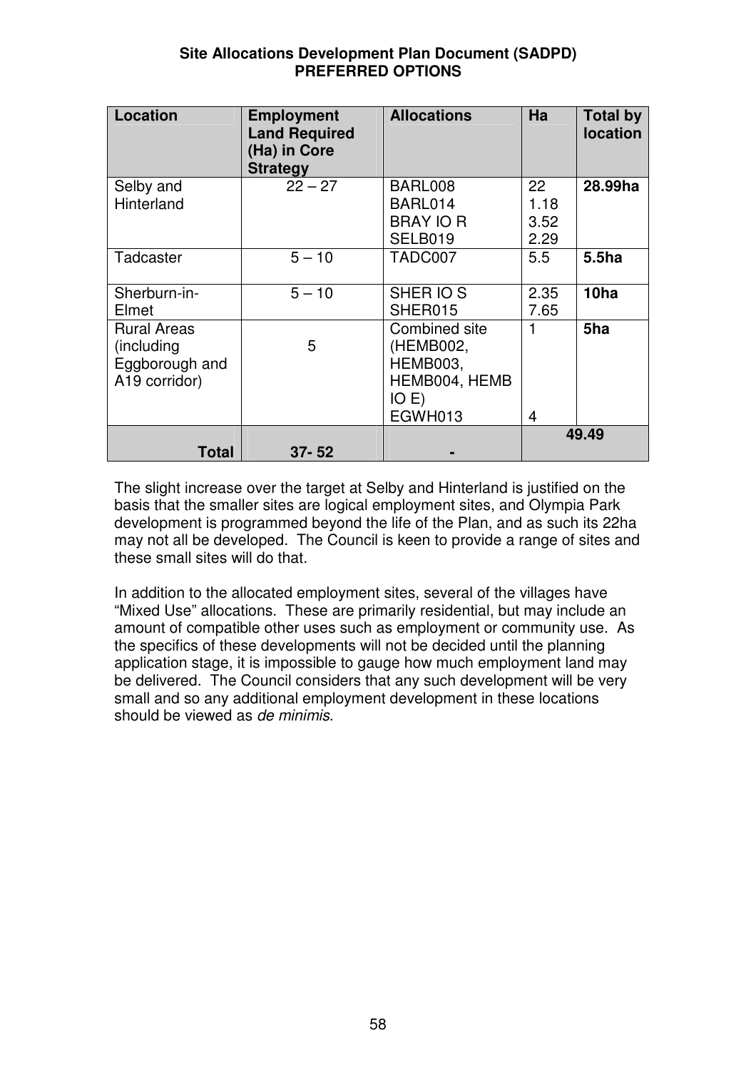**Site Allocations Development Plan Document (SADPD)**
**PREFERRED OPTIONS**

| Location | Employment Land Required (Ha) in Core Strategy | Allocations | Ha | Total by location |
|---|---|---|---|---|
| Selby and Hinterland | 22 – 27 | BARL008<br>BARL014<br>BRAY IO R<br>SELB019 | 22<br>1.18<br>3.52<br>2.29 | **28.99ha** |
| Tadcaster | 5 – 10 | TADC007 | 5.5 | **5.5ha** |
| Sherburn-in-Elmet | 5 – 10 | SHER IO S<br>SHER015 | 2.35<br>7.65 | **10ha** |
| Rural Areas (including Eggborough and A19 corridor) | 5 | Combined site (HEMB002, HEMB003, HEMB004, HEMB IO E)<br>EGWH013 | 1<br><br>4 | **5ha** |
| **Total** | **37- 52** | **-** | **49.49** | |

The slight increase over the target at Selby and Hinterland is justified on the basis that the smaller sites are logical employment sites, and Olympia Park development is programmed beyond the life of the Plan, and as such its 22ha may not all be developed. The Council is keen to provide a range of sites and these small sites will do that.

In addition to the allocated employment sites, several of the villages have "Mixed Use" allocations. These are primarily residential, but may include an amount of compatible other uses such as employment or community use. As the specifics of these developments will not be decided until the planning application stage, it is impossible to gauge how much employment land may be delivered. The Council considers that any such development will be very small and so any additional employment development in these locations should be viewed as *de minimis*.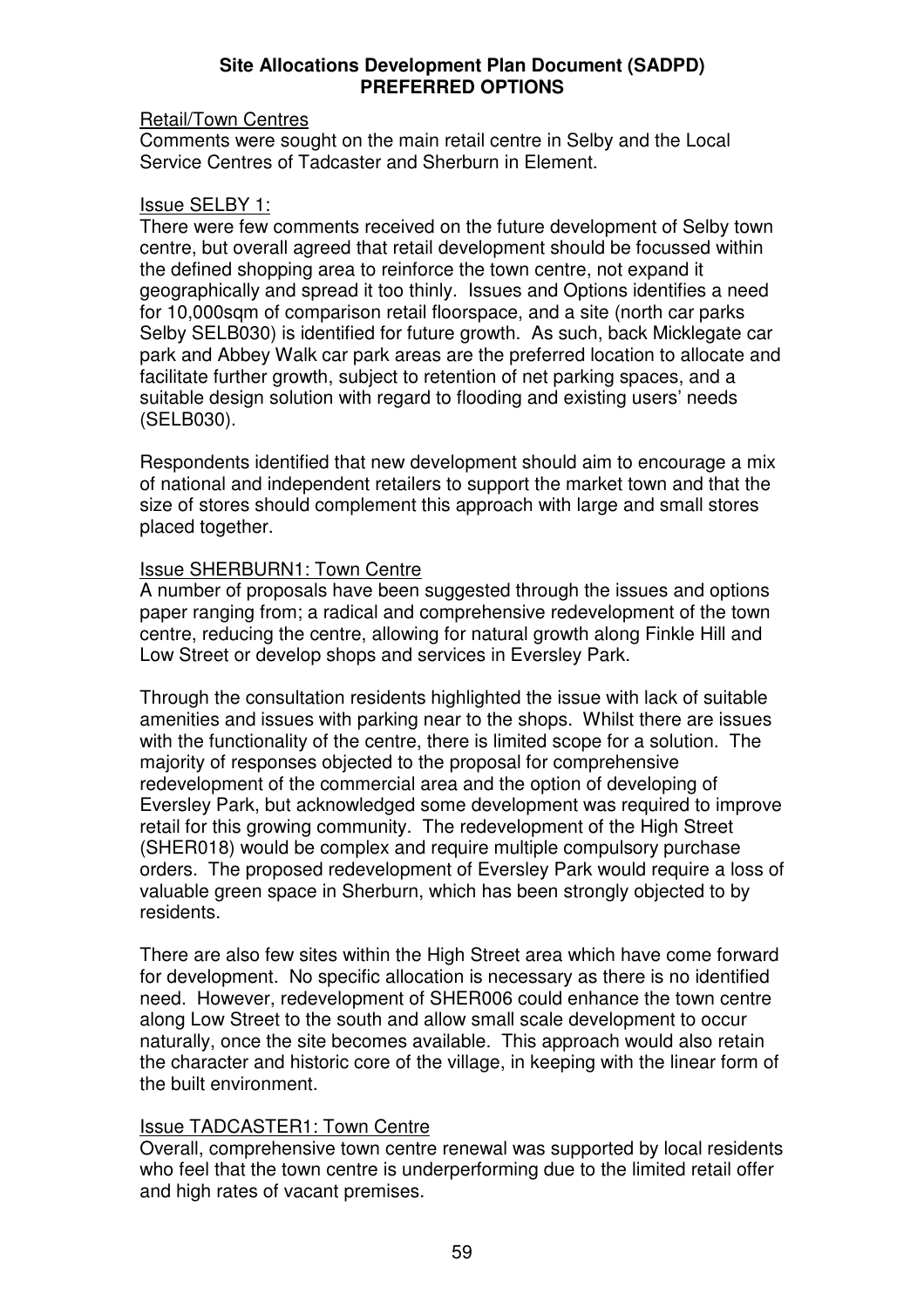**Site Allocations Development Plan Document (SADPD)**
**PREFERRED OPTIONS**

Retail/Town Centres

Comments were sought on the main retail centre in Selby and the Local Service Centres of Tadcaster and Sherburn in Element.

Issue SELBY 1:

There were few comments received on the future development of Selby town centre, but overall agreed that retail development should be focussed within the defined shopping area to reinforce the town centre, not expand it geographically and spread it too thinly. Issues and Options identifies a need for 10,000sqm of comparison retail floorspace, and a site (north car parks Selby SELB030) is identified for future growth. As such, back Micklegate car park and Abbey Walk car park areas are the preferred location to allocate and facilitate further growth, subject to retention of net parking spaces, and a suitable design solution with regard to flooding and existing users' needs (SELB030).

Respondents identified that new development should aim to encourage a mix of national and independent retailers to support the market town and that the size of stores should complement this approach with large and small stores placed together.

Issue SHERBURN1: Town Centre

A number of proposals have been suggested through the issues and options paper ranging from; a radical and comprehensive redevelopment of the town centre, reducing the centre, allowing for natural growth along Finkle Hill and Low Street or develop shops and services in Eversley Park.

Through the consultation residents highlighted the issue with lack of suitable amenities and issues with parking near to the shops. Whilst there are issues with the functionality of the centre, there is limited scope for a solution. The majority of responses objected to the proposal for comprehensive redevelopment of the commercial area and the option of developing of Eversley Park, but acknowledged some development was required to improve retail for this growing community. The redevelopment of the High Street (SHER018) would be complex and require multiple compulsory purchase orders. The proposed redevelopment of Eversley Park would require a loss of valuable green space in Sherburn, which has been strongly objected to by residents.

There are also few sites within the High Street area which have come forward for development. No specific allocation is necessary as there is no identified need. However, redevelopment of SHER006 could enhance the town centre along Low Street to the south and allow small scale development to occur naturally, once the site becomes available. This approach would also retain the character and historic core of the village, in keeping with the linear form of the built environment.

Issue TADCASTER1: Town Centre

Overall, comprehensive town centre renewal was supported by local residents who feel that the town centre is underperforming due to the limited retail offer and high rates of vacant premises.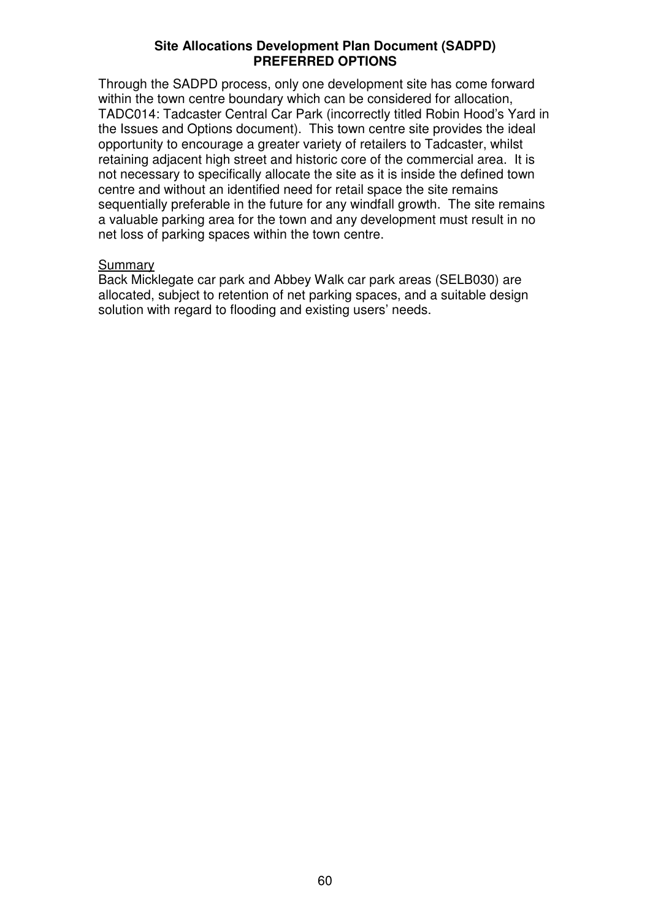Through the SADPD process, only one development site has come forward within the town centre boundary which can be considered for allocation, TADC014: Tadcaster Central Car Park (incorrectly titled Robin Hood's Yard in the Issues and Options document). This town centre site provides the ideal opportunity to encourage a greater variety of retailers to Tadcaster, whilst retaining adjacent high street and historic core of the commercial area. It is not necessary to specifically allocate the site as it is inside the defined town centre and without an identified need for retail space the site remains sequentially preferable in the future for any windfall growth. The site remains a valuable parking area for the town and any development must result in no net loss of parking spaces within the town centre.

<u>Summary</u>

Back Micklegate car park and Abbey Walk car park areas (SELB030) are allocated, subject to retention of net parking spaces, and a suitable design solution with regard to flooding and existing users' needs.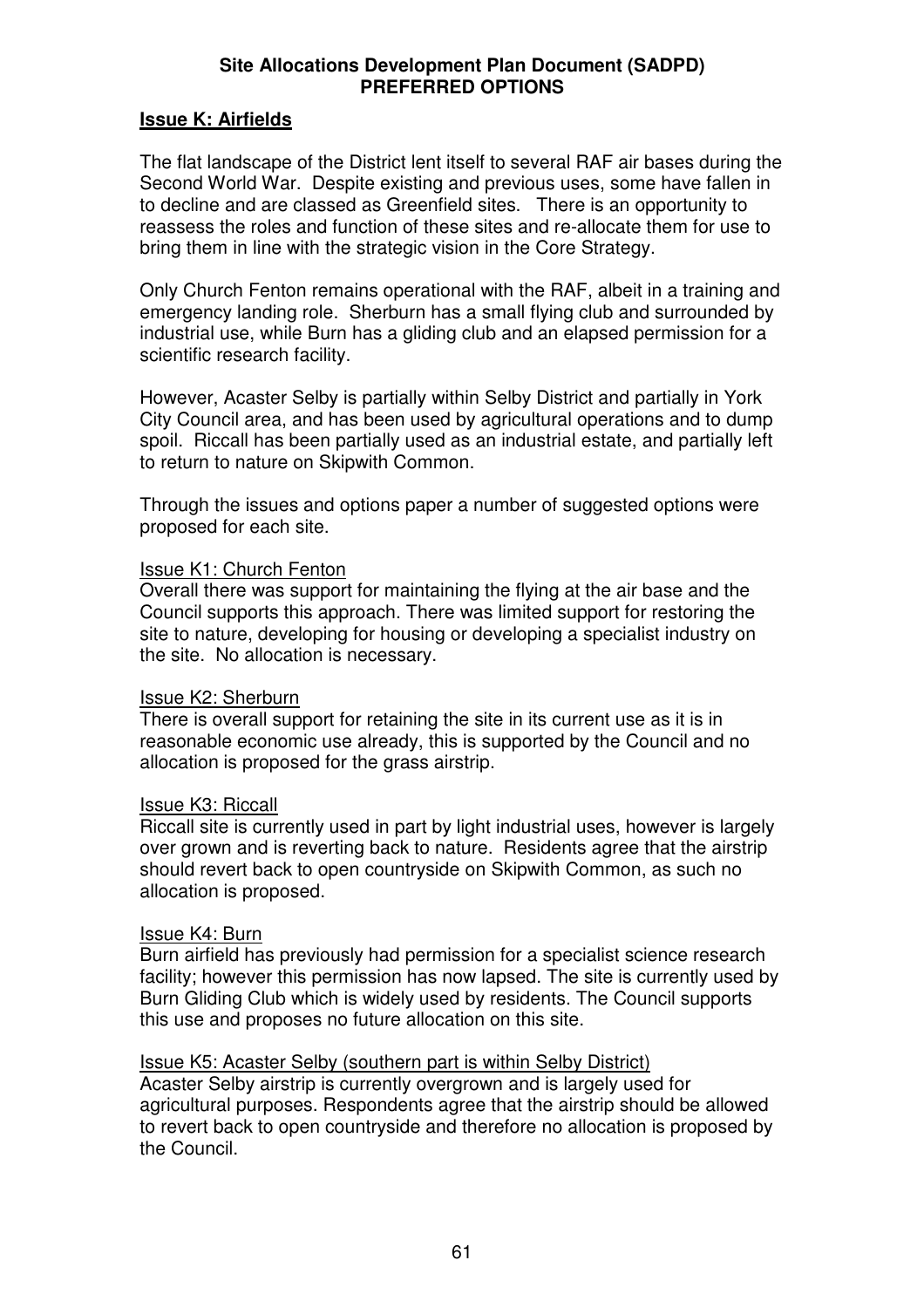## Issue K: Airfields

The flat landscape of the District lent itself to several RAF air bases during the Second World War. Despite existing and previous uses, some have fallen in to decline and are classed as Greenfield sites. There is an opportunity to reassess the roles and function of these sites and re-allocate them for use to bring them in line with the strategic vision in the Core Strategy.

Only Church Fenton remains operational with the RAF, albeit in a training and emergency landing role. Sherburn has a small flying club and surrounded by industrial use, while Burn has a gliding club and an elapsed permission for a scientific research facility.

However, Acaster Selby is partially within Selby District and partially in York City Council area, and has been used by agricultural operations and to dump spoil. Riccall has been partially used as an industrial estate, and partially left to return to nature on Skipwith Common.

Through the issues and options paper a number of suggested options were proposed for each site.

### Issue K1: Church Fenton

Overall there was support for maintaining the flying at the air base and the Council supports this approach. There was limited support for restoring the site to nature, developing for housing or developing a specialist industry on the site. No allocation is necessary.

### Issue K2: Sherburn

There is overall support for retaining the site in its current use as it is in reasonable economic use already, this is supported by the Council and no allocation is proposed for the grass airstrip.

### Issue K3: Riccall

Riccall site is currently used in part by light industrial uses, however is largely over grown and is reverting back to nature. Residents agree that the airstrip should revert back to open countryside on Skipwith Common, as such no allocation is proposed.

### Issue K4: Burn

Burn airfield has previously had permission for a specialist science research facility; however this permission has now lapsed. The site is currently used by Burn Gliding Club which is widely used by residents. The Council supports this use and proposes no future allocation on this site.

### Issue K5: Acaster Selby (southern part is within Selby District)

Acaster Selby airstrip is currently overgrown and is largely used for agricultural purposes. Respondents agree that the airstrip should be allowed to revert back to open countryside and therefore no allocation is proposed by the Council.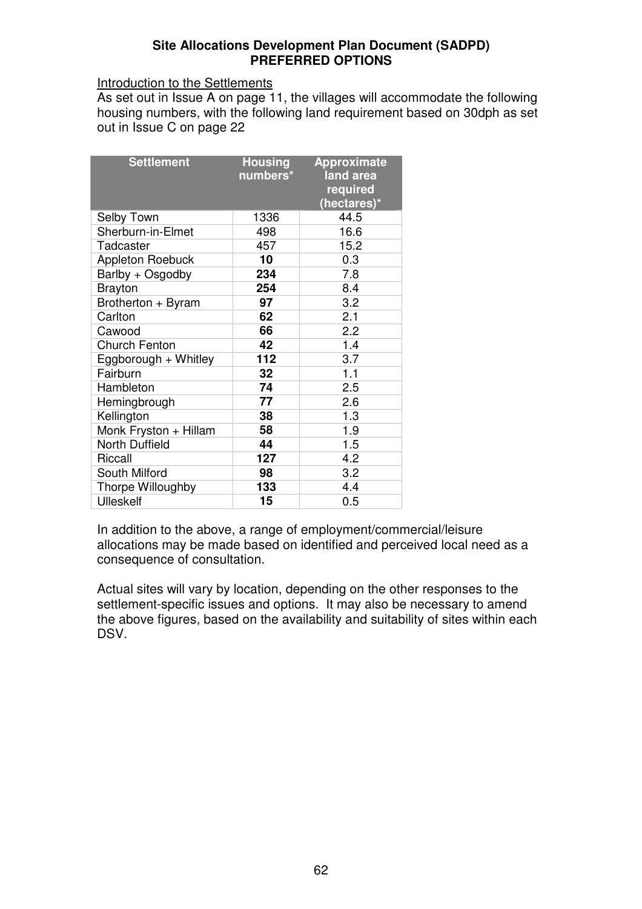**Site Allocations Development Plan Document (SADPD)**
**PREFERRED OPTIONS**

Introduction to the Settlements

As set out in Issue A on page 11, the villages will accommodate the following housing numbers, with the following land requirement based on 30dph as set out in Issue C on page 22

| Settlement | Housing numbers* | Approximate land area required (hectares)* |
|---|---|---|
| Selby Town | 1336 | 44.5 |
| Sherburn-in-Elmet | 498 | 16.6 |
| Tadcaster | 457 | 15.2 |
| Appleton Roebuck | **10** | 0.3 |
| Barlby + Osgodby | **234** | 7.8 |
| Brayton | **254** | 8.4 |
| Brotherton + Byram | **97** | 3.2 |
| Carlton | **62** | 2.1 |
| Cawood | **66** | 2.2 |
| Church Fenton | **42** | 1.4 |
| Eggborough + Whitley | **112** | 3.7 |
| Fairburn | **32** | 1.1 |
| Hambleton | **74** | 2.5 |
| Hemingbrough | **77** | 2.6 |
| Kellington | **38** | 1.3 |
| Monk Fryston + Hillam | **58** | 1.9 |
| North Duffield | **44** | 1.5 |
| Riccall | **127** | 4.2 |
| South Milford | **98** | 3.2 |
| Thorpe Willoughby | **133** | 4.4 |
| Ulleskelf | **15** | 0.5 |

In addition to the above, a range of employment/commercial/leisure allocations may be made based on identified and perceived local need as a consequence of consultation.

Actual sites will vary by location, depending on the other responses to the settlement-specific issues and options. It may also be necessary to amend the above figures, based on the availability and suitability of sites within each DSV.